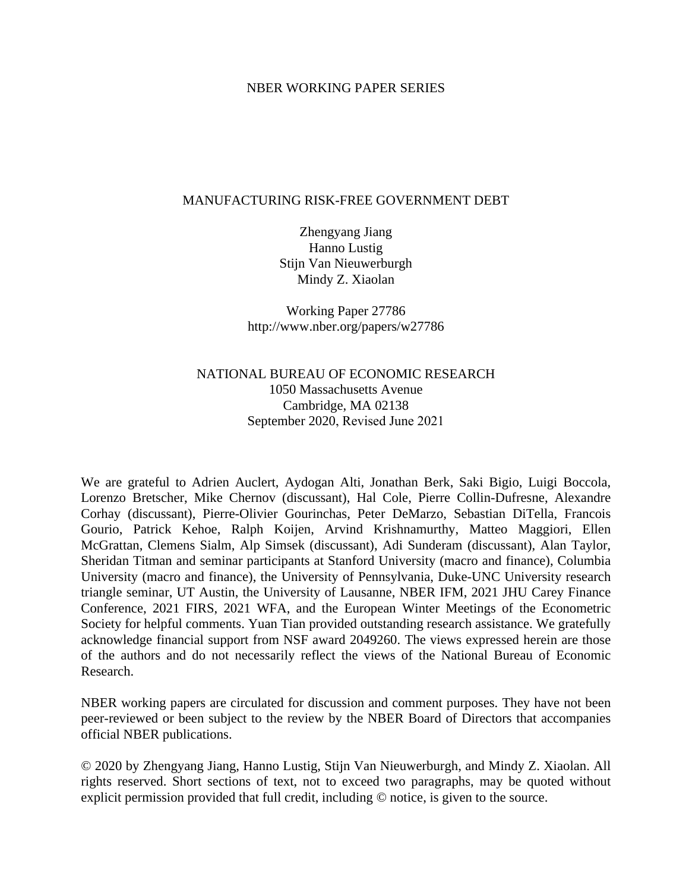NBER WORKING PAPER SERIES

# MANUFACTURING RISK-FREE GOVERNMENT DEBT

Zhengyang Jiang
Hanno Lustig
Stijn Van Nieuwerburgh
Mindy Z. Xiaolan

Working Paper 27786
http://www.nber.org/papers/w27786

NATIONAL BUREAU OF ECONOMIC RESEARCH
1050 Massachusetts Avenue
Cambridge, MA 02138
September 2020, Revised June 2021

We are grateful to Adrien Auclert, Aydogan Alti, Jonathan Berk, Saki Bigio, Luigi Boccola, Lorenzo Bretscher, Mike Chernov (discussant), Hal Cole, Pierre Collin-Dufresne, Alexandre Corhay (discussant), Pierre-Olivier Gourinchas, Peter DeMarzo, Sebastian DiTella, Francois Gourio, Patrick Kehoe, Ralph Koijen, Arvind Krishnamurthy, Matteo Maggiori, Ellen McGrattan, Clemens Sialm, Alp Simsek (discussant), Adi Sunderam (discussant), Alan Taylor, Sheridan Titman and seminar participants at Stanford University (macro and finance), Columbia University (macro and finance), the University of Pennsylvania, Duke-UNC University research triangle seminar, UT Austin, the University of Lausanne, NBER IFM, 2021 JHU Carey Finance Conference, 2021 FIRS, 2021 WFA, and the European Winter Meetings of the Econometric Society for helpful comments. Yuan Tian provided outstanding research assistance. We gratefully acknowledge financial support from NSF award 2049260. The views expressed herein are those of the authors and do not necessarily reflect the views of the National Bureau of Economic Research.

NBER working papers are circulated for discussion and comment purposes. They have not been peer-reviewed or been subject to the review by the NBER Board of Directors that accompanies official NBER publications.

© 2020 by Zhengyang Jiang, Hanno Lustig, Stijn Van Nieuwerburgh, and Mindy Z. Xiaolan. All rights reserved. Short sections of text, not to exceed two paragraphs, may be quoted without explicit permission provided that full credit, including © notice, is given to the source.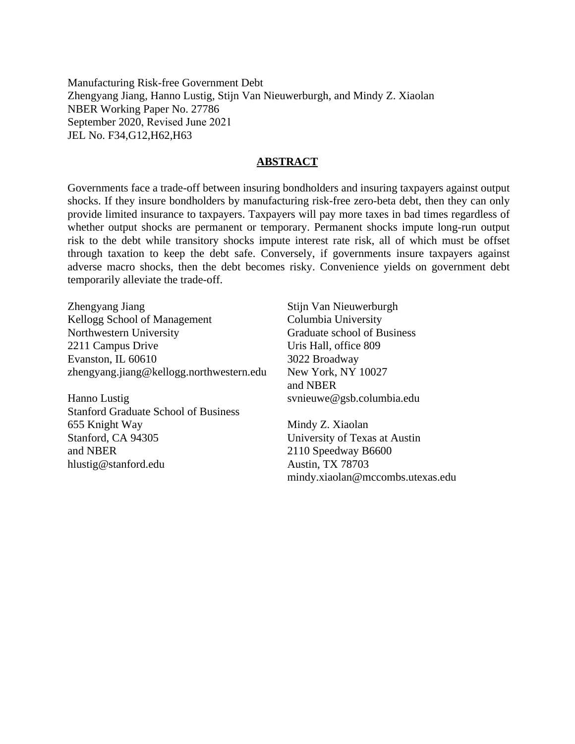Manufacturing Risk-free Government Debt
Zhengyang Jiang, Hanno Lustig, Stijn Van Nieuwerburgh, and Mindy Z. Xiaolan
NBER Working Paper No. 27786
September 2020, Revised June 2021
JEL No. F34,G12,H62,H63

## ABSTRACT

Governments face a trade-off between insuring bondholders and insuring taxpayers against output shocks. If they insure bondholders by manufacturing risk-free zero-beta debt, then they can only provide limited insurance to taxpayers. Taxpayers will pay more taxes in bad times regardless of whether output shocks are permanent or temporary. Permanent shocks impute long-run output risk to the debt while transitory shocks impute interest rate risk, all of which must be offset through taxation to keep the debt safe. Conversely, if governments insure taxpayers against adverse macro shocks, then the debt becomes risky. Convenience yields on government debt temporarily alleviate the trade-off.

Zhengyang Jiang
Kellogg School of Management
Northwestern University
2211 Campus Drive
Evanston, IL 60610
zhengyang.jiang@kellogg.northwestern.edu

Hanno Lustig
Stanford Graduate School of Business
655 Knight Way
Stanford, CA 94305
and NBER
hlustig@stanford.edu

Stijn Van Nieuwerburgh
Columbia University
Graduate school of Business
Uris Hall, office 809
3022 Broadway
New York, NY 10027
and NBER
svnieuwe@gsb.columbia.edu

Mindy Z. Xiaolan
University of Texas at Austin
2110 Speedway B6600
Austin, TX 78703
mindy.xiaolan@mccombs.utexas.edu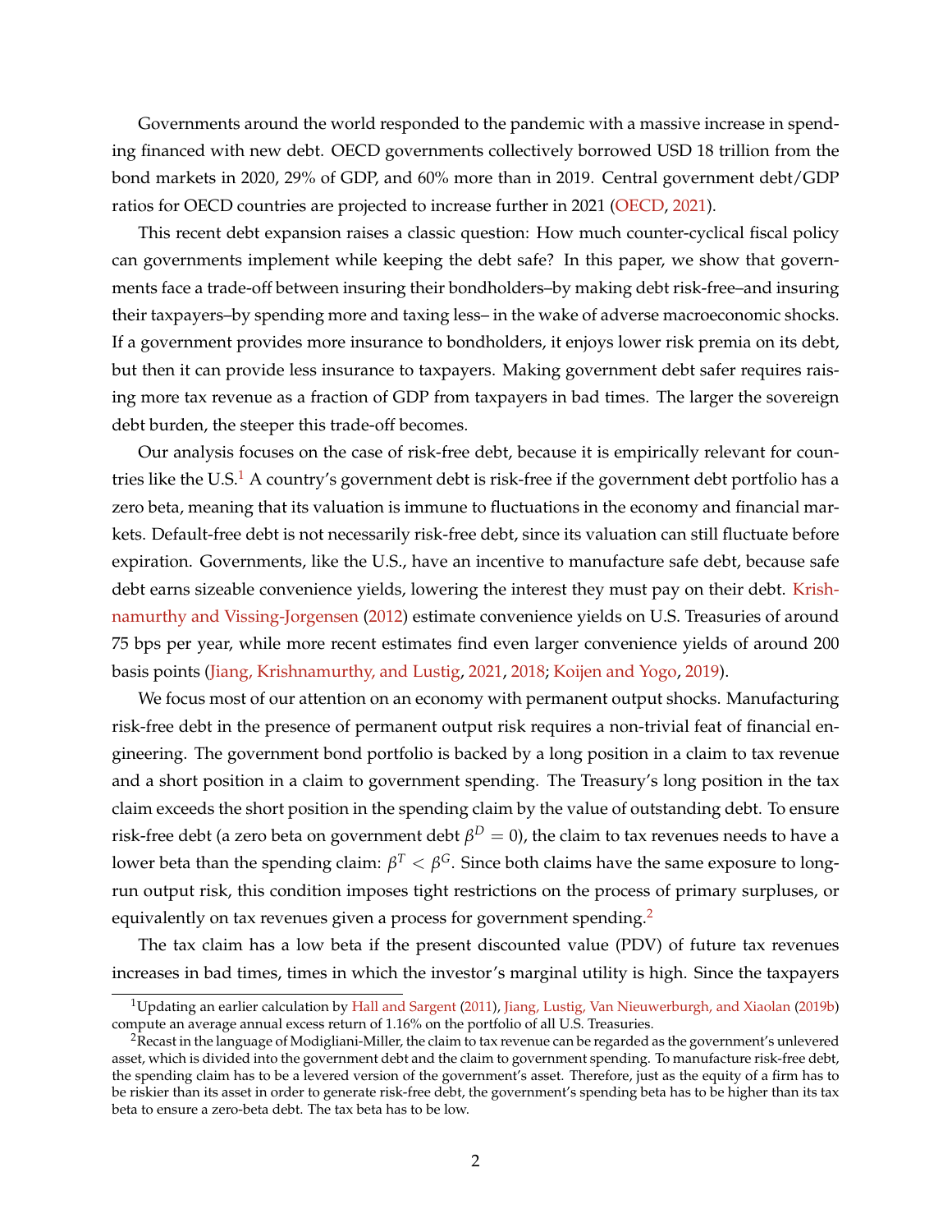Governments around the world responded to the pandemic with a massive increase in spending financed with new debt. OECD governments collectively borrowed USD 18 trillion from the bond markets in 2020, 29% of GDP, and 60% more than in 2019. Central government debt/GDP ratios for OECD countries are projected to increase further in 2021 (OECD, 2021).

This recent debt expansion raises a classic question: How much counter-cyclical fiscal policy can governments implement while keeping the debt safe? In this paper, we show that governments face a trade-off between insuring their bondholders–by making debt risk-free–and insuring their taxpayers–by spending more and taxing less– in the wake of adverse macroeconomic shocks. If a government provides more insurance to bondholders, it enjoys lower risk premia on its debt, but then it can provide less insurance to taxpayers. Making government debt safer requires raising more tax revenue as a fraction of GDP from taxpayers in bad times. The larger the sovereign debt burden, the steeper this trade-off becomes.

Our analysis focuses on the case of risk-free debt, because it is empirically relevant for countries like the U.S.[1] A country's government debt is risk-free if the government debt portfolio has a zero beta, meaning that its valuation is immune to fluctuations in the economy and financial markets. Default-free debt is not necessarily risk-free debt, since its valuation can still fluctuate before expiration. Governments, like the U.S., have an incentive to manufacture safe debt, because safe debt earns sizeable convenience yields, lowering the interest they must pay on their debt. Krishnamurthy and Vissing-Jorgensen (2012) estimate convenience yields on U.S. Treasuries of around 75 bps per year, while more recent estimates find even larger convenience yields of around 200 basis points (Jiang, Krishnamurthy, and Lustig, 2021, 2018; Koijen and Yogo, 2019).

We focus most of our attention on an economy with permanent output shocks. Manufacturing risk-free debt in the presence of permanent output risk requires a non-trivial feat of financial engineering. The government bond portfolio is backed by a long position in a claim to tax revenue and a short position in a claim to government spending. The Treasury's long position in the tax claim exceeds the short position in the spending claim by the value of outstanding debt. To ensure risk-free debt (a zero beta on government debt $\beta^D = 0$), the claim to tax revenues needs to have a lower beta than the spending claim: $\beta^T < \beta^G$. Since both claims have the same exposure to long-run output risk, this condition imposes tight restrictions on the process of primary surpluses, or equivalently on tax revenues given a process for government spending.[2]

The tax claim has a low beta if the present discounted value (PDV) of future tax revenues increases in bad times, times in which the investor's marginal utility is high. Since the taxpayers

[1] Updating an earlier calculation by Hall and Sargent (2011), Jiang, Lustig, Van Nieuwerburgh, and Xiaolan (2019b) compute an average annual excess return of 1.16% on the portfolio of all U.S. Treasuries.

[2] Recast in the language of Modigliani-Miller, the claim to tax revenue can be regarded as the government's unlevered asset, which is divided into the government debt and the claim to government spending. To manufacture risk-free debt, the spending claim has to be a levered version of the government's asset. Therefore, just as the equity of a firm has to be riskier than its asset in order to generate risk-free debt, the government's spending beta has to be higher than its tax beta to ensure a zero-beta debt. The tax beta has to be low.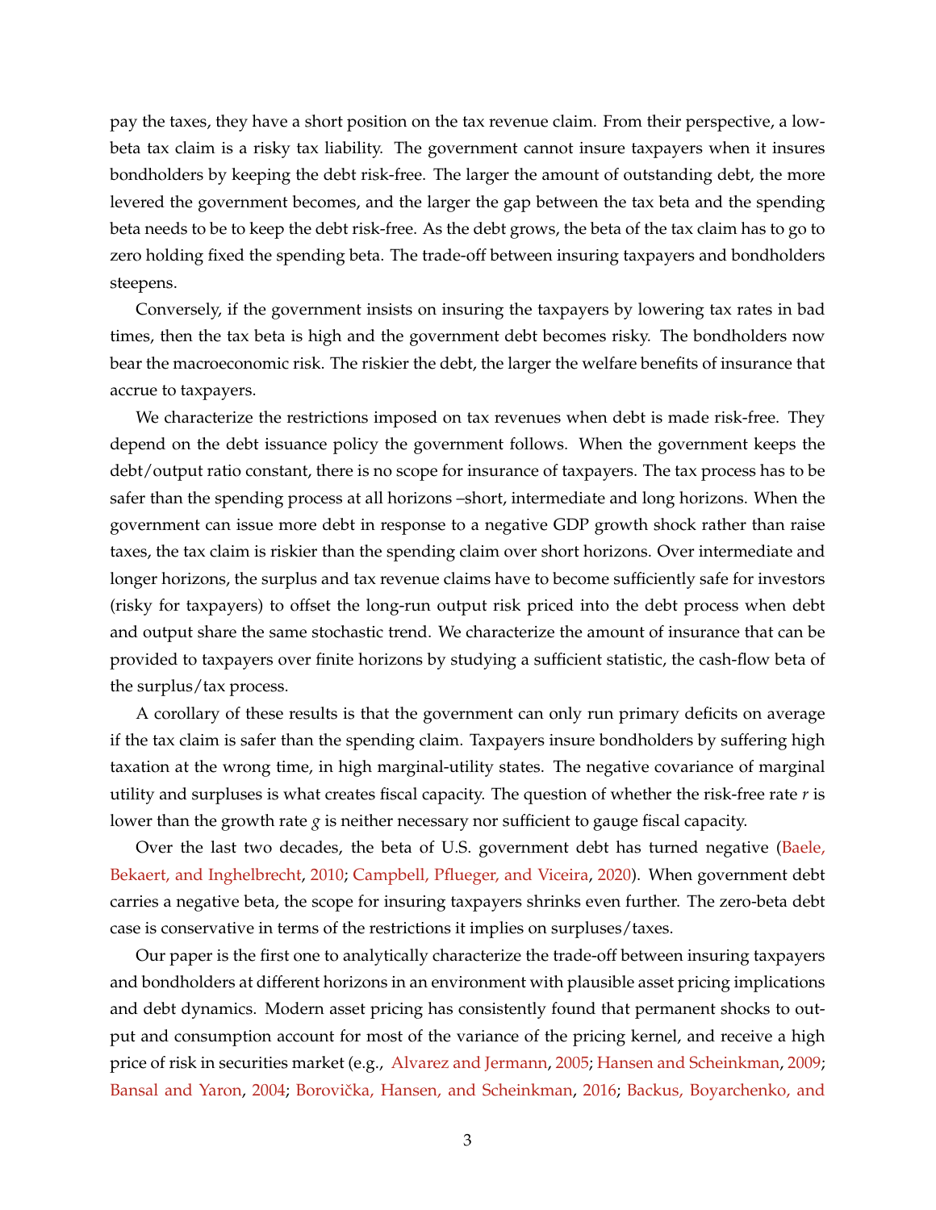pay the taxes, they have a short position on the tax revenue claim. From their perspective, a low-beta tax claim is a risky tax liability. The government cannot insure taxpayers when it insures bondholders by keeping the debt risk-free. The larger the amount of outstanding debt, the more levered the government becomes, and the larger the gap between the tax beta and the spending beta needs to be to keep the debt risk-free. As the debt grows, the beta of the tax claim has to go to zero holding fixed the spending beta. The trade-off between insuring taxpayers and bondholders steepens.

Conversely, if the government insists on insuring the taxpayers by lowering tax rates in bad times, then the tax beta is high and the government debt becomes risky. The bondholders now bear the macroeconomic risk. The riskier the debt, the larger the welfare benefits of insurance that accrue to taxpayers.

We characterize the restrictions imposed on tax revenues when debt is made risk-free. They depend on the debt issuance policy the government follows. When the government keeps the debt/output ratio constant, there is no scope for insurance of taxpayers. The tax process has to be safer than the spending process at all horizons –short, intermediate and long horizons. When the government can issue more debt in response to a negative GDP growth shock rather than raise taxes, the tax claim is riskier than the spending claim over short horizons. Over intermediate and longer horizons, the surplus and tax revenue claims have to become sufficiently safe for investors (risky for taxpayers) to offset the long-run output risk priced into the debt process when debt and output share the same stochastic trend. We characterize the amount of insurance that can be provided to taxpayers over finite horizons by studying a sufficient statistic, the cash-flow beta of the surplus/tax process.

A corollary of these results is that the government can only run primary deficits on average if the tax claim is safer than the spending claim. Taxpayers insure bondholders by suffering high taxation at the wrong time, in high marginal-utility states. The negative covariance of marginal utility and surpluses is what creates fiscal capacity. The question of whether the risk-free rate $r$ is lower than the growth rate $g$ is neither necessary nor sufficient to gauge fiscal capacity.

Over the last two decades, the beta of U.S. government debt has turned negative (Baele, Bekaert, and Inghelbrecht, 2010; Campbell, Pflueger, and Viceira, 2020). When government debt carries a negative beta, the scope for insuring taxpayers shrinks even further. The zero-beta debt case is conservative in terms of the restrictions it implies on surpluses/taxes.

Our paper is the first one to analytically characterize the trade-off between insuring taxpayers and bondholders at different horizons in an environment with plausible asset pricing implications and debt dynamics. Modern asset pricing has consistently found that permanent shocks to output and consumption account for most of the variance of the pricing kernel, and receive a high price of risk in securities market (e.g., Alvarez and Jermann, 2005; Hansen and Scheinkman, 2009; Bansal and Yaron, 2004; Borovička, Hansen, and Scheinkman, 2016; Backus, Boyarchenko, and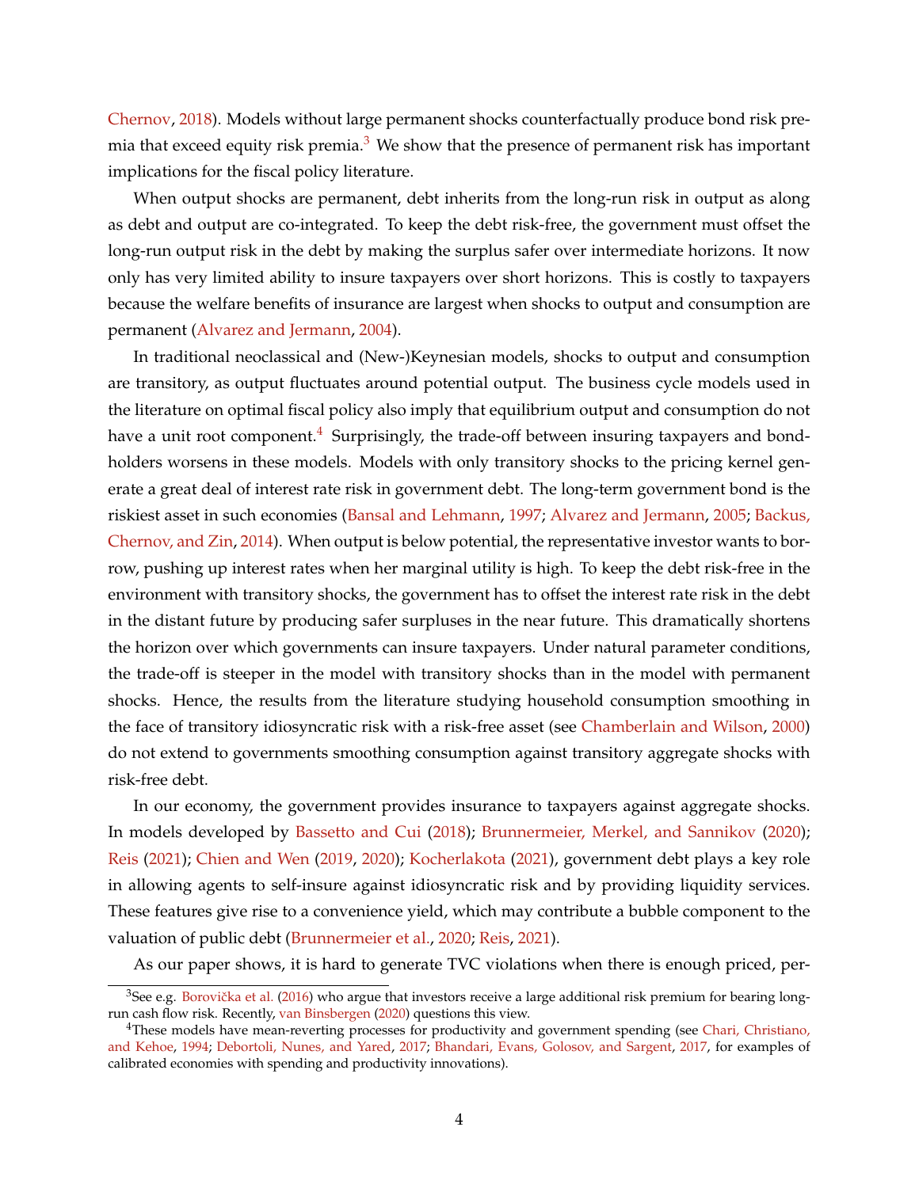Chernov, 2018). Models without large permanent shocks counterfactually produce bond risk premia that exceed equity risk premia.[3] We show that the presence of permanent risk has important implications for the fiscal policy literature.

When output shocks are permanent, debt inherits from the long-run risk in output as along as debt and output are co-integrated. To keep the debt risk-free, the government must offset the long-run output risk in the debt by making the surplus safer over intermediate horizons. It now only has very limited ability to insure taxpayers over short horizons. This is costly to taxpayers because the welfare benefits of insurance are largest when shocks to output and consumption are permanent (Alvarez and Jermann, 2004).

In traditional neoclassical and (New-)Keynesian models, shocks to output and consumption are transitory, as output fluctuates around potential output. The business cycle models used in the literature on optimal fiscal policy also imply that equilibrium output and consumption do not have a unit root component.[4] Surprisingly, the trade-off between insuring taxpayers and bondholders worsens in these models. Models with only transitory shocks to the pricing kernel generate a great deal of interest rate risk in government debt. The long-term government bond is the riskiest asset in such economies (Bansal and Lehmann, 1997; Alvarez and Jermann, 2005; Backus, Chernov, and Zin, 2014). When output is below potential, the representative investor wants to borrow, pushing up interest rates when her marginal utility is high. To keep the debt risk-free in the environment with transitory shocks, the government has to offset the interest rate risk in the debt in the distant future by producing safer surpluses in the near future. This dramatically shortens the horizon over which governments can insure taxpayers. Under natural parameter conditions, the trade-off is steeper in the model with transitory shocks than in the model with permanent shocks. Hence, the results from the literature studying household consumption smoothing in the face of transitory idiosyncratic risk with a risk-free asset (see Chamberlain and Wilson, 2000) do not extend to governments smoothing consumption against transitory aggregate shocks with risk-free debt.

In our economy, the government provides insurance to taxpayers against aggregate shocks. In models developed by Bassetto and Cui (2018); Brunnermeier, Merkel, and Sannikov (2020); Reis (2021); Chien and Wen (2019, 2020); Kocherlakota (2021), government debt plays a key role in allowing agents to self-insure against idiosyncratic risk and by providing liquidity services. These features give rise to a convenience yield, which may contribute a bubble component to the valuation of public debt (Brunnermeier et al., 2020; Reis, 2021).

As our paper shows, it is hard to generate TVC violations when there is enough priced, per-

[3] See e.g. Borovička et al. (2016) who argue that investors receive a large additional risk premium for bearing long-run cash flow risk. Recently, van Binsbergen (2020) questions this view.

[4] These models have mean-reverting processes for productivity and government spending (see Chari, Christiano, and Kehoe, 1994; Debortoli, Nunes, and Yared, 2017; Bhandari, Evans, Golosov, and Sargent, 2017, for examples of calibrated economies with spending and productivity innovations).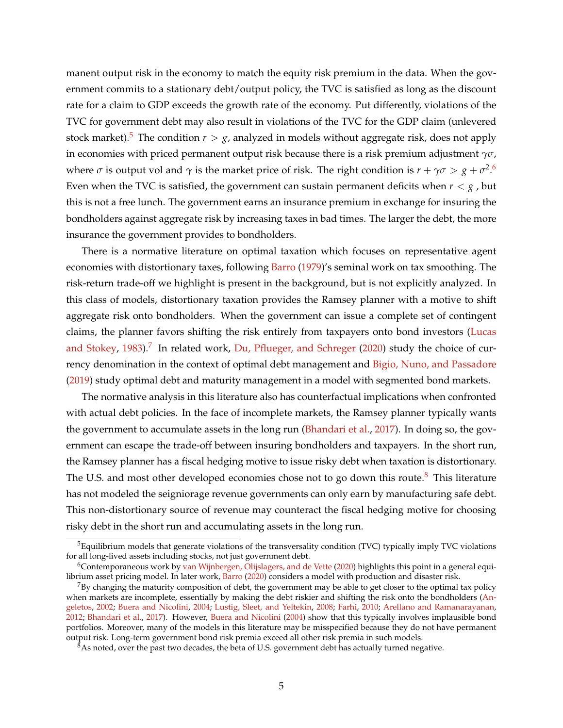manent output risk in the economy to match the equity risk premium in the data. When the government commits to a stationary debt/output policy, the TVC is satisfied as long as the discount rate for a claim to GDP exceeds the growth rate of the economy. Put differently, violations of the TVC for government debt may also result in violations of the TVC for the GDP claim (unlevered stock market).[5] The condition $r > g$, analyzed in models without aggregate risk, does not apply in economies with priced permanent output risk because there is a risk premium adjustment $\gamma\sigma$, where $\sigma$ is output vol and $\gamma$ is the market price of risk. The right condition is $r + \gamma\sigma > g + \sigma^2$.[6] Even when the TVC is satisfied, the government can sustain permanent deficits when $r < g$ , but this is not a free lunch. The government earns an insurance premium in exchange for insuring the bondholders against aggregate risk by increasing taxes in bad times. The larger the debt, the more insurance the government provides to bondholders.

There is a normative literature on optimal taxation which focuses on representative agent economies with distortionary taxes, following Barro (1979)'s seminal work on tax smoothing. The risk-return trade-off we highlight is present in the background, but is not explicitly analyzed. In this class of models, distortionary taxation provides the Ramsey planner with a motive to shift aggregate risk onto bondholders. When the government can issue a complete set of contingent claims, the planner favors shifting the risk entirely from taxpayers onto bond investors (Lucas and Stokey, 1983).[7] In related work, Du, Pflueger, and Schreger (2020) study the choice of currency denomination in the context of optimal debt management and Bigio, Nuno, and Passadore (2019) study optimal debt and maturity management in a model with segmented bond markets.

The normative analysis in this literature also has counterfactual implications when confronted with actual debt policies. In the face of incomplete markets, the Ramsey planner typically wants the government to accumulate assets in the long run (Bhandari et al., 2017). In doing so, the government can escape the trade-off between insuring bondholders and taxpayers. In the short run, the Ramsey planner has a fiscal hedging motive to issue risky debt when taxation is distortionary. The U.S. and most other developed economies chose not to go down this route.[8] This literature has not modeled the seigniorage revenue governments can only earn by manufacturing safe debt. This non-distortionary source of revenue may counteract the fiscal hedging motive for choosing risky debt in the short run and accumulating assets in the long run.

[5] Equilibrium models that generate violations of the transversality condition (TVC) typically imply TVC violations for all long-lived assets including stocks, not just government debt.

[6] Contemporaneous work by van Wijnbergen, Olijslagers, and de Vette (2020) highlights this point in a general equilibrium asset pricing model. In later work, Barro (2020) considers a model with production and disaster risk.

[7] By changing the maturity composition of debt, the government may be able to get closer to the optimal tax policy when markets are incomplete, essentially by making the debt riskier and shifting the risk onto the bondholders (Angeletos, 2002; Buera and Nicolini, 2004; Lustig, Sleet, and Yeltekin, 2008; Farhi, 2010; Arellano and Ramanarayanan, 2012; Bhandari et al., 2017). However, Buera and Nicolini (2004) show that this typically involves implausible bond portfolios. Moreover, many of the models in this literature may be misspecified because they do not have permanent output risk. Long-term government bond risk premia exceed all other risk premia in such models.

[8] As noted, over the past two decades, the beta of U.S. government debt has actually turned negative.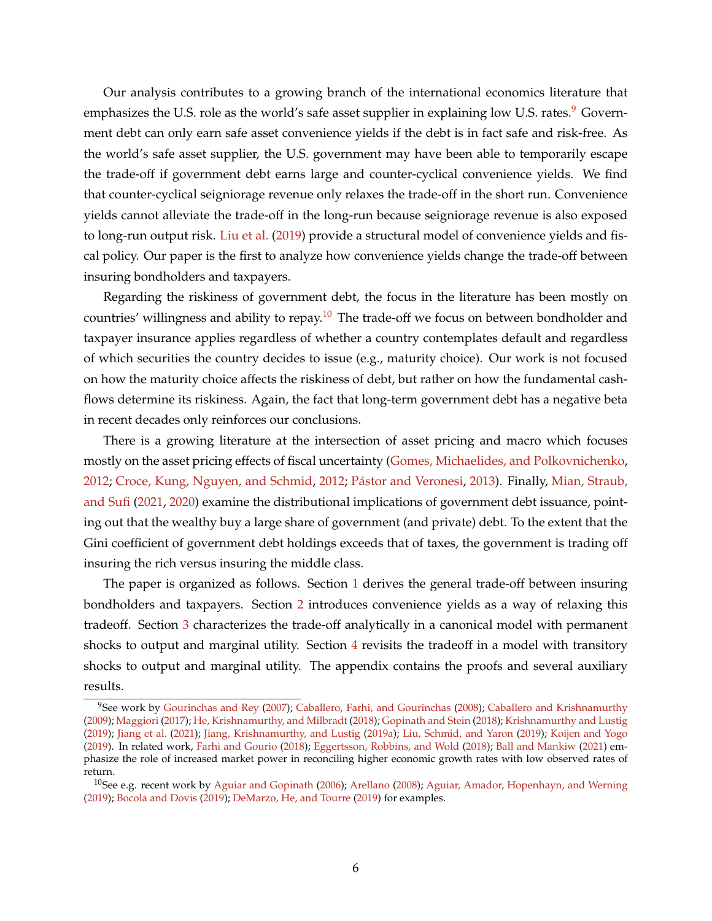Our analysis contributes to a growing branch of the international economics literature that emphasizes the U.S. role as the world's safe asset supplier in explaining low U.S. rates.[9] Government debt can only earn safe asset convenience yields if the debt is in fact safe and risk-free. As the world's safe asset supplier, the U.S. government may have been able to temporarily escape the trade-off if government debt earns large and counter-cyclical convenience yields. We find that counter-cyclical seigniorage revenue only relaxes the trade-off in the short run. Convenience yields cannot alleviate the trade-off in the long-run because seigniorage revenue is also exposed to long-run output risk. Liu et al. (2019) provide a structural model of convenience yields and fiscal policy. Our paper is the first to analyze how convenience yields change the trade-off between insuring bondholders and taxpayers.

Regarding the riskiness of government debt, the focus in the literature has been mostly on countries' willingness and ability to repay.[10] The trade-off we focus on between bondholder and taxpayer insurance applies regardless of whether a country contemplates default and regardless of which securities the country decides to issue (e.g., maturity choice). Our work is not focused on how the maturity choice affects the riskiness of debt, but rather on how the fundamental cash-flows determine its riskiness. Again, the fact that long-term government debt has a negative beta in recent decades only reinforces our conclusions.

There is a growing literature at the intersection of asset pricing and macro which focuses mostly on the asset pricing effects of fiscal uncertainty (Gomes, Michaelides, and Polkovnichenko, 2012; Croce, Kung, Nguyen, and Schmid, 2012; Pástor and Veronesi, 2013). Finally, Mian, Straub, and Sufi (2021, 2020) examine the distributional implications of government debt issuance, pointing out that the wealthy buy a large share of government (and private) debt. To the extent that the Gini coefficient of government debt holdings exceeds that of taxes, the government is trading off insuring the rich versus insuring the middle class.

The paper is organized as follows. Section 1 derives the general trade-off between insuring bondholders and taxpayers. Section 2 introduces convenience yields as a way of relaxing this tradeoff. Section 3 characterizes the trade-off analytically in a canonical model with permanent shocks to output and marginal utility. Section 4 revisits the tradeoff in a model with transitory shocks to output and marginal utility. The appendix contains the proofs and several auxiliary results.

[9] See work by Gourinchas and Rey (2007); Caballero, Farhi, and Gourinchas (2008); Caballero and Krishnamurthy (2009); Maggiori (2017); He, Krishnamurthy, and Milbradt (2018); Gopinath and Stein (2018); Krishnamurthy and Lustig (2019); Jiang et al. (2021); Jiang, Krishnamurthy, and Lustig (2019a); Liu, Schmid, and Yaron (2019); Koijen and Yogo (2019). In related work, Farhi and Gourio (2018); Eggertsson, Robbins, and Wold (2018); Ball and Mankiw (2021) emphasize the role of increased market power in reconciling higher economic growth rates with low observed rates of return.

[10] See e.g. recent work by Aguiar and Gopinath (2006); Arellano (2008); Aguiar, Amador, Hopenhayn, and Werning (2019); Bocola and Dovis (2019); DeMarzo, He, and Tourre (2019) for examples.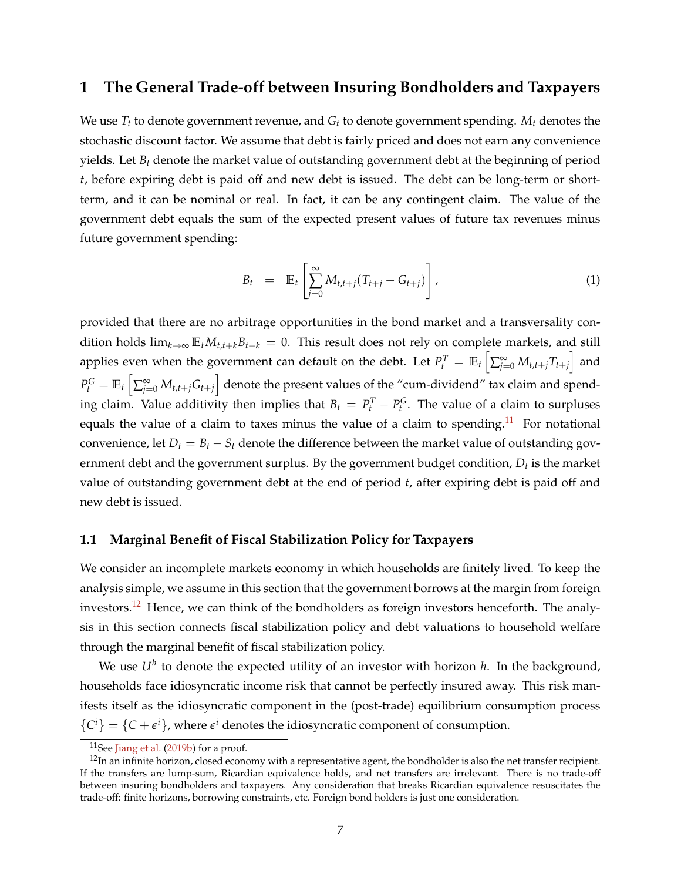# 1 The General Trade-off between Insuring Bondholders and Taxpayers

We use $T_t$ to denote government revenue, and $G_t$ to denote government spending. $M_t$ denotes the stochastic discount factor. We assume that debt is fairly priced and does not earn any convenience yields. Let $B_t$ denote the market value of outstanding government debt at the beginning of period $t$, before expiring debt is paid off and new debt is issued. The debt can be long-term or short-term, and it can be nominal or real. In fact, it can be any contingent claim. The value of the government debt equals the sum of the expected present values of future tax revenues minus future government spending:

$$B_t \quad = \quad \mathbb{E}_t \left[ \sum_{j=0}^{\infty} M_{t,t+j} (T_{t+j} - G_{t+j}) \right], \tag{1}$$

provided that there are no arbitrage opportunities in the bond market and a transversality condition holds $\lim_{k \to \infty} \mathbb{E}_t M_{t,t+k} B_{t+k} = 0$. This result does not rely on complete markets, and still applies even when the government can default on the debt. Let $P_t^T = \mathbb{E}_t \left[ \sum_{j=0}^{\infty} M_{t,t+j} T_{t+j} \right]$ and $P_t^G = \mathbb{E}_t \left[ \sum_{j=0}^{\infty} M_{t,t+j} G_{t+j} \right]$ denote the present values of the "cum-dividend" tax claim and spending claim. Value additivity then implies that $B_t = P_t^T - P_t^G$. The value of a claim to surpluses equals the value of a claim to taxes minus the value of a claim to spending.[11] For notational convenience, let $D_t = B_t - S_t$ denote the difference between the market value of outstanding government debt and the government surplus. By the government budget condition, $D_t$ is the market value of outstanding government debt at the end of period $t$, after expiring debt is paid off and new debt is issued.

## 1.1 Marginal Benefit of Fiscal Stabilization Policy for Taxpayers

We consider an incomplete markets economy in which households are finitely lived. To keep the analysis simple, we assume in this section that the government borrows at the margin from foreign investors.[12] Hence, we can think of the bondholders as foreign investors henceforth. The analysis in this section connects fiscal stabilization policy and debt valuations to household welfare through the marginal benefit of fiscal stabilization policy.

We use $U^h$ to denote the expected utility of an investor with horizon $h$. In the background, households face idiosyncratic income risk that cannot be perfectly insured away. This risk manifests itself as the idiosyncratic component in the (post-trade) equilibrium consumption process $\{C^i\} = \{C + \epsilon^i\}$, where $\epsilon^i$ denotes the idiosyncratic component of consumption.

[11] See Jiang et al. (2019b) for a proof.

[12] In an infinite horizon, closed economy with a representative agent, the bondholder is also the net transfer recipient. If the transfers are lump-sum, Ricardian equivalence holds, and net transfers are irrelevant. There is no trade-off between insuring bondholders and taxpayers. Any consideration that breaks Ricardian equivalence resuscitates the trade-off: finite horizons, borrowing constraints, etc. Foreign bond holders is just one consideration.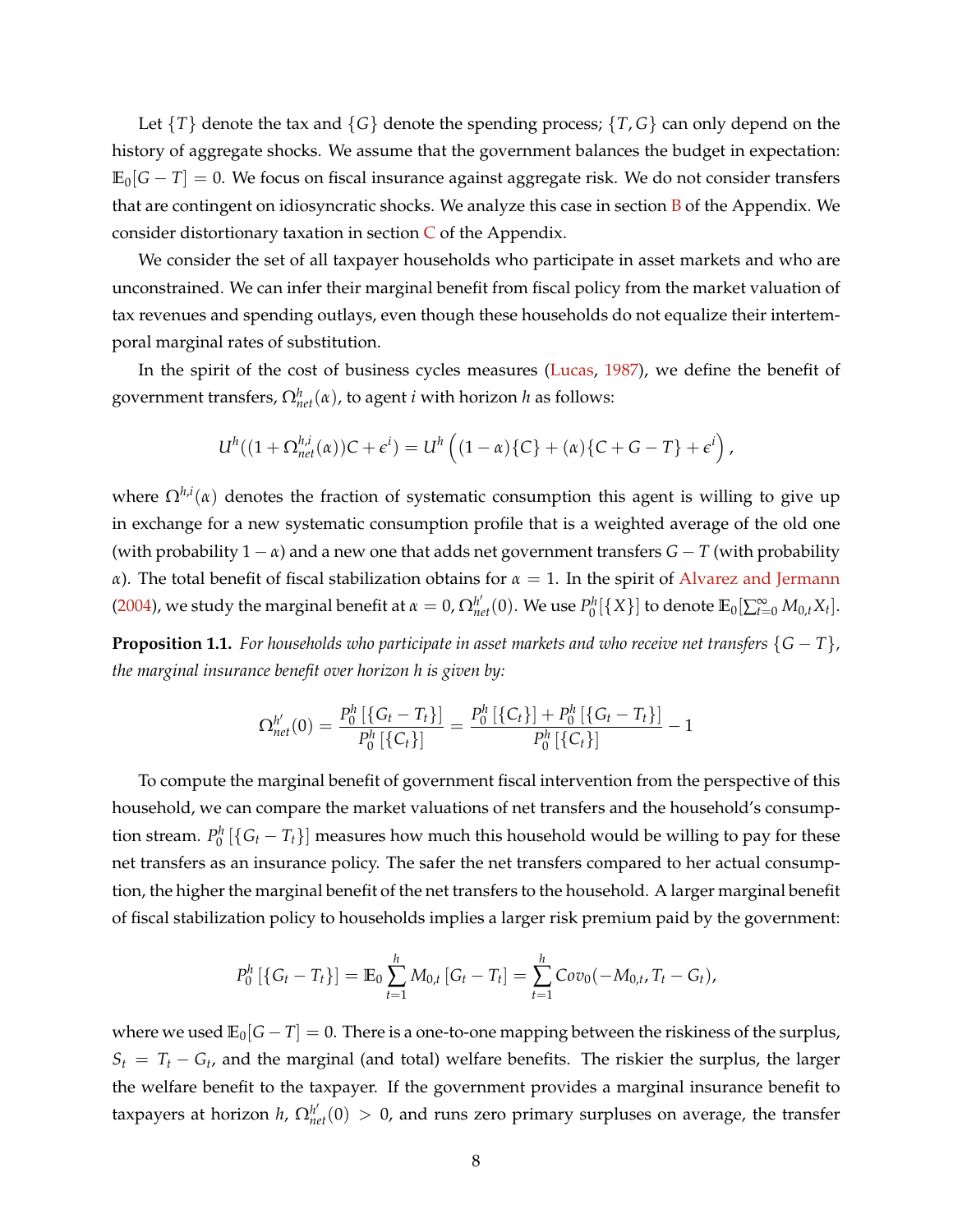Let $\{T\}$ denote the tax and $\{G\}$ denote the spending process; $\{T, G\}$ can only depend on the history of aggregate shocks. We assume that the government balances the budget in expectation: $\mathbb{E}_0[G - T] = 0$. We focus on fiscal insurance against aggregate risk. We do not consider transfers that are contingent on idiosyncratic shocks. We analyze this case in section B of the Appendix. We consider distortionary taxation in section C of the Appendix.

We consider the set of all taxpayer households who participate in asset markets and who are unconstrained. We can infer their marginal benefit from fiscal policy from the market valuation of tax revenues and spending outlays, even though these households do not equalize their intertemporal marginal rates of substitution.

In the spirit of the cost of business cycles measures (Lucas, 1987), we define the benefit of government transfers, $\Omega^h_{net}(\alpha)$, to agent $i$ with horizon $h$ as follows:

$$U^h((1 + \Omega^{h,i}_{net}(\alpha))C + \epsilon^i) = U^h\left((1-\alpha)\{C\} + (\alpha)\{C + G - T\} + \epsilon^i\right),$$

where $\Omega^{h,i}(\alpha)$ denotes the fraction of systematic consumption this agent is willing to give up in exchange for a new systematic consumption profile that is a weighted average of the old one (with probability $1-\alpha$) and a new one that adds net government transfers $G - T$ (with probability $\alpha$). The total benefit of fiscal stabilization obtains for $\alpha = 1$. In the spirit of Alvarez and Jermann (2004), we study the marginal benefit at $\alpha = 0$, $\Omega^{h'}_{net}(0)$. We use $P^h_0[\{X\}]$ to denote $\mathbb{E}_0[\sum_{t=0}^{\infty} M_{0,t} X_t]$.

**Proposition 1.1.** *For households who participate in asset markets and who receive net transfers $\{G - T\}$, the marginal insurance benefit over horizon h is given by:*

$$\Omega^{h'}_{net}(0) = \frac{P^h_0\left[\{G_t - T_t\}\right]}{P^h_0\left[\{C_t\}\right]} = \frac{P^h_0\left[\{C_t\}\right] + P^h_0\left[\{G_t - T_t\}\right]}{P^h_0\left[\{C_t\}\right]} - 1$$

To compute the marginal benefit of government fiscal intervention from the perspective of this household, we can compare the market valuations of net transfers and the household's consumption stream. $P^h_0\left[\{G_t - T_t\}\right]$ measures how much this household would be willing to pay for these net transfers as an insurance policy. The safer the net transfers compared to her actual consumption, the higher the marginal benefit of the net transfers to the household. A larger marginal benefit of fiscal stabilization policy to households implies a larger risk premium paid by the government:

$$P^h_0\left[\{G_t - T_t\}\right] = \mathbb{E}_0 \sum_{t=1}^{h} M_{0,t}\left[G_t - T_t\right] = \sum_{t=1}^{h} Cov_0(-M_{0,t}, T_t - G_t),$$

where we used $\mathbb{E}_0[G - T] = 0$. There is a one-to-one mapping between the riskiness of the surplus, $S_t = T_t - G_t$, and the marginal (and total) welfare benefits. The riskier the surplus, the larger the welfare benefit to the taxpayer. If the government provides a marginal insurance benefit to taxpayers at horizon $h$, $\Omega^{h'}_{net}(0) > 0$, and runs zero primary surpluses on average, the transfer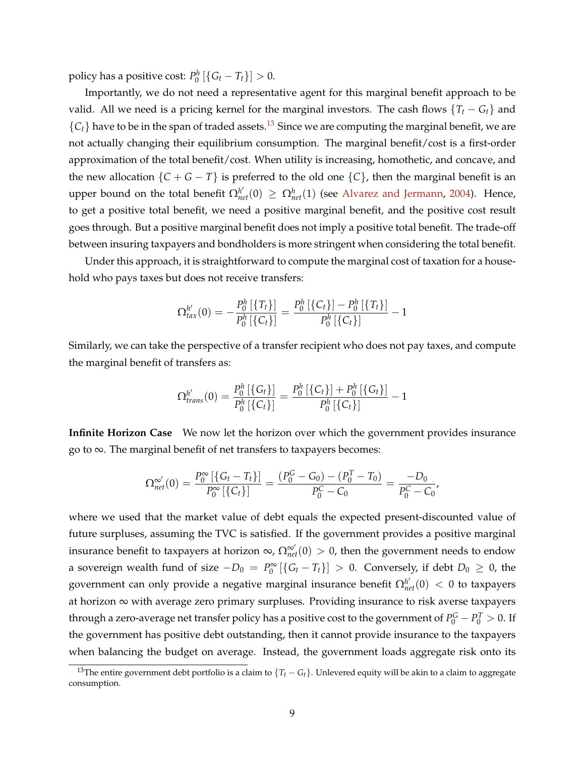policy has a positive cost: $P_0^h\left[\{G_t - T_t\}\right] > 0$.

Importantly, we do not need a representative agent for this marginal benefit approach to be valid. All we need is a pricing kernel for the marginal investors. The cash flows $\{T_t - G_t\}$ and $\{C_t\}$ have to be in the span of traded assets.[13] Since we are computing the marginal benefit, we are not actually changing their equilibrium consumption. The marginal benefit/cost is a first-order approximation of the total benefit/cost. When utility is increasing, homothetic, and concave, and the new allocation $\{C + G - T\}$ is preferred to the old one $\{C\}$, then the marginal benefit is an upper bound on the total benefit $\Omega_{net}^{h'}(0) \geq \Omega_{net}^{h}(1)$ (see Alvarez and Jermann, 2004). Hence, to get a positive total benefit, we need a positive marginal benefit, and the positive cost result goes through. But a positive marginal benefit does not imply a positive total benefit. The trade-off between insuring taxpayers and bondholders is more stringent when considering the total benefit.

Under this approach, it is straightforward to compute the marginal cost of taxation for a household who pays taxes but does not receive transfers:

$$\Omega_{tax}^{h'}(0) = -\frac{P_0^h\left[\{T_t\}\right]}{P_0^h\left[\{C_t\}\right]} = \frac{P_0^h\left[\{C_t\}\right] - P_0^h\left[\{T_t\}\right]}{P_0^h\left[\{C_t\}\right]} - 1$$

Similarly, we can take the perspective of a transfer recipient who does not pay taxes, and compute the marginal benefit of transfers as:

$$\Omega_{trans}^{h'}(0) = \frac{P_0^h\left[\{G_t\}\right]}{P_0^h\left[\{C_t\}\right]} = \frac{P_0^h\left[\{C_t\}\right] + P_0^h\left[\{G_t\}\right]}{P_0^h\left[\{C_t\}\right]} - 1$$

**Infinite Horizon Case** We now let the horizon over which the government provides insurance go to $\infty$. The marginal benefit of net transfers to taxpayers becomes:

$$\Omega_{net}^{\infty'}(0) = \frac{P_0^\infty\left[\{G_t - T_t\}\right]}{P_0^\infty\left[\{C_t\}\right]} = \frac{(P_0^G - G_0) - (P_0^T - T_0)}{P_0^C - C_0} = \frac{-D_0}{P_0^C - C_0},$$

where we used that the market value of debt equals the expected present-discounted value of future surpluses, assuming the TVC is satisfied. If the government provides a positive marginal insurance benefit to taxpayers at horizon $\infty$, $\Omega_{net}^{\infty'}(0) > 0$, then the government needs to endow a sovereign wealth fund of size $-D_0 = P_0^\infty\left[\{G_t - T_t\}\right] > 0$. Conversely, if debt $D_0 \geq 0$, the government can only provide a negative marginal insurance benefit $\Omega_{net}^{h'}(0) < 0$ to taxpayers at horizon $\infty$ with average zero primary surpluses. Providing insurance to risk averse taxpayers through a zero-average net transfer policy has a positive cost to the government of $P_0^G - P_0^T > 0$. If the government has positive debt outstanding, then it cannot provide insurance to the taxpayers when balancing the budget on average. Instead, the government loads aggregate risk onto its

[13] The entire government debt portfolio is a claim to $\{T_t - G_t\}$. Unlevered equity will be akin to a claim to aggregate consumption.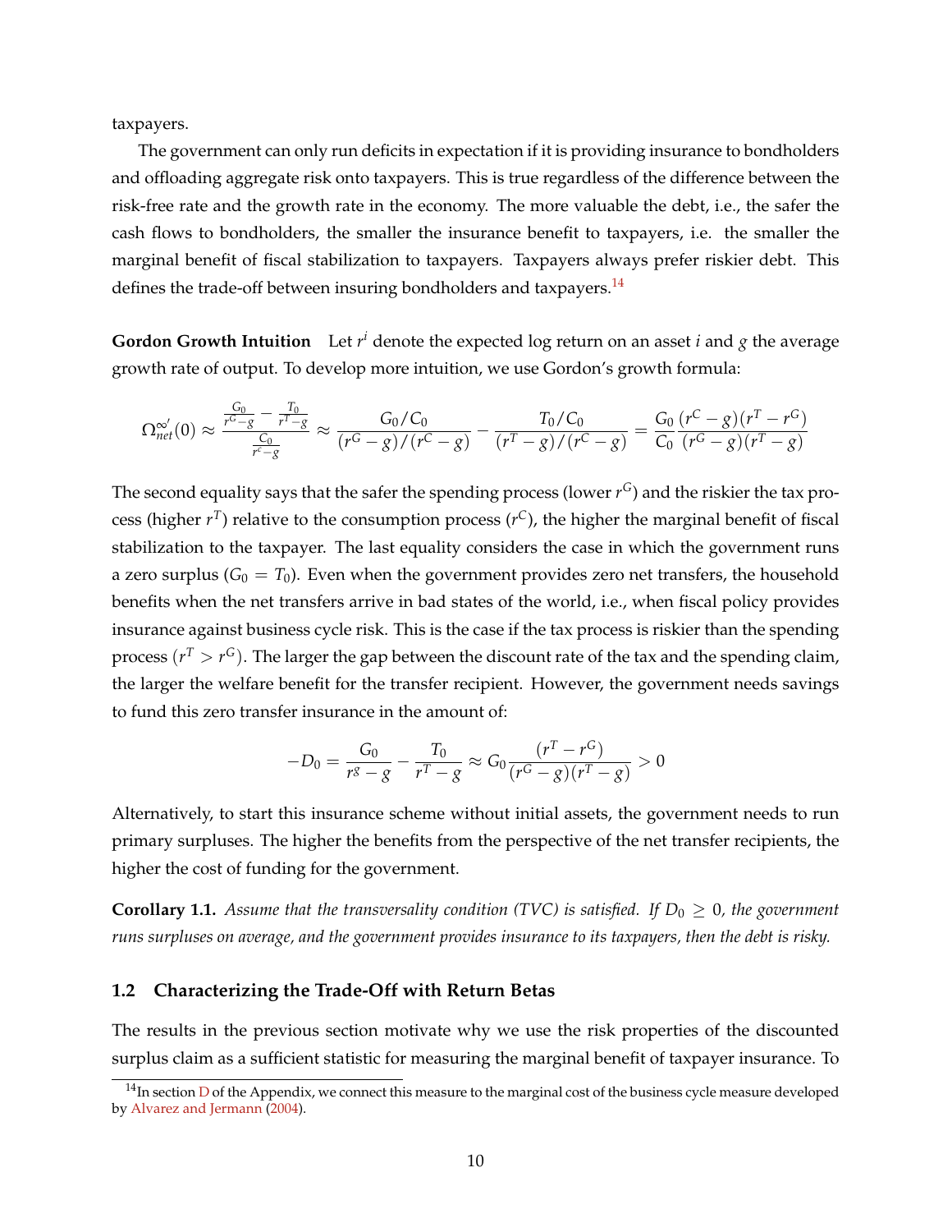taxpayers.

The government can only run deficits in expectation if it is providing insurance to bondholders and offloading aggregate risk onto taxpayers. This is true regardless of the difference between the risk-free rate and the growth rate in the economy. The more valuable the debt, i.e., the safer the cash flows to bondholders, the smaller the insurance benefit to taxpayers, i.e. the smaller the marginal benefit of fiscal stabilization to taxpayers. Taxpayers always prefer riskier debt. This defines the trade-off between insuring bondholders and taxpayers.[14]

**Gordon Growth Intuition** Let $r^i$ denote the expected log return on an asset $i$ and $g$ the average growth rate of output. To develop more intuition, we use Gordon's growth formula:

$$\Omega_{net}^{\infty'}(0) \approx \frac{\frac{G_0}{r^G - g} - \frac{T_0}{r^T - g}}{\frac{C_0}{r^c - g}} \approx \frac{G_0/C_0}{(r^G - g)/(r^C - g)} - \frac{T_0/C_0}{(r^T - g)/(r^C - g)} = \frac{G_0}{C_0} \frac{(r^C - g)(r^T - r^G)}{(r^G - g)(r^T - g)}$$

The second equality says that the safer the spending process (lower $r^G$) and the riskier the tax process (higher $r^T$) relative to the consumption process ($r^C$), the higher the marginal benefit of fiscal stabilization to the taxpayer. The last equality considers the case in which the government runs a zero surplus ($G_0 = T_0$). Even when the government provides zero net transfers, the household benefits when the net transfers arrive in bad states of the world, i.e., when fiscal policy provides insurance against business cycle risk. This is the case if the tax process is riskier than the spending process ($r^T > r^G$). The larger the gap between the discount rate of the tax and the spending claim, the larger the welfare benefit for the transfer recipient. However, the government needs savings to fund this zero transfer insurance in the amount of:

$$-D_0 = \frac{G_0}{r^g - g} - \frac{T_0}{r^T - g} \approx G_0 \frac{(r^T - r^G)}{(r^G - g)(r^T - g)} > 0$$

Alternatively, to start this insurance scheme without initial assets, the government needs to run primary surpluses. The higher the benefits from the perspective of the net transfer recipients, the higher the cost of funding for the government.

**Corollary 1.1.** *Assume that the transversality condition (TVC) is satisfied. If $D_0 \geq 0$, the government runs surpluses on average, and the government provides insurance to its taxpayers, then the debt is risky.*

## 1.2 Characterizing the Trade-Off with Return Betas

The results in the previous section motivate why we use the risk properties of the discounted surplus claim as a sufficient statistic for measuring the marginal benefit of taxpayer insurance. To

[14] In section D of the Appendix, we connect this measure to the marginal cost of the business cycle measure developed by Alvarez and Jermann (2004).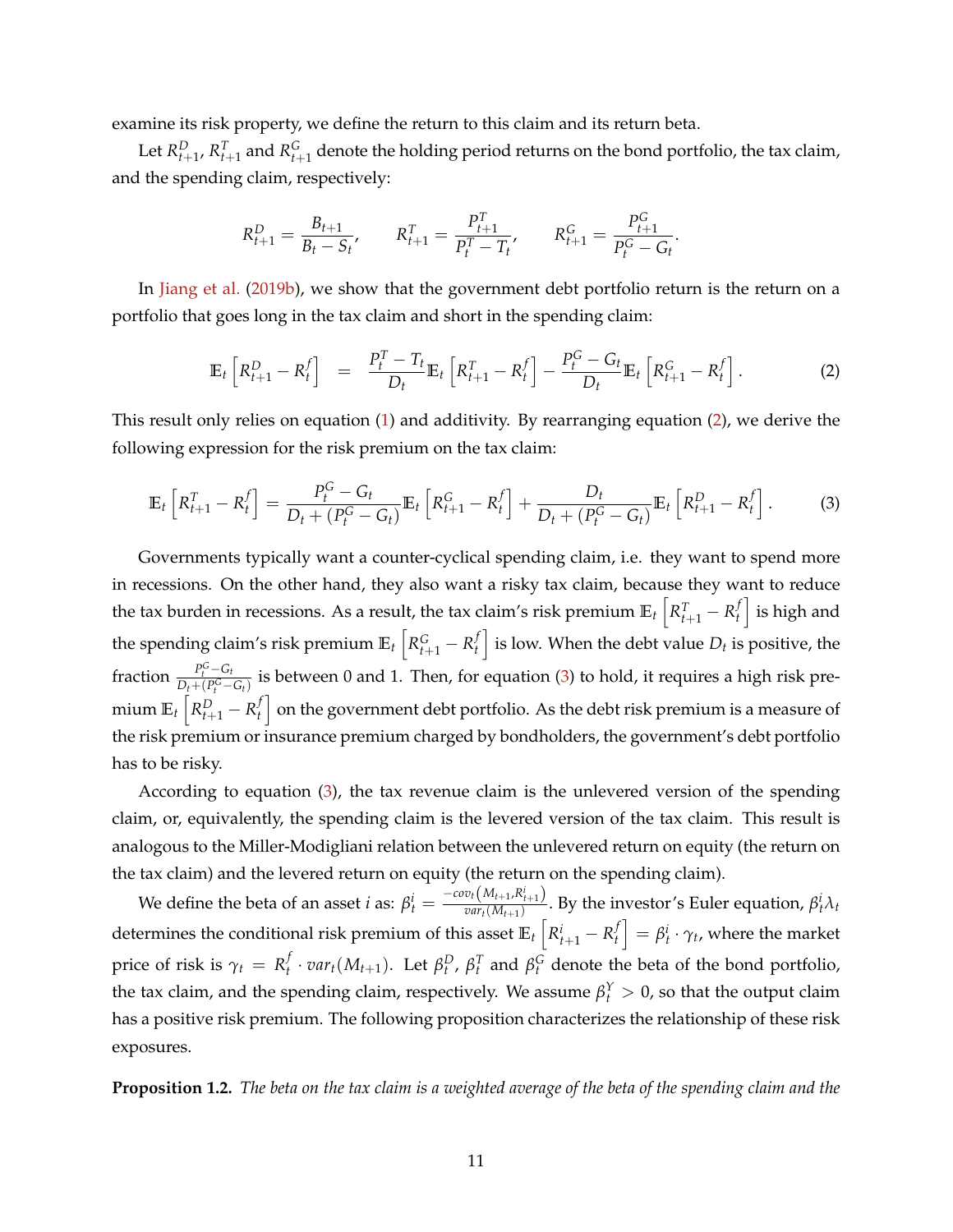examine its risk property, we define the return to this claim and its return beta.

Let $R^D_{t+1}$, $R^T_{t+1}$ and $R^G_{t+1}$ denote the holding period returns on the bond portfolio, the tax claim, and the spending claim, respectively:

$$R^D_{t+1} = \frac{B_{t+1}}{B_t - S_t}, \qquad R^T_{t+1} = \frac{P^T_{t+1}}{P^T_t - T_t}, \qquad R^G_{t+1} = \frac{P^G_{t+1}}{P^G_t - G_t}.$$

In Jiang et al. (2019b), we show that the government debt portfolio return is the return on a portfolio that goes long in the tax claim and short in the spending claim:

$$\mathbb{E}_t\left[R^D_{t+1} - R^f_t\right] \;=\; \frac{P^T_t - T_t}{D_t}\mathbb{E}_t\left[R^T_{t+1} - R^f_t\right] - \frac{P^G_t - G_t}{D_t}\mathbb{E}_t\left[R^G_{t+1} - R^f_t\right]. \tag{2}$$

This result only relies on equation (1) and additivity. By rearranging equation (2), we derive the following expression for the risk premium on the tax claim:

$$\mathbb{E}_t\left[R^T_{t+1} - R^f_t\right] = \frac{P^G_t - G_t}{D_t + (P^G_t - G_t)}\mathbb{E}_t\left[R^G_{t+1} - R^f_t\right] + \frac{D_t}{D_t + (P^G_t - G_t)}\mathbb{E}_t\left[R^D_{t+1} - R^f_t\right]. \tag{3}$$

Governments typically want a counter-cyclical spending claim, i.e. they want to spend more in recessions. On the other hand, they also want a risky tax claim, because they want to reduce the tax burden in recessions. As a result, the tax claim's risk premium $\mathbb{E}_t\left[R^T_{t+1} - R^f_t\right]$ is high and the spending claim's risk premium $\mathbb{E}_t\left[R^G_{t+1} - R^f_t\right]$ is low. When the debt value $D_t$ is positive, the fraction $\frac{P^G_t - G_t}{D_t + (P^G_t - G_t)}$ is between 0 and 1. Then, for equation (3) to hold, it requires a high risk premium $\mathbb{E}_t\left[R^D_{t+1} - R^f_t\right]$ on the government debt portfolio. As the debt risk premium is a measure of the risk premium or insurance premium charged by bondholders, the government's debt portfolio has to be risky.

According to equation (3), the tax revenue claim is the unlevered version of the spending claim, or, equivalently, the spending claim is the levered version of the tax claim. This result is analogous to the Miller-Modigliani relation between the unlevered return on equity (the return on the tax claim) and the levered return on equity (the return on the spending claim).

We define the beta of an asset $i$ as: $\beta^i_t = \frac{-cov_t(M_{t+1}, R^i_{t+1})}{var_t(M_{t+1})}$. By the investor's Euler equation, $\beta^i_t \lambda_t$ determines the conditional risk premium of this asset $\mathbb{E}_t\left[R^i_{t+1} - R^f_t\right] = \beta^i_t \cdot \gamma_t$, where the market price of risk is $\gamma_t = R^f_t \cdot var_t(M_{t+1})$. Let $\beta^D_t$, $\beta^T_t$ and $\beta^G_t$ denote the beta of the bond portfolio, the tax claim, and the spending claim, respectively. We assume $\beta^Y_t > 0$, so that the output claim has a positive risk premium. The following proposition characterizes the relationship of these risk exposures.

**Proposition 1.2.** *The beta on the tax claim is a weighted average of the beta of the spending claim and the*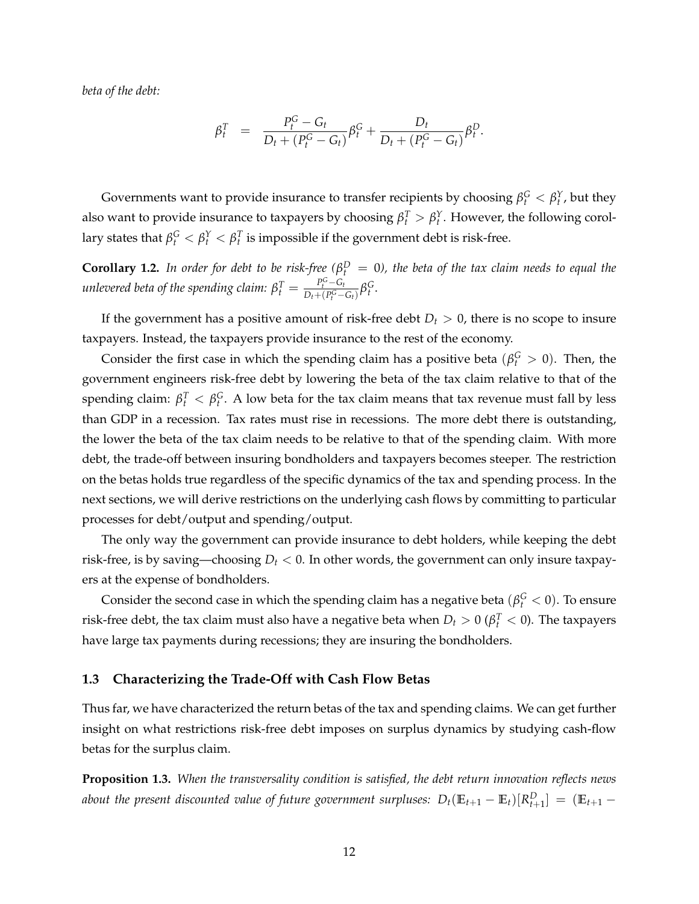*beta of the debt:*

$$\beta_t^T = \frac{P_t^G - G_t}{D_t + (P_t^G - G_t)}\beta_t^G + \frac{D_t}{D_t + (P_t^G - G_t)}\beta_t^D.$$

Governments want to provide insurance to transfer recipients by choosing $\beta_t^G < \beta_t^Y$, but they also want to provide insurance to taxpayers by choosing $\beta_t^T > \beta_t^Y$. However, the following corollary states that $\beta_t^G < \beta_t^Y < \beta_t^T$ is impossible if the government debt is risk-free.

**Corollary 1.2.** *In order for debt to be risk-free ($\beta_t^D = 0$), the beta of the tax claim needs to equal the unlevered beta of the spending claim: $\beta_t^T = \frac{P_t^G - G_t}{D_t + (P_t^G - G_t)}\beta_t^G$.*

If the government has a positive amount of risk-free debt $D_t > 0$, there is no scope to insure taxpayers. Instead, the taxpayers provide insurance to the rest of the economy.

Consider the first case in which the spending claim has a positive beta ($\beta_t^G > 0$). Then, the government engineers risk-free debt by lowering the beta of the tax claim relative to that of the spending claim: $\beta_t^T < \beta_t^G$. A low beta for the tax claim means that tax revenue must fall by less than GDP in a recession. Tax rates must rise in recessions. The more debt there is outstanding, the lower the beta of the tax claim needs to be relative to that of the spending claim. With more debt, the trade-off between insuring bondholders and taxpayers becomes steeper. The restriction on the betas holds true regardless of the specific dynamics of the tax and spending process. In the next sections, we will derive restrictions on the underlying cash flows by committing to particular processes for debt/output and spending/output.

The only way the government can provide insurance to debt holders, while keeping the debt risk-free, is by saving—choosing $D_t < 0$. In other words, the government can only insure taxpayers at the expense of bondholders.

Consider the second case in which the spending claim has a negative beta ($\beta_t^G < 0$). To ensure risk-free debt, the tax claim must also have a negative beta when $D_t > 0$ ($\beta_t^T < 0$). The taxpayers have large tax payments during recessions; they are insuring the bondholders.

### 1.3 Characterizing the Trade-Off with Cash Flow Betas

Thus far, we have characterized the return betas of the tax and spending claims. We can get further insight on what restrictions risk-free debt imposes on surplus dynamics by studying cash-flow betas for the surplus claim.

**Proposition 1.3.** *When the transversality condition is satisfied, the debt return innovation reflects news about the present discounted value of future government surpluses: $D_t(\mathbb{E}_{t+1} - \mathbb{E}_t)[R_{t+1}^D] = (\mathbb{E}_{t+1} -$*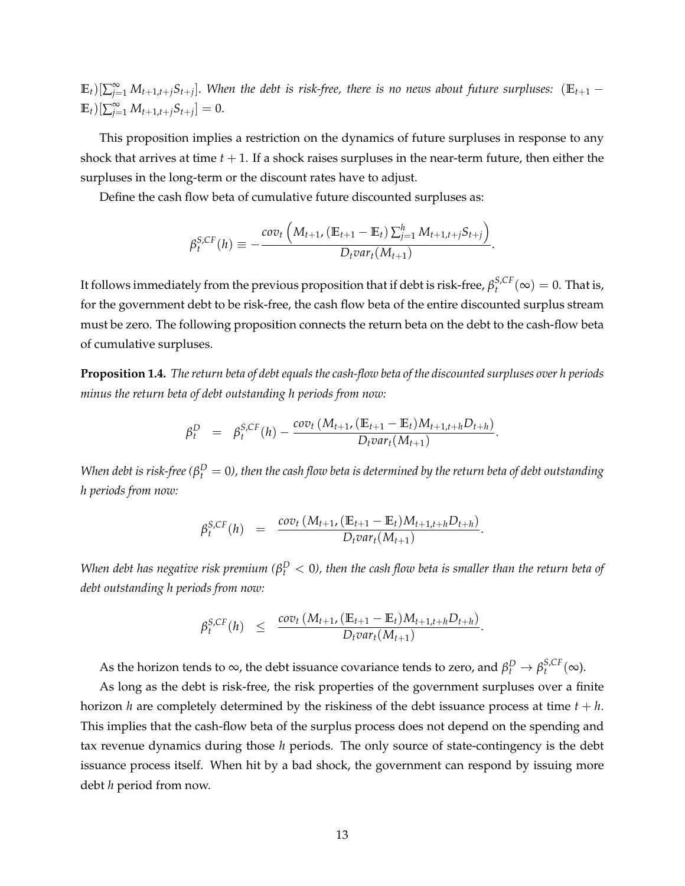$\mathbb{E}_t)[\sum_{j=1}^{\infty} M_{t+1,t+j} S_{t+j}]$. *When the debt is risk-free, there is no news about future surpluses:* $(\mathbb{E}_{t+1} - \mathbb{E}_t)[\sum_{j=1}^{\infty} M_{t+1,t+j} S_{t+j}] = 0$.

This proposition implies a restriction on the dynamics of future surpluses in response to any shock that arrives at time $t+1$. If a shock raises surpluses in the near-term future, then either the surpluses in the long-term or the discount rates have to adjust.

Define the cash flow beta of cumulative future discounted surpluses as:

$$\beta_t^{S,CF}(h) \equiv -\frac{cov_t\left(M_{t+1}, (\mathbb{E}_{t+1} - \mathbb{E}_t) \sum_{j=1}^{h} M_{t+1,t+j} S_{t+j}\right)}{D_t var_t(M_{t+1})}.$$

It follows immediately from the previous proposition that if debt is risk-free, $\beta_t^{S,CF}(\infty) = 0$. That is, for the government debt to be risk-free, the cash flow beta of the entire discounted surplus stream must be zero. The following proposition connects the return beta on the debt to the cash-flow beta of cumulative surpluses.

**Proposition 1.4.** *The return beta of debt equals the cash-flow beta of the discounted surpluses over h periods minus the return beta of debt outstanding h periods from now:*

$$\beta_t^D = \beta_t^{S,CF}(h) - \frac{cov_t\left(M_{t+1}, (\mathbb{E}_{t+1} - \mathbb{E}_t) M_{t+1,t+h} D_{t+h}\right)}{D_t var_t(M_{t+1})}.$$

*When debt is risk-free ($\beta_t^D = 0$), then the cash flow beta is determined by the return beta of debt outstanding h periods from now:*

$$\beta_t^{S,CF}(h) = \frac{cov_t\left(M_{t+1}, (\mathbb{E}_{t+1} - \mathbb{E}_t) M_{t+1,t+h} D_{t+h}\right)}{D_t var_t(M_{t+1})}.$$

*When debt has negative risk premium ($\beta_t^D < 0$), then the cash flow beta is smaller than the return beta of debt outstanding h periods from now:*

$$\beta_t^{S,CF}(h) \leq \frac{cov_t\left(M_{t+1}, (\mathbb{E}_{t+1} - \mathbb{E}_t) M_{t+1,t+h} D_{t+h}\right)}{D_t var_t(M_{t+1})}.$$

As the horizon tends to $\infty$, the debt issuance covariance tends to zero, and $\beta_t^D \to \beta_t^{S,CF}(\infty)$.

As long as the debt is risk-free, the risk properties of the government surpluses over a finite horizon $h$ are completely determined by the riskiness of the debt issuance process at time $t+h$. This implies that the cash-flow beta of the surplus process does not depend on the spending and tax revenue dynamics during those $h$ periods. The only source of state-contingency is the debt issuance process itself. When hit by a bad shock, the government can respond by issuing more debt $h$ period from now.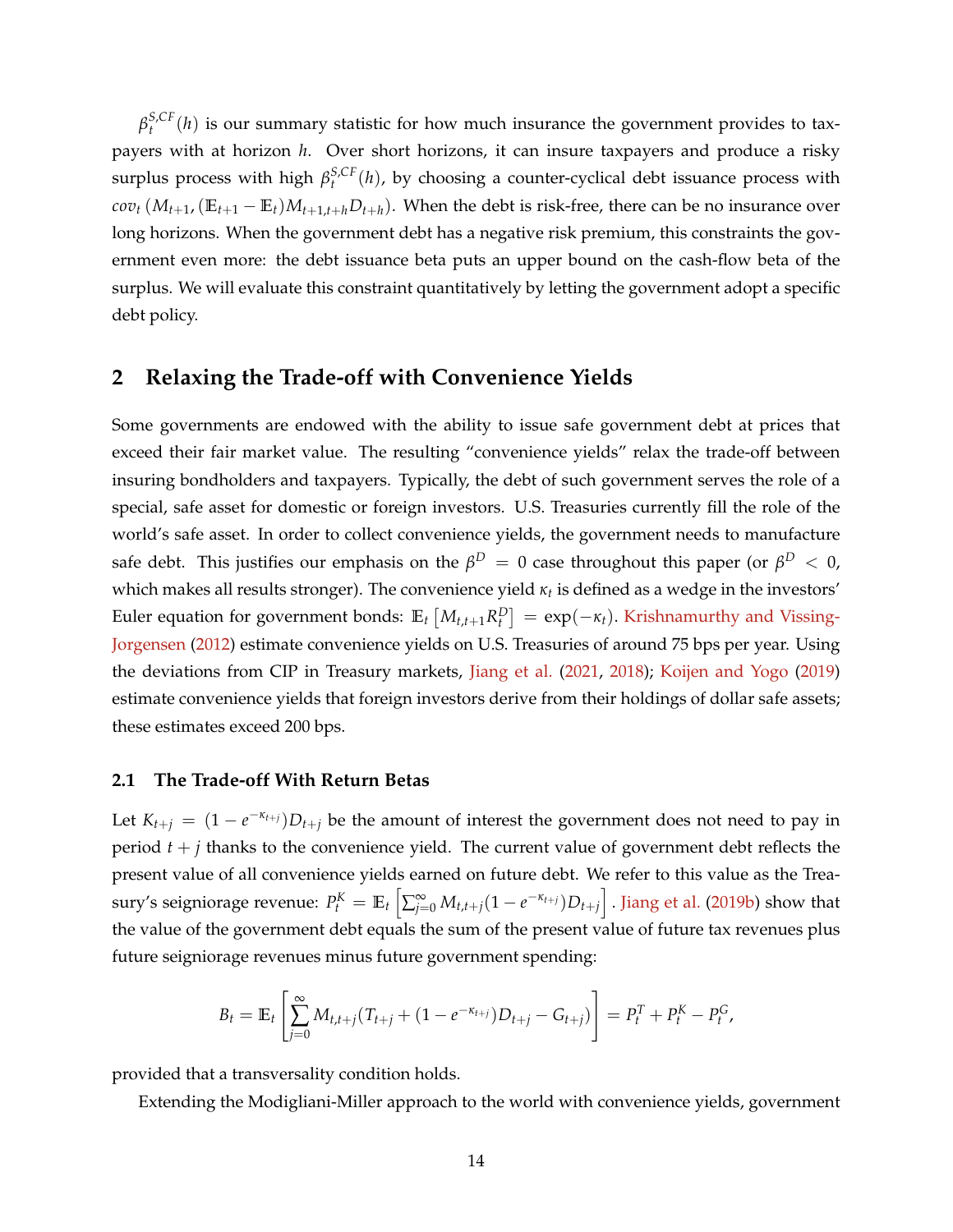$\beta_t^{S,CF}(h)$ is our summary statistic for how much insurance the government provides to taxpayers with at horizon $h$. Over short horizons, it can insure taxpayers and produce a risky surplus process with high $\beta_t^{S,CF}(h)$, by choosing a counter-cyclical debt issuance process with $cov_t\left(M_{t+1}, (\mathbb{E}_{t+1} - \mathbb{E}_t) M_{t+1,t+h} D_{t+h}\right)$. When the debt is risk-free, there can be no insurance over long horizons. When the government debt has a negative risk premium, this constraints the government even more: the debt issuance beta puts an upper bound on the cash-flow beta of the surplus. We will evaluate this constraint quantitatively by letting the government adopt a specific debt policy.

## 2 Relaxing the Trade-off with Convenience Yields

Some governments are endowed with the ability to issue safe government debt at prices that exceed their fair market value. The resulting "convenience yields" relax the trade-off between insuring bondholders and taxpayers. Typically, the debt of such government serves the role of a special, safe asset for domestic or foreign investors. U.S. Treasuries currently fill the role of the world's safe asset. In order to collect convenience yields, the government needs to manufacture safe debt. This justifies our emphasis on the $\beta^D = 0$ case throughout this paper (or $\beta^D < 0$, which makes all results stronger). The convenience yield $\kappa_t$ is defined as a wedge in the investors' Euler equation for government bonds: $\mathbb{E}_t\left[M_{t,t+1} R_t^D\right] = \exp(-\kappa_t)$. Krishnamurthy and Vissing-Jorgensen (2012) estimate convenience yields on U.S. Treasuries of around 75 bps per year. Using the deviations from CIP in Treasury markets, Jiang et al. (2021, 2018); Koijen and Yogo (2019) estimate convenience yields that foreign investors derive from their holdings of dollar safe assets; these estimates exceed 200 bps.

### 2.1 The Trade-off With Return Betas

Let $K_{t+j} = (1 - e^{-\kappa_{t+j}}) D_{t+j}$ be the amount of interest the government does not need to pay in period $t + j$ thanks to the convenience yield. The current value of government debt reflects the present value of all convenience yields earned on future debt. We refer to this value as the Treasury's seigniorage revenue: $P_t^K = \mathbb{E}_t\left[\sum_{j=0}^{\infty} M_{t,t+j}(1 - e^{-\kappa_{t+j}}) D_{t+j}\right]$. Jiang et al. (2019b) show that the value of the government debt equals the sum of the present value of future tax revenues plus future seigniorage revenues minus future government spending:

$$
B_t = \mathbb{E}_t\left[\sum_{j=0}^{\infty} M_{t,t+j}\left(T_{t+j} + (1 - e^{-\kappa_{t+j}}) D_{t+j} - G_{t+j}\right)\right] = P_t^T + P_t^K - P_t^G,
$$

provided that a transversality condition holds.

Extending the Modigliani-Miller approach to the world with convenience yields, government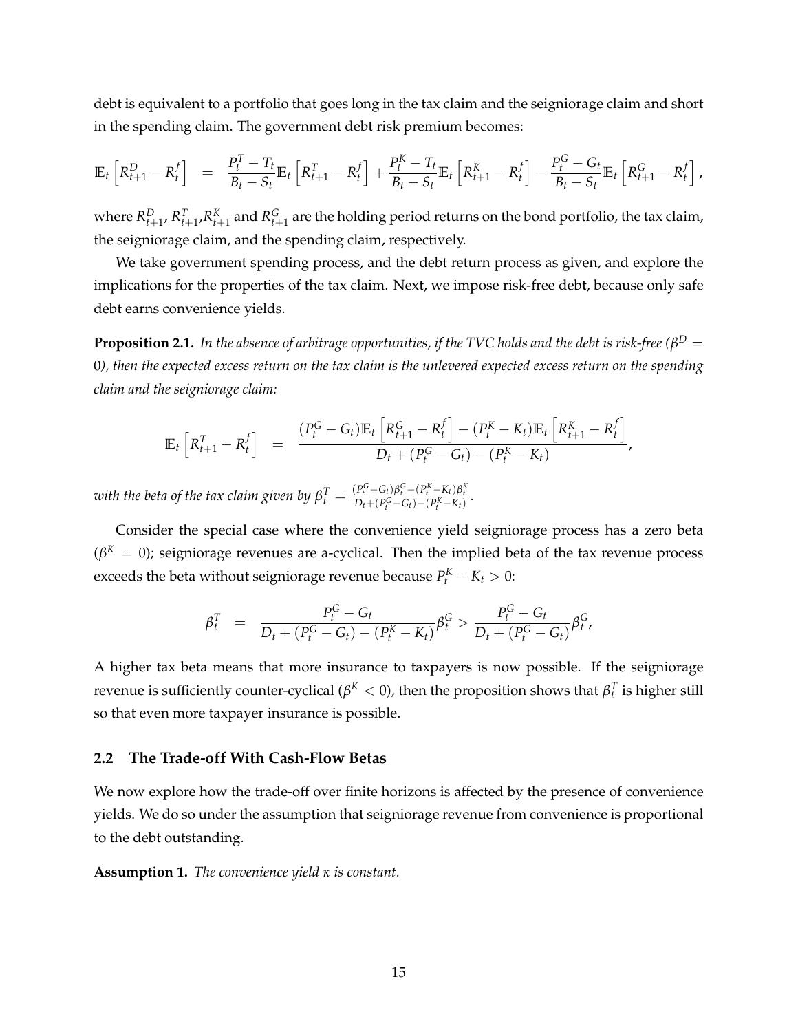debt is equivalent to a portfolio that goes long in the tax claim and the seigniorage claim and short in the spending claim. The government debt risk premium becomes:

$$\mathbb{E}_t\left[R^D_{t+1} - R^f_t\right] = \frac{P^T_t - T_t}{B_t - S_t}\mathbb{E}_t\left[R^T_{t+1} - R^f_t\right] + \frac{P^K_t - T_t}{B_t - S_t}\mathbb{E}_t\left[R^K_{t+1} - R^f_t\right] - \frac{P^G_t - G_t}{B_t - S_t}\mathbb{E}_t\left[R^G_{t+1} - R^f_t\right],$$

where $R^D_{t+1}$, $R^T_{t+1}$, $R^K_{t+1}$ and $R^G_{t+1}$ are the holding period returns on the bond portfolio, the tax claim, the seigniorage claim, and the spending claim, respectively.

We take government spending process, and the debt return process as given, and explore the implications for the properties of the tax claim. Next, we impose risk-free debt, because only safe debt earns convenience yields.

**Proposition 2.1.** *In the absence of arbitrage opportunities, if the TVC holds and the debt is risk-free ($\beta^D = 0$), then the expected excess return on the tax claim is the unlevered expected excess return on the spending claim and the seigniorage claim:*

$$\mathbb{E}_t\left[R^T_{t+1} - R^f_t\right] = \frac{(P^G_t - G_t)\mathbb{E}_t\left[R^G_{t+1} - R^f_t\right] - (P^K_t - K_t)\mathbb{E}_t\left[R^K_{t+1} - R^f_t\right]}{D_t + (P^G_t - G_t) - (P^K_t - K_t)},$$

*with the beta of the tax claim given by* $\beta^T_t = \frac{(P^G_t - G_t)\beta^G_t - (P^K_t - K_t)\beta^K_t}{D_t + (P^G_t - G_t) - (P^K_t - K_t)}$.

Consider the special case where the convenience yield seigniorage process has a zero beta ($\beta^K = 0$); seigniorage revenues are a-cyclical. Then the implied beta of the tax revenue process exceeds the beta without seigniorage revenue because $P^K_t - K_t > 0$:

$$\beta^T_t = \frac{P^G_t - G_t}{D_t + (P^G_t - G_t) - (P^K_t - K_t)}\beta^G_t > \frac{P^G_t - G_t}{D_t + (P^G_t - G_t)}\beta^G_t,$$

A higher tax beta means that more insurance to taxpayers is now possible. If the seigniorage revenue is sufficiently counter-cyclical ($\beta^K < 0$), then the proposition shows that $\beta^T_t$ is higher still so that even more taxpayer insurance is possible.

## 2.2 The Trade-off With Cash-Flow Betas

We now explore how the trade-off over finite horizons is affected by the presence of convenience yields. We do so under the assumption that seigniorage revenue from convenience is proportional to the debt outstanding.

**Assumption 1.** *The convenience yield $\kappa$ is constant.*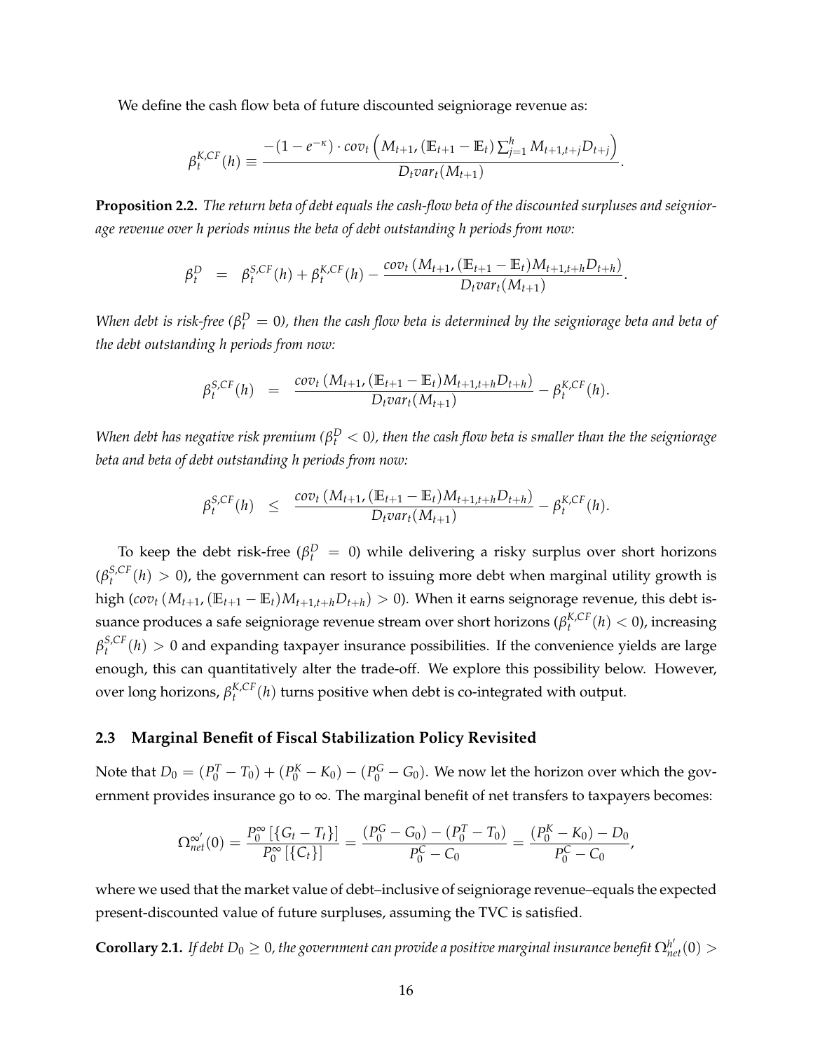We define the cash flow beta of future discounted seigniorage revenue as:

$$\beta_t^{K,CF}(h) \equiv \frac{-(1-e^{-\kappa}) \cdot cov_t\left(M_{t+1}, (\mathbb{E}_{t+1} - \mathbb{E}_t) \sum_{j=1}^{h} M_{t+1,t+j} D_{t+j}\right)}{D_t var_t(M_{t+1})}.$$

**Proposition 2.2.** *The return beta of debt equals the cash-flow beta of the discounted surpluses and seigniorage revenue over h periods minus the beta of debt outstanding h periods from now:*

$$\beta_t^D = \beta_t^{S,CF}(h) + \beta_t^{K,CF}(h) - \frac{cov_t\left(M_{t+1}, (\mathbb{E}_{t+1} - \mathbb{E}_t) M_{t+1,t+h} D_{t+h}\right)}{D_t var_t(M_{t+1})}.$$

*When debt is risk-free ($\beta_t^D = 0$), then the cash flow beta is determined by the seigniorage beta and beta of the debt outstanding h periods from now:*

$$\beta_t^{S,CF}(h) = \frac{cov_t\left(M_{t+1}, (\mathbb{E}_{t+1} - \mathbb{E}_t) M_{t+1,t+h} D_{t+h}\right)}{D_t var_t(M_{t+1})} - \beta_t^{K,CF}(h).$$

*When debt has negative risk premium ($\beta_t^D < 0$), then the cash flow beta is smaller than the the seigniorage beta and beta of debt outstanding h periods from now:*

$$\beta_t^{S,CF}(h) \leq \frac{cov_t\left(M_{t+1}, (\mathbb{E}_{t+1} - \mathbb{E}_t) M_{t+1,t+h} D_{t+h}\right)}{D_t var_t(M_{t+1})} - \beta_t^{K,CF}(h).$$

To keep the debt risk-free ($\beta_t^D = 0$) while delivering a risky surplus over short horizons ($\beta_t^{S,CF}(h) > 0$), the government can resort to issuing more debt when marginal utility growth is high ($cov_t\left(M_{t+1}, (\mathbb{E}_{t+1} - \mathbb{E}_t) M_{t+1,t+h} D_{t+h}\right) > 0$). When it earns seignorage revenue, this debt issuance produces a safe seigniorage revenue stream over short horizons ($\beta_t^{K,CF}(h) < 0$), increasing $\beta_t^{S,CF}(h) > 0$ and expanding taxpayer insurance possibilities. If the convenience yields are large enough, this can quantitatively alter the trade-off. We explore this possibility below. However, over long horizons, $\beta_t^{K,CF}(h)$ turns positive when debt is co-integrated with output.

## 2.3 Marginal Benefit of Fiscal Stabilization Policy Revisited

Note that $D_0 = (P_0^T - T_0) + (P_0^K - K_0) - (P_0^G - G_0)$. We now let the horizon over which the government provides insurance go to $\infty$. The marginal benefit of net transfers to taxpayers becomes:

$$\Omega_{net}^{\infty'}(0) = \frac{P_0^{\infty}\left[\{G_t - T_t\}\right]}{P_0^{\infty}\left[\{C_t\}\right]} = \frac{(P_0^G - G_0) - (P_0^T - T_0)}{P_0^C - C_0} = \frac{(P_0^K - K_0) - D_0}{P_0^C - C_0},$$

where we used that the market value of debt–inclusive of seigniorage revenue–equals the expected present-discounted value of future surpluses, assuming the TVC is satisfied.

**Corollary 2.1.** *If debt $D_0 \geq 0$, the government can provide a positive marginal insurance benefit $\Omega_{net}^{h'}(0) >$*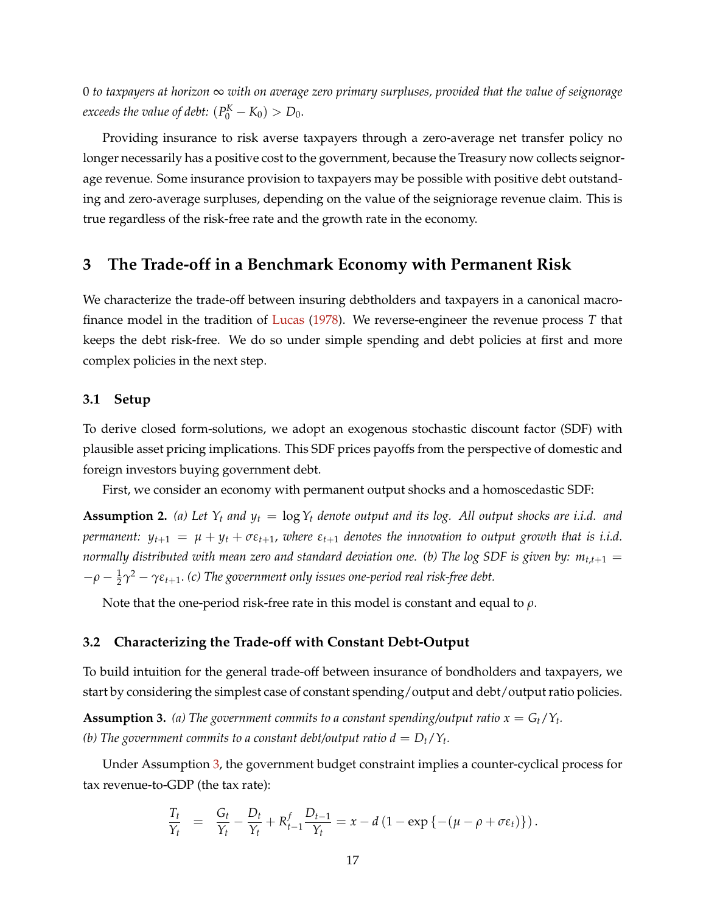*0 to taxpayers at horizon $\infty$ with on average zero primary surpluses, provided that the value of seignorage exceeds the value of debt: $(P_0^K - K_0) > D_0$.*

Providing insurance to risk averse taxpayers through a zero-average net transfer policy no longer necessarily has a positive cost to the government, because the Treasury now collects seignorage revenue. Some insurance provision to taxpayers may be possible with positive debt outstanding and zero-average surpluses, depending on the value of the seigniorage revenue claim. This is true regardless of the risk-free rate and the growth rate in the economy.

## 3 The Trade-off in a Benchmark Economy with Permanent Risk

We characterize the trade-off between insuring debtholders and taxpayers in a canonical macro-finance model in the tradition of Lucas (1978). We reverse-engineer the revenue process $T$ that keeps the debt risk-free. We do so under simple spending and debt policies at first and more complex policies in the next step.

### 3.1 Setup

To derive closed form-solutions, we adopt an exogenous stochastic discount factor (SDF) with plausible asset pricing implications. This SDF prices payoffs from the perspective of domestic and foreign investors buying government debt.

First, we consider an economy with permanent output shocks and a homoscedastic SDF:

**Assumption 2.** *(a) Let $Y_t$ and $y_t = \log Y_t$ denote output and its log. All output shocks are i.i.d. and permanent: $y_{t+1} = \mu + y_t + \sigma\varepsilon_{t+1}$, where $\varepsilon_{t+1}$ denotes the innovation to output growth that is i.i.d. normally distributed with mean zero and standard deviation one. (b) The log SDF is given by: $m_{t,t+1} = -\rho - \frac{1}{2}\gamma^2 - \gamma\varepsilon_{t+1}$. (c) The government only issues one-period real risk-free debt.*

Note that the one-period risk-free rate in this model is constant and equal to $\rho$.

### 3.2 Characterizing the Trade-off with Constant Debt-Output

To build intuition for the general trade-off between insurance of bondholders and taxpayers, we start by considering the simplest case of constant spending/output and debt/output ratio policies.

**Assumption 3.** *(a) The government commits to a constant spending/output ratio $x = G_t/Y_t$.*
*(b) The government commits to a constant debt/output ratio $d = D_t/Y_t$.*

Under Assumption 3, the government budget constraint implies a counter-cyclical process for tax revenue-to-GDP (the tax rate):

$$\frac{T_t}{Y_t} = \frac{G_t}{Y_t} - \frac{D_t}{Y_t} + R_{t-1}^f \frac{D_{t-1}}{Y_t} = x - d\left(1 - \exp\left\{-(\mu - \rho + \sigma\varepsilon_t)\right\}\right).$$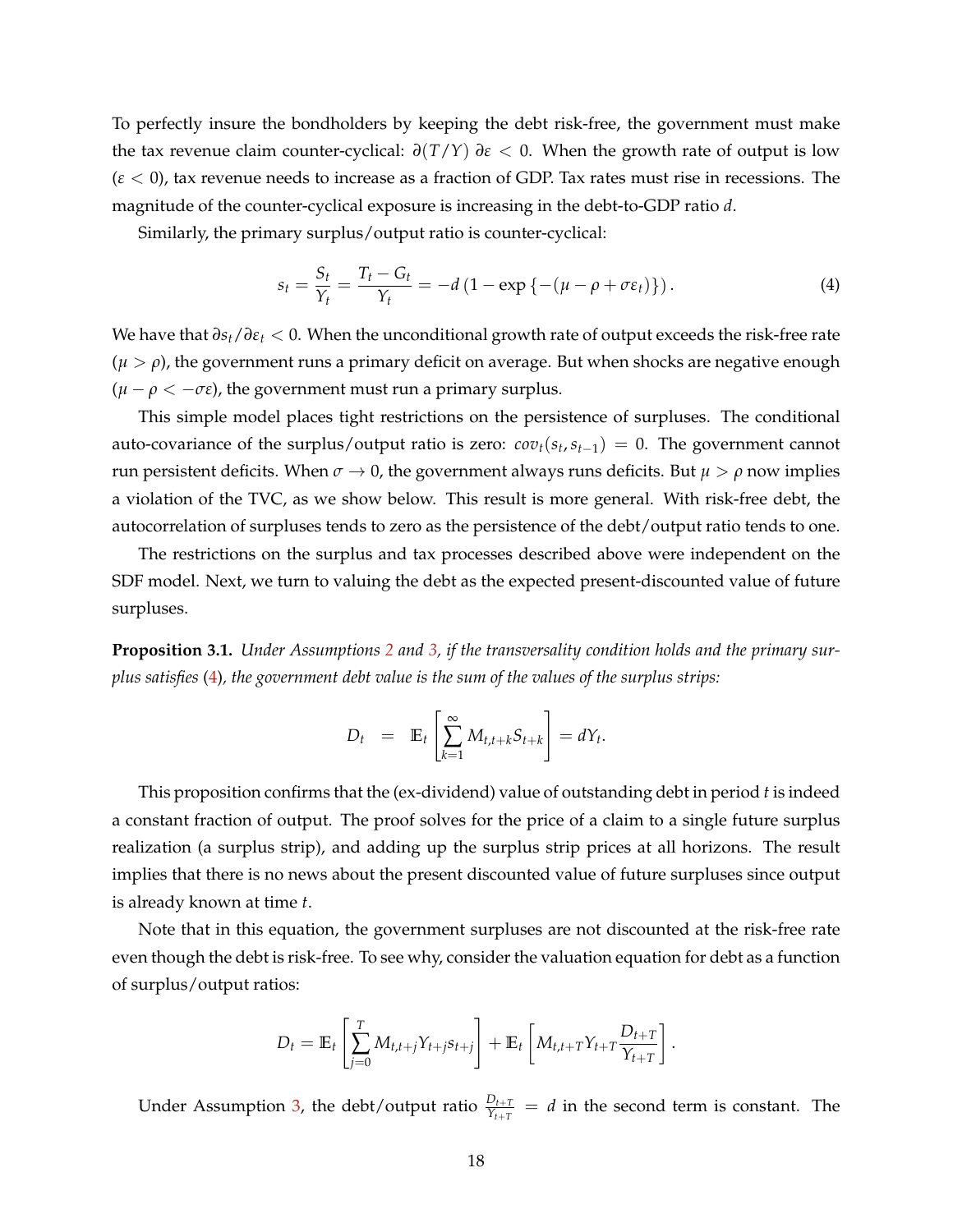To perfectly insure the bondholders by keeping the debt risk-free, the government must make the tax revenue claim counter-cyclical: $\partial(T/Y)\,\partial\varepsilon < 0$. When the growth rate of output is low ($\varepsilon < 0$), tax revenue needs to increase as a fraction of GDP. Tax rates must rise in recessions. The magnitude of the counter-cyclical exposure is increasing in the debt-to-GDP ratio $d$.

Similarly, the primary surplus/output ratio is counter-cyclical:

$$s_t = \frac{S_t}{Y_t} = \frac{T_t - G_t}{Y_t} = -d\left(1 - \exp\left\{-(\mu - \rho + \sigma\varepsilon_t)\right\}\right). \tag{4}$$

We have that $\partial s_t / \partial \varepsilon_t < 0$. When the unconditional growth rate of output exceeds the risk-free rate ($\mu > \rho$), the government runs a primary deficit on average. But when shocks are negative enough ($\mu - \rho < -\sigma\varepsilon$), the government must run a primary surplus.

This simple model places tight restrictions on the persistence of surpluses. The conditional auto-covariance of the surplus/output ratio is zero: $cov_t(s_t, s_{t-1}) = 0$. The government cannot run persistent deficits. When $\sigma \to 0$, the government always runs deficits. But $\mu > \rho$ now implies a violation of the TVC, as we show below. This result is more general. With risk-free debt, the autocorrelation of surpluses tends to zero as the persistence of the debt/output ratio tends to one.

The restrictions on the surplus and tax processes described above were independent on the SDF model. Next, we turn to valuing the debt as the expected present-discounted value of future surpluses.

**Proposition 3.1.** *Under Assumptions 2 and 3, if the transversality condition holds and the primary surplus satisfies* (4)*, the government debt value is the sum of the values of the surplus strips:*

$$D_t \quad = \quad \mathbb{E}_t\left[\sum_{k=1}^{\infty} M_{t,t+k} S_{t+k}\right] = dY_t.$$

This proposition confirms that the (ex-dividend) value of outstanding debt in period $t$ is indeed a constant fraction of output. The proof solves for the price of a claim to a single future surplus realization (a surplus strip), and adding up the surplus strip prices at all horizons. The result implies that there is no news about the present discounted value of future surpluses since output is already known at time $t$.

Note that in this equation, the government surpluses are not discounted at the risk-free rate even though the debt is risk-free. To see why, consider the valuation equation for debt as a function of surplus/output ratios:

$$D_t = \mathbb{E}_t\left[\sum_{j=0}^{T} M_{t,t+j} Y_{t+j} s_{t+j}\right] + \mathbb{E}_t\left[M_{t,t+T} Y_{t+T} \frac{D_{t+T}}{Y_{t+T}}\right].$$

Under Assumption 3, the debt/output ratio $\frac{D_{t+T}}{Y_{t+T}} = d$ in the second term is constant. The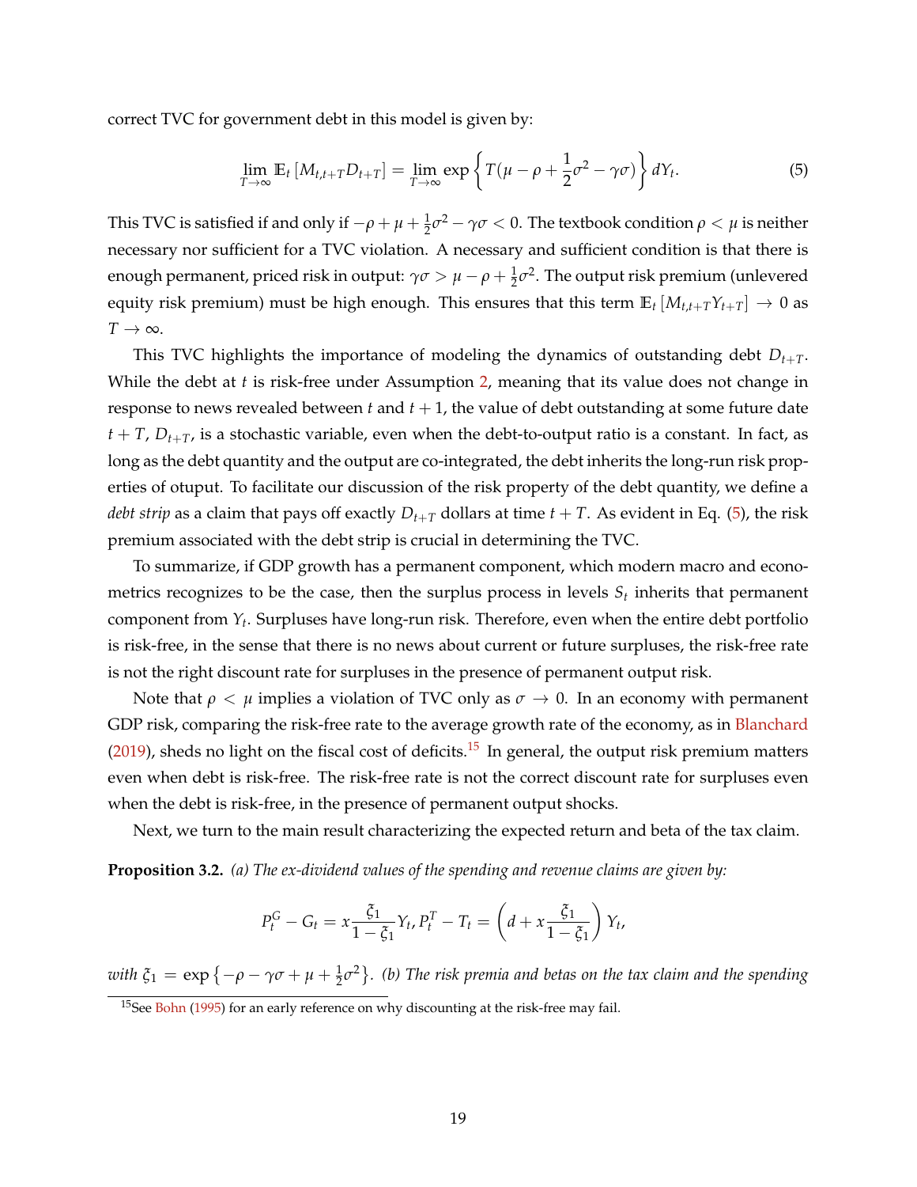correct TVC for government debt in this model is given by:

$$\lim_{T\to\infty} \mathbb{E}_t \left[M_{t,t+T} D_{t+T}\right] = \lim_{T\to\infty} \exp\left\{T(\mu - \rho + \frac{1}{2}\sigma^2 - \gamma\sigma)\right\} dY_t. \tag{5}$$

This TVC is satisfied if and only if $-\rho + \mu + \frac{1}{2}\sigma^2 - \gamma\sigma < 0$. The textbook condition $\rho < \mu$ is neither necessary nor sufficient for a TVC violation. A necessary and sufficient condition is that there is enough permanent, priced risk in output: $\gamma\sigma > \mu - \rho + \frac{1}{2}\sigma^2$. The output risk premium (unlevered equity risk premium) must be high enough. This ensures that this term $\mathbb{E}_t \left[M_{t,t+T} Y_{t+T}\right] \to 0$ as $T \to \infty$.

This TVC highlights the importance of modeling the dynamics of outstanding debt $D_{t+T}$. While the debt at $t$ is risk-free under Assumption 2, meaning that its value does not change in response to news revealed between $t$ and $t+1$, the value of debt outstanding at some future date $t+T$, $D_{t+T}$, is a stochastic variable, even when the debt-to-output ratio is a constant. In fact, as long as the debt quantity and the output are co-integrated, the debt inherits the long-run risk properties of otuput. To facilitate our discussion of the risk property of the debt quantity, we define a *debt strip* as a claim that pays off exactly $D_{t+T}$ dollars at time $t+T$. As evident in Eq. (5), the risk premium associated with the debt strip is crucial in determining the TVC.

To summarize, if GDP growth has a permanent component, which modern macro and econometrics recognizes to be the case, then the surplus process in levels $S_t$ inherits that permanent component from $Y_t$. Surpluses have long-run risk. Therefore, even when the entire debt portfolio is risk-free, in the sense that there is no news about current or future surpluses, the risk-free rate is not the right discount rate for surpluses in the presence of permanent output risk.

Note that $\rho < \mu$ implies a violation of TVC only as $\sigma \to 0$. In an economy with permanent GDP risk, comparing the risk-free rate to the average growth rate of the economy, as in Blanchard (2019), sheds no light on the fiscal cost of deficits.[15] In general, the output risk premium matters even when debt is risk-free. The risk-free rate is not the correct discount rate for surpluses even when the debt is risk-free, in the presence of permanent output shocks.

Next, we turn to the main result characterizing the expected return and beta of the tax claim.

**Proposition 3.2.** *(a) The ex-dividend values of the spending and revenue claims are given by:*

$$P_t^G - G_t = x\frac{\xi_1}{1-\xi_1}Y_t, P_t^T - T_t = \left(d + x\frac{\xi_1}{1-\xi_1}\right)Y_t,$$

*with* $\xi_1 = \exp\left\{-\rho - \gamma\sigma + \mu + \frac{1}{2}\sigma^2\right\}$*. (b) The risk premia and betas on the tax claim and the spending*

[15] See Bohn (1995) for an early reference on why discounting at the risk-free may fail.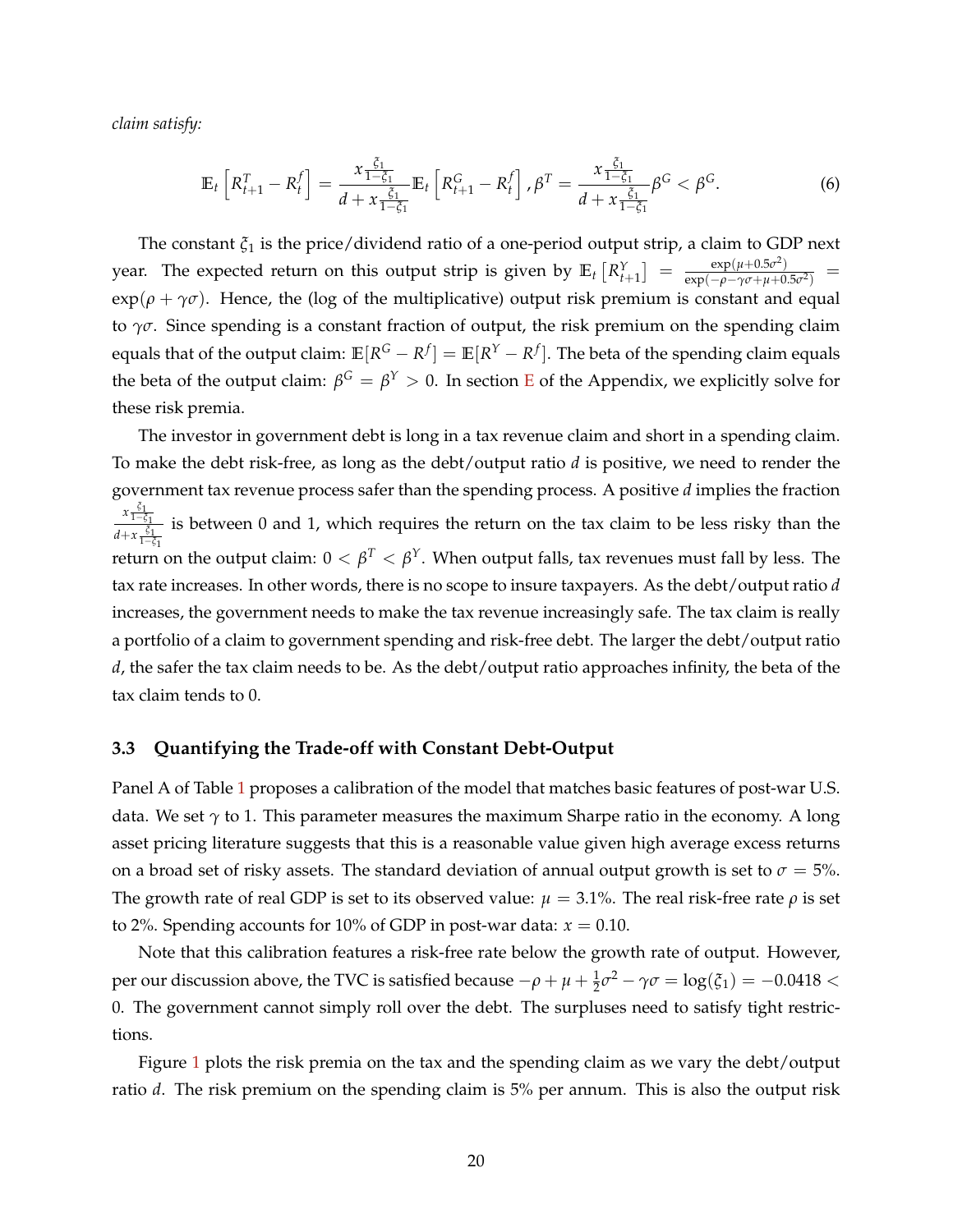*claim satisfy:*

$$\mathbb{E}_t\left[R^T_{t+1} - R^f_t\right] = \frac{x\frac{\xi_1}{1-\xi_1}}{d + x\frac{\xi_1}{1-\xi_1}} \mathbb{E}_t\left[R^G_{t+1} - R^f_t\right], \beta^T = \frac{x\frac{\xi_1}{1-\xi_1}}{d + x\frac{\xi_1}{1-\xi_1}} \beta^G < \beta^G. \tag{6}$$

The constant $\xi_1$ is the price/dividend ratio of a one-period output strip, a claim to GDP next year. The expected return on this output strip is given by $\mathbb{E}_t\left[R^Y_{t+1}\right] = \frac{\exp(\mu+0.5\sigma^2)}{\exp(-\rho-\gamma\sigma+\mu+0.5\sigma^2)} = \exp(\rho+\gamma\sigma)$. Hence, the (log of the multiplicative) output risk premium is constant and equal to $\gamma\sigma$. Since spending is a constant fraction of output, the risk premium on the spending claim equals that of the output claim: $\mathbb{E}[R^G - R^f] = \mathbb{E}[R^Y - R^f]$. The beta of the spending claim equals the beta of the output claim: $\beta^G = \beta^Y > 0$. In section E of the Appendix, we explicitly solve for these risk premia.

The investor in government debt is long in a tax revenue claim and short in a spending claim. To make the debt risk-free, as long as the debt/output ratio $d$ is positive, we need to render the government tax revenue process safer than the spending process. A positive $d$ implies the fraction $\frac{x\frac{\xi_1}{1-\xi_1}}{d+x\frac{\xi_1}{1-\xi_1}}$ is between 0 and 1, which requires the return on the tax claim to be less risky than the return on the output claim: $0 < \beta^T < \beta^Y$. When output falls, tax revenues must fall by less. The tax rate increases. In other words, there is no scope to insure taxpayers. As the debt/output ratio $d$ increases, the government needs to make the tax revenue increasingly safe. The tax claim is really a portfolio of a claim to government spending and risk-free debt. The larger the debt/output ratio $d$, the safer the tax claim needs to be. As the debt/output ratio approaches infinity, the beta of the tax claim tends to 0.

### 3.3 Quantifying the Trade-off with Constant Debt-Output

Panel A of Table 1 proposes a calibration of the model that matches basic features of post-war U.S. data. We set $\gamma$ to 1. This parameter measures the maximum Sharpe ratio in the economy. A long asset pricing literature suggests that this is a reasonable value given high average excess returns on a broad set of risky assets. The standard deviation of annual output growth is set to $\sigma = 5\%$. The growth rate of real GDP is set to its observed value: $\mu = 3.1\%$. The real risk-free rate $\rho$ is set to 2%. Spending accounts for 10% of GDP in post-war data: $x = 0.10$.

Note that this calibration features a risk-free rate below the growth rate of output. However, per our discussion above, the TVC is satisfied because $-\rho + \mu + \frac{1}{2}\sigma^2 - \gamma\sigma = \log(\xi_1) = -0.0418 < 0$. The government cannot simply roll over the debt. The surpluses need to satisfy tight restrictions.

Figure 1 plots the risk premia on the tax and the spending claim as we vary the debt/output ratio $d$. The risk premium on the spending claim is 5% per annum. This is also the output risk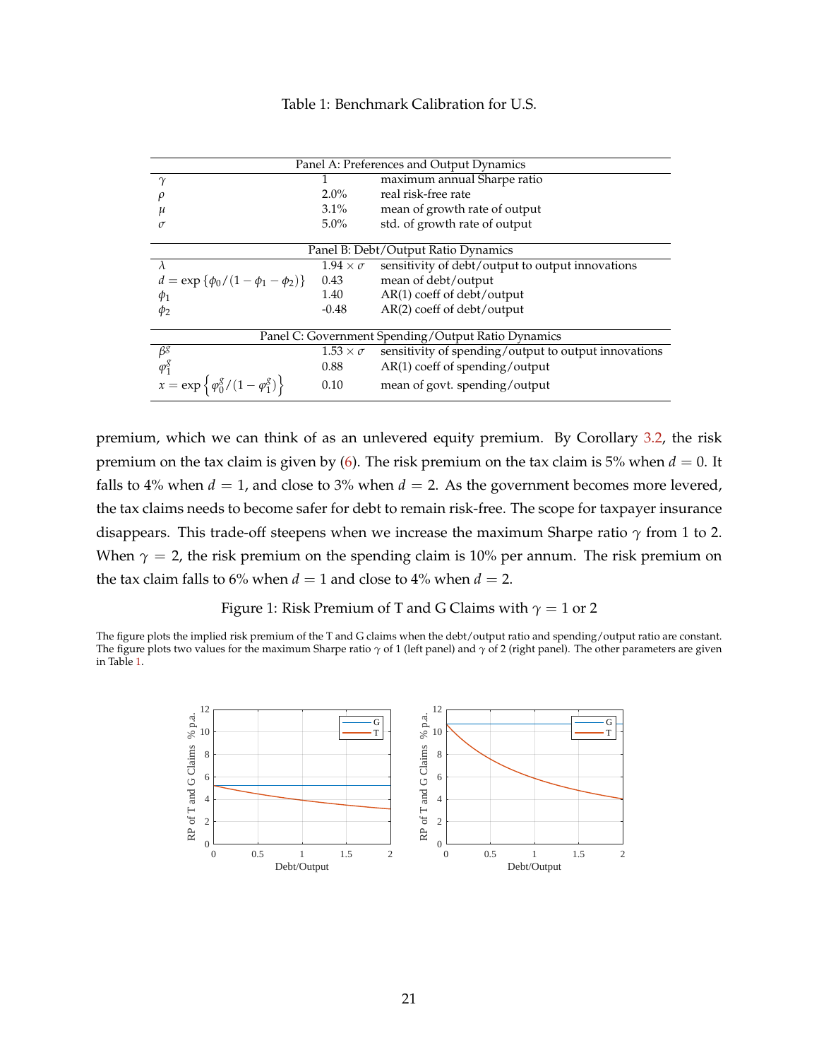Table 1: Benchmark Calibration for U.S.

| Panel A: Preferences and Output Dynamics | | |
|---|---|---|
| $\gamma$ | 1 | maximum annual Sharpe ratio |
| $\rho$ | 2.0% | real risk-free rate |
| $\mu$ | 3.1% | mean of growth rate of output |
| $\sigma$ | 5.0% | std. of growth rate of output |
| **Panel B: Debt/Output Ratio Dynamics** | | |
| $\lambda$ | $1.94 \times \sigma$ | sensitivity of debt/output to output innovations |
| $d = \exp\{\phi_0/(1-\phi_1-\phi_2)\}$ | 0.43 | mean of debt/output |
| $\phi_1$ | 1.40 | AR(1) coeff of debt/output |
| $\phi_2$ | -0.48 | AR(2) coeff of debt/output |
| **Panel C: Government Spending/Output Ratio Dynamics** | | |
| $\beta^g$ | $1.53 \times \sigma$ | sensitivity of spending/output to output innovations |
| $\varphi_1^g$ | 0.88 | AR(1) coeff of spending/output |
| $x = \exp\left\{\varphi_0^g/(1-\varphi_1^g)\right\}$ | 0.10 | mean of govt. spending/output |

premium, which we can think of as an unlevered equity premium. By Corollary 3.2, the risk premium on the tax claim is given by (6). The risk premium on the tax claim is 5% when $d = 0$. It falls to 4% when $d = 1$, and close to 3% when $d = 2$. As the government becomes more levered, the tax claims needs to become safer for debt to remain risk-free. The scope for taxpayer insurance disappears. This trade-off steepens when we increase the maximum Sharpe ratio $\gamma$ from 1 to 2. When $\gamma = 2$, the risk premium on the spending claim is 10% per annum. The risk premium on the tax claim falls to 6% when $d = 1$ and close to 4% when $d = 2$.

Figure 1: Risk Premium of T and G Claims with $\gamma = 1$ or 2

The figure plots the implied risk premium of the T and G claims when the debt/output ratio and spending/output ratio are constant. The figure plots two values for the maximum Sharpe ratio $\gamma$ of 1 (left panel) and $\gamma$ of 2 (right panel). The other parameters are given in Table 1.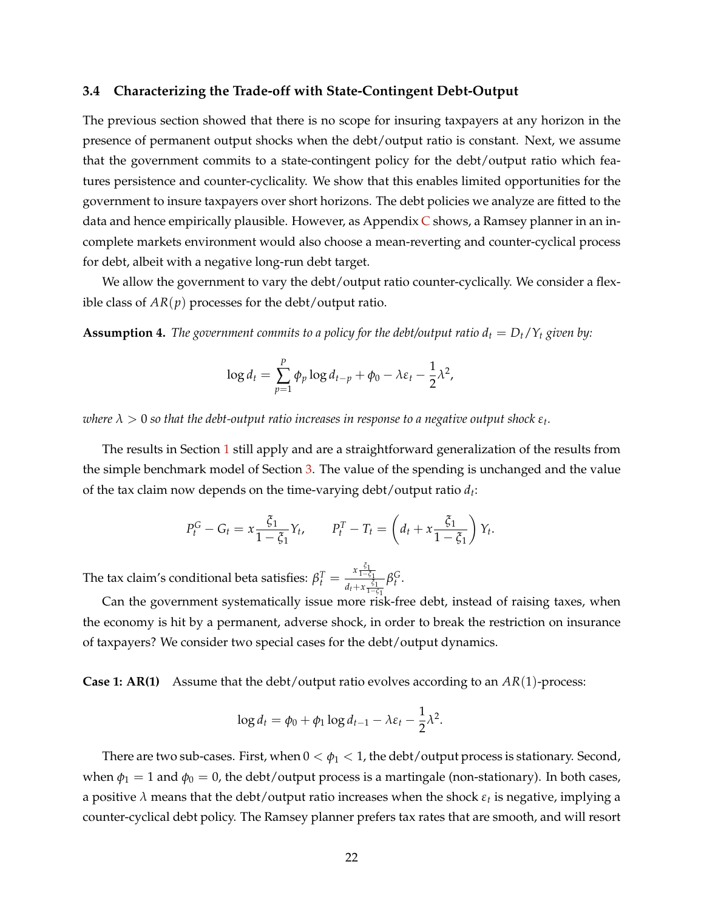### 3.4 Characterizing the Trade-off with State-Contingent Debt-Output

The previous section showed that there is no scope for insuring taxpayers at any horizon in the presence of permanent output shocks when the debt/output ratio is constant. Next, we assume that the government commits to a state-contingent policy for the debt/output ratio which features persistence and counter-cyclicality. We show that this enables limited opportunities for the government to insure taxpayers over short horizons. The debt policies we analyze are fitted to the data and hence empirically plausible. However, as Appendix C shows, a Ramsey planner in an incomplete markets environment would also choose a mean-reverting and counter-cyclical process for debt, albeit with a negative long-run debt target.

We allow the government to vary the debt/output ratio counter-cyclically. We consider a flexible class of $AR(p)$ processes for the debt/output ratio.

**Assumption 4.** *The government commits to a policy for the debt/output ratio $d_t = D_t/Y_t$ given by:*

$$\log d_t = \sum_{p=1}^{P} \phi_p \log d_{t-p} + \phi_0 - \lambda \varepsilon_t - \frac{1}{2}\lambda^2,$$

*where $\lambda > 0$ so that the debt-output ratio increases in response to a negative output shock $\varepsilon_t$.*

The results in Section 1 still apply and are a straightforward generalization of the results from the simple benchmark model of Section 3. The value of the spending is unchanged and the value of the tax claim now depends on the time-varying debt/output ratio $d_t$:

$$P_t^G - G_t = x\frac{\xi_1}{1-\xi_1}Y_t, \qquad P_t^T - T_t = \left(d_t + x\frac{\xi_1}{1-\xi_1}\right)Y_t.$$

The tax claim's conditional beta satisfies: $\beta_t^T = \frac{x\frac{\xi_1}{1-\xi_1}}{d_t + x\frac{\xi_1}{1-\xi_1}}\beta_t^G$.

Can the government systematically issue more risk-free debt, instead of raising taxes, when the economy is hit by a permanent, adverse shock, in order to break the restriction on insurance of taxpayers? We consider two special cases for the debt/output dynamics.

**Case 1: AR(1)** Assume that the debt/output ratio evolves according to an $AR(1)$-process:

$$\log d_t = \phi_0 + \phi_1 \log d_{t-1} - \lambda \varepsilon_t - \frac{1}{2}\lambda^2.$$

There are two sub-cases. First, when $0 < \phi_1 < 1$, the debt/output process is stationary. Second, when $\phi_1 = 1$ and $\phi_0 = 0$, the debt/output process is a martingale (non-stationary). In both cases, a positive $\lambda$ means that the debt/output ratio increases when the shock $\varepsilon_t$ is negative, implying a counter-cyclical debt policy. The Ramsey planner prefers tax rates that are smooth, and will resort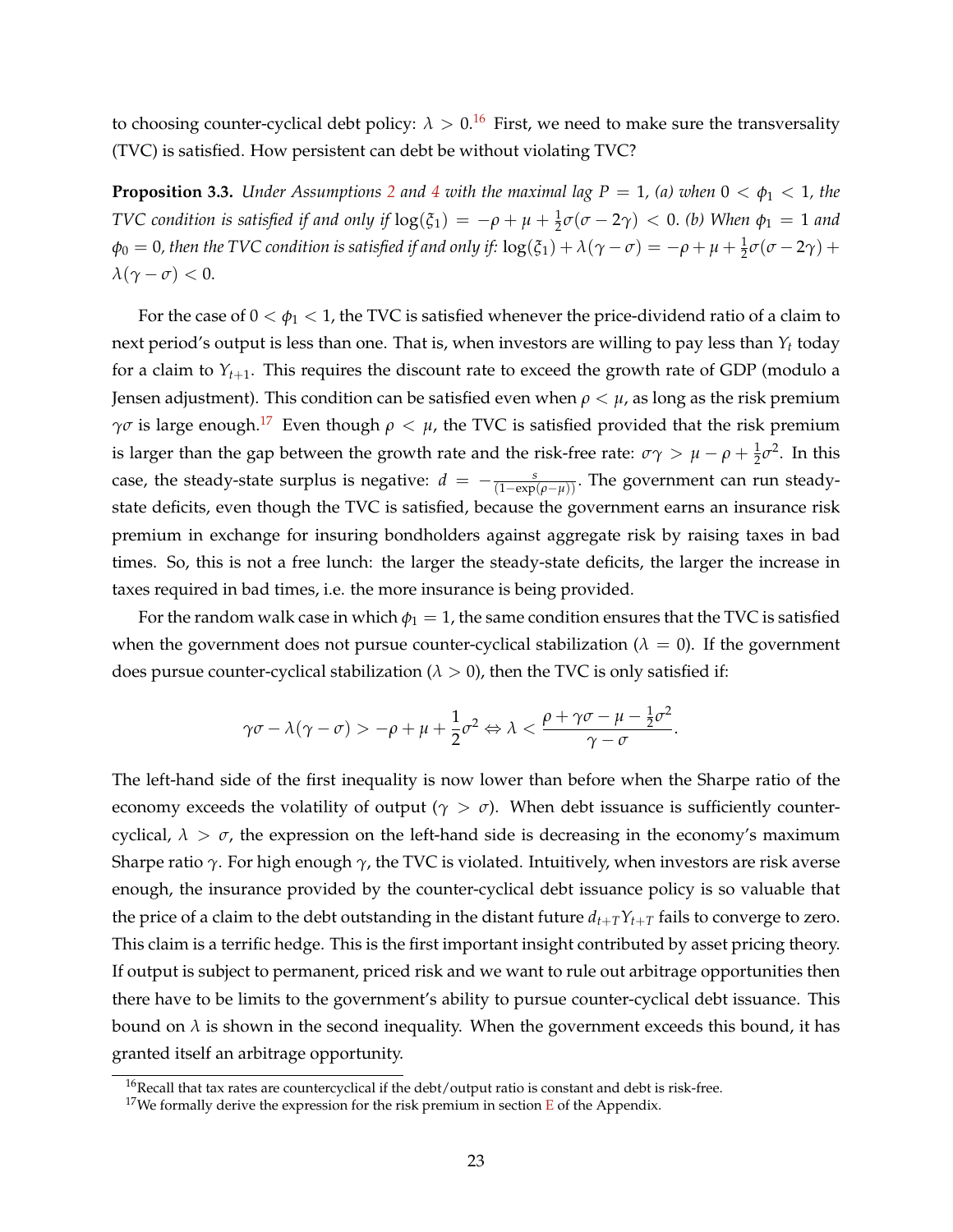to choosing counter-cyclical debt policy: $\lambda > 0$.[16] First, we need to make sure the transversality (TVC) is satisfied. How persistent can debt be without violating TVC?

**Proposition 3.3.** *Under Assumptions 2 and 4 with the maximal lag $P = 1$, (a) when $0 < \phi_1 < 1$, the TVC condition is satisfied if and only if $\log(\xi_1) = -\rho + \mu + \frac{1}{2}\sigma(\sigma - 2\gamma) < 0$. (b) When $\phi_1 = 1$ and $\phi_0 = 0$, then the TVC condition is satisfied if and only if: $\log(\xi_1) + \lambda(\gamma - \sigma) = -\rho + \mu + \frac{1}{2}\sigma(\sigma - 2\gamma) + \lambda(\gamma - \sigma) < 0$.*

For the case of $0 < \phi_1 < 1$, the TVC is satisfied whenever the price-dividend ratio of a claim to next period's output is less than one. That is, when investors are willing to pay less than $Y_t$ today for a claim to $Y_{t+1}$. This requires the discount rate to exceed the growth rate of GDP (modulo a Jensen adjustment). This condition can be satisfied even when $\rho < \mu$, as long as the risk premium $\gamma\sigma$ is large enough.[17] Even though $\rho < \mu$, the TVC is satisfied provided that the risk premium is larger than the gap between the growth rate and the risk-free rate: $\sigma\gamma > \mu - \rho + \frac{1}{2}\sigma^2$. In this case, the steady-state surplus is negative: $d = -\frac{s}{(1-\exp(\rho-\mu))}$. The government can run steady-state deficits, even though the TVC is satisfied, because the government earns an insurance risk premium in exchange for insuring bondholders against aggregate risk by raising taxes in bad times. So, this is not a free lunch: the larger the steady-state deficits, the larger the increase in taxes required in bad times, i.e. the more insurance is being provided.

For the random walk case in which $\phi_1 = 1$, the same condition ensures that the TVC is satisfied when the government does not pursue counter-cyclical stabilization ($\lambda = 0$). If the government does pursue counter-cyclical stabilization ($\lambda > 0$), then the TVC is only satisfied if:

$$\gamma\sigma - \lambda(\gamma - \sigma) > -\rho + \mu + \frac{1}{2}\sigma^2 \Leftrightarrow \lambda < \frac{\rho + \gamma\sigma - \mu - \frac{1}{2}\sigma^2}{\gamma - \sigma}.$$

The left-hand side of the first inequality is now lower than before when the Sharpe ratio of the economy exceeds the volatility of output ($\gamma > \sigma$). When debt issuance is sufficiently counter-cyclical, $\lambda > \sigma$, the expression on the left-hand side is decreasing in the economy's maximum Sharpe ratio $\gamma$. For high enough $\gamma$, the TVC is violated. Intuitively, when investors are risk averse enough, the insurance provided by the counter-cyclical debt issuance policy is so valuable that the price of a claim to the debt outstanding in the distant future $d_{t+T}Y_{t+T}$ fails to converge to zero. This claim is a terrific hedge. This is the first important insight contributed by asset pricing theory. If output is subject to permanent, priced risk and we want to rule out arbitrage opportunities then there have to be limits to the government's ability to pursue counter-cyclical debt issuance. This bound on $\lambda$ is shown in the second inequality. When the government exceeds this bound, it has granted itself an arbitrage opportunity.

[16] Recall that tax rates are countercyclical if the debt/output ratio is constant and debt is risk-free.

[17] We formally derive the expression for the risk premium in section E of the Appendix.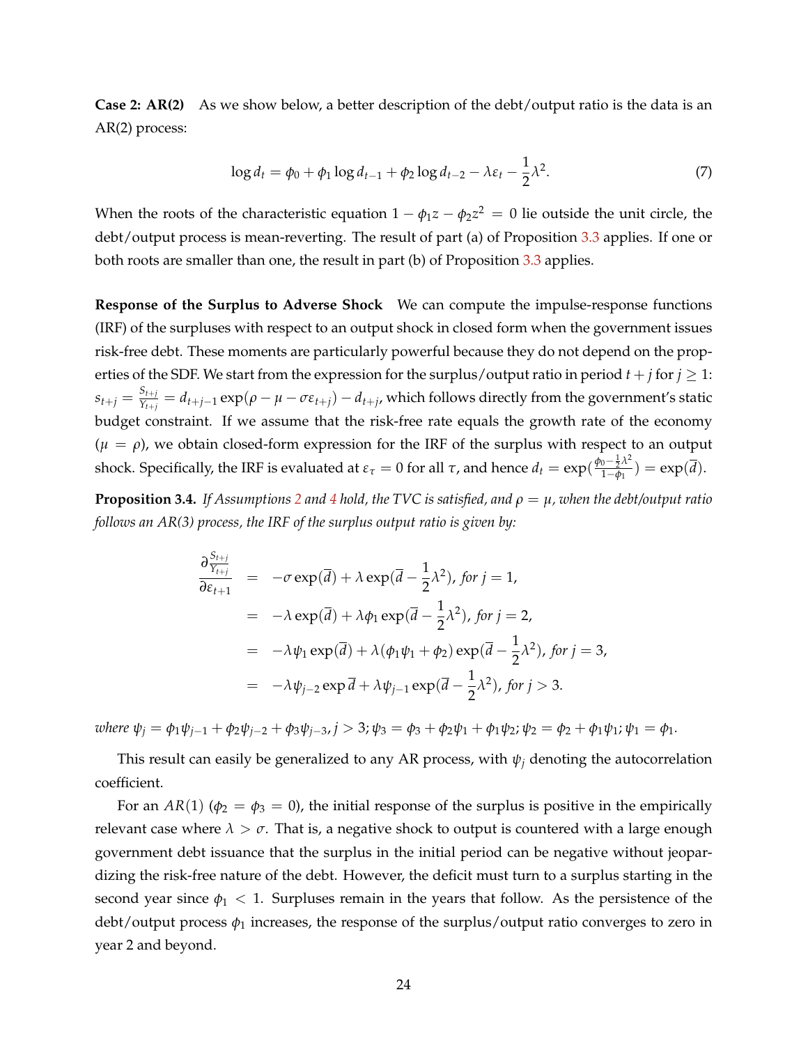**Case 2: AR(2)** As we show below, a better description of the debt/output ratio is the data is an AR(2) process:

$$\log d_t = \phi_0 + \phi_1 \log d_{t-1} + \phi_2 \log d_{t-2} - \lambda \varepsilon_t - \frac{1}{2}\lambda^2. \tag{7}$$

When the roots of the characteristic equation $1 - \phi_1 z - \phi_2 z^2 = 0$ lie outside the unit circle, the debt/output process is mean-reverting. The result of part (a) of Proposition 3.3 applies. If one or both roots are smaller than one, the result in part (b) of Proposition 3.3 applies.

**Response of the Surplus to Adverse Shock** We can compute the impulse-response functions (IRF) of the surpluses with respect to an output shock in closed form when the government issues risk-free debt. These moments are particularly powerful because they do not depend on the properties of the SDF. We start from the expression for the surplus/output ratio in period $t+j$ for $j \geq 1$: $s_{t+j} = \frac{S_{t+j}}{Y_{t+j}} = d_{t+j-1}\exp(\rho - \mu - \sigma\varepsilon_{t+j}) - d_{t+j}$, which follows directly from the government's static budget constraint. If we assume that the risk-free rate equals the growth rate of the economy ($\mu = \rho$), we obtain closed-form expression for the IRF of the surplus with respect to an output shock. Specifically, the IRF is evaluated at $\varepsilon_\tau = 0$ for all $\tau$, and hence $d_t = \exp(\frac{\phi_0 - \frac{1}{2}\lambda^2}{1-\phi_1}) = \exp(\overline{d})$.

**Proposition 3.4.** *If Assumptions 2 and 4 hold, the TVC is satisfied, and $\rho = \mu$, when the debt/output ratio follows an AR(3) process, the IRF of the surplus output ratio is given by:*

$$\begin{aligned}
\frac{\partial \frac{S_{t+j}}{Y_{t+j}}}{\partial \varepsilon_{t+1}} &= -\sigma \exp(\overline{d}) + \lambda \exp(\overline{d} - \frac{1}{2}\lambda^2), \text{ for } j = 1, \\
&= -\lambda \exp(\overline{d}) + \lambda\phi_1 \exp(\overline{d} - \frac{1}{2}\lambda^2), \text{ for } j = 2, \\
&= -\lambda\psi_1 \exp(\overline{d}) + \lambda(\phi_1\psi_1 + \phi_2)\exp(\overline{d} - \frac{1}{2}\lambda^2), \text{ for } j = 3, \\
&= -\lambda\psi_{j-2} \exp \overline{d} + \lambda\psi_{j-1}\exp(\overline{d} - \frac{1}{2}\lambda^2), \text{ for } j > 3.
\end{aligned}$$

*where $\psi_j = \phi_1\psi_{j-1} + \phi_2\psi_{j-2} + \phi_3\psi_{j-3}, j > 3$; $\psi_3 = \phi_3 + \phi_2\psi_1 + \phi_1\psi_2$; $\psi_2 = \phi_2 + \phi_1\psi_1$; $\psi_1 = \phi_1$.*

This result can easily be generalized to any AR process, with $\psi_j$ denoting the autocorrelation coefficient.

For an $AR(1)$ ($\phi_2 = \phi_3 = 0$), the initial response of the surplus is positive in the empirically relevant case where $\lambda > \sigma$. That is, a negative shock to output is countered with a large enough government debt issuance that the surplus in the initial period can be negative without jeopardizing the risk-free nature of the debt. However, the deficit must turn to a surplus starting in the second year since $\phi_1 < 1$. Surpluses remain in the years that follow. As the persistence of the debt/output process $\phi_1$ increases, the response of the surplus/output ratio converges to zero in year 2 and beyond.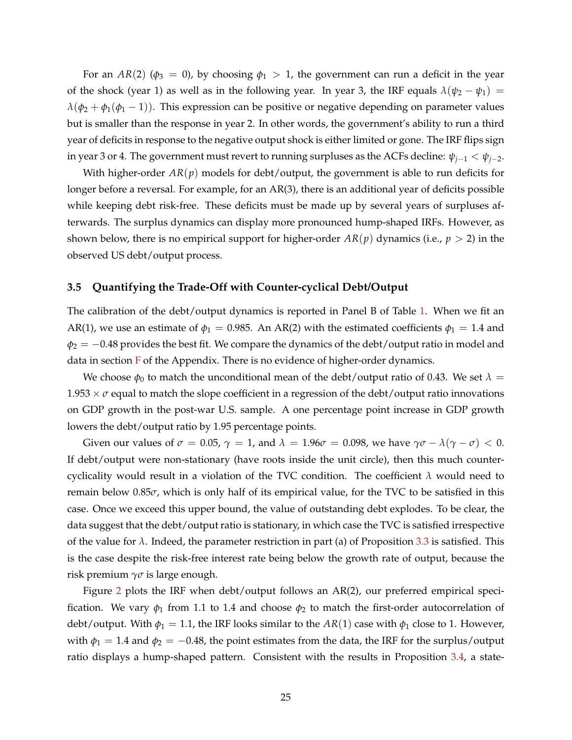For an $AR(2)$ ($\phi_3 = 0$), by choosing $\phi_1 > 1$, the government can run a deficit in the year of the shock (year 1) as well as in the following year. In year 3, the IRF equals $\lambda(\psi_2 - \psi_1) = \lambda(\phi_2 + \phi_1(\phi_1 - 1))$. This expression can be positive or negative depending on parameter values but is smaller than the response in year 2. In other words, the government's ability to run a third year of deficits in response to the negative output shock is either limited or gone. The IRF flips sign in year 3 or 4. The government must revert to running surpluses as the ACFs decline: $\psi_{j-1} < \psi_{j-2}$.

With higher-order $AR(p)$ models for debt/output, the government is able to run deficits for longer before a reversal. For example, for an AR(3), there is an additional year of deficits possible while keeping debt risk-free. These deficits must be made up by several years of surpluses afterwards. The surplus dynamics can display more pronounced hump-shaped IRFs. However, as shown below, there is no empirical support for higher-order $AR(p)$ dynamics (i.e., $p > 2$) in the observed US debt/output process.

### 3.5 Quantifying the Trade-Off with Counter-cyclical Debt/Output

The calibration of the debt/output dynamics is reported in Panel B of Table 1. When we fit an AR(1), we use an estimate of $\phi_1 = 0.985$. An AR(2) with the estimated coefficients $\phi_1 = 1.4$ and $\phi_2 = -0.48$ provides the best fit. We compare the dynamics of the debt/output ratio in model and data in section F of the Appendix. There is no evidence of higher-order dynamics.

We choose $\phi_0$ to match the unconditional mean of the debt/output ratio of 0.43. We set $\lambda = 1.953 \times \sigma$ equal to match the slope coefficient in a regression of the debt/output ratio innovations on GDP growth in the post-war U.S. sample. A one percentage point increase in GDP growth lowers the debt/output ratio by 1.95 percentage points.

Given our values of $\sigma = 0.05$, $\gamma = 1$, and $\lambda = 1.96\sigma = 0.098$, we have $\gamma\sigma - \lambda(\gamma - \sigma) < 0$. If debt/output were non-stationary (have roots inside the unit circle), then this much counter-cyclicality would result in a violation of the TVC condition. The coefficient $\lambda$ would need to remain below $0.85\sigma$, which is only half of its empirical value, for the TVC to be satisfied in this case. Once we exceed this upper bound, the value of outstanding debt explodes. To be clear, the data suggest that the debt/output ratio is stationary, in which case the TVC is satisfied irrespective of the value for $\lambda$. Indeed, the parameter restriction in part (a) of Proposition 3.3 is satisfied. This is the case despite the risk-free interest rate being below the growth rate of output, because the risk premium $\gamma\sigma$ is large enough.

Figure 2 plots the IRF when debt/output follows an AR(2), our preferred empirical specification. We vary $\phi_1$ from 1.1 to 1.4 and choose $\phi_2$ to match the first-order autocorrelation of debt/output. With $\phi_1 = 1.1$, the IRF looks similar to the $AR(1)$ case with $\phi_1$ close to 1. However, with $\phi_1 = 1.4$ and $\phi_2 = -0.48$, the point estimates from the data, the IRF for the surplus/output ratio displays a hump-shaped pattern. Consistent with the results in Proposition 3.4, a state-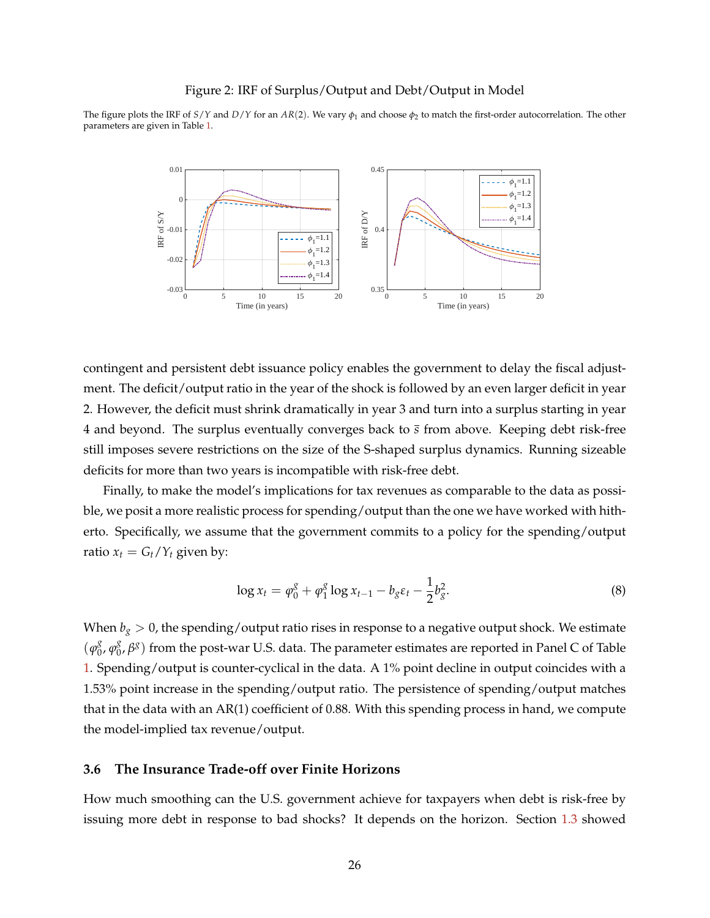Figure 2: IRF of Surplus/Output and Debt/Output in Model

The figure plots the IRF of $S/Y$ and $D/Y$ for an $AR(2)$. We vary $\phi_1$ and choose $\phi_2$ to match the first-order autocorrelation. The other parameters are given in Table 1.

contingent and persistent debt issuance policy enables the government to delay the fiscal adjustment. The deficit/output ratio in the year of the shock is followed by an even larger deficit in year 2. However, the deficit must shrink dramatically in year 3 and turn into a surplus starting in year 4 and beyond. The surplus eventually converges back to $\bar{s}$ from above. Keeping debt risk-free still imposes severe restrictions on the size of the S-shaped surplus dynamics. Running sizeable deficits for more than two years is incompatible with risk-free debt.

Finally, to make the model's implications for tax revenues as comparable to the data as possible, we posit a more realistic process for spending/output than the one we have worked with hitherto. Specifically, we assume that the government commits to a policy for the spending/output ratio $x_t = G_t/Y_t$ given by:

$$\log x_t = \varphi_0^g + \varphi_1^g \log x_{t-1} - b_g \varepsilon_t - \frac{1}{2} b_g^2. \tag{8}$$

When $b_g > 0$, the spending/output ratio rises in response to a negative output shock. We estimate $(\varphi_0^g, \varphi_0^g, \beta^g)$ from the post-war U.S. data. The parameter estimates are reported in Panel C of Table 1. Spending/output is counter-cyclical in the data. A 1% point decline in output coincides with a 1.53% point increase in the spending/output ratio. The persistence of spending/output matches that in the data with an AR(1) coefficient of 0.88. With this spending process in hand, we compute the model-implied tax revenue/output.

### 3.6 The Insurance Trade-off over Finite Horizons

How much smoothing can the U.S. government achieve for taxpayers when debt is risk-free by issuing more debt in response to bad shocks? It depends on the horizon. Section 1.3 showed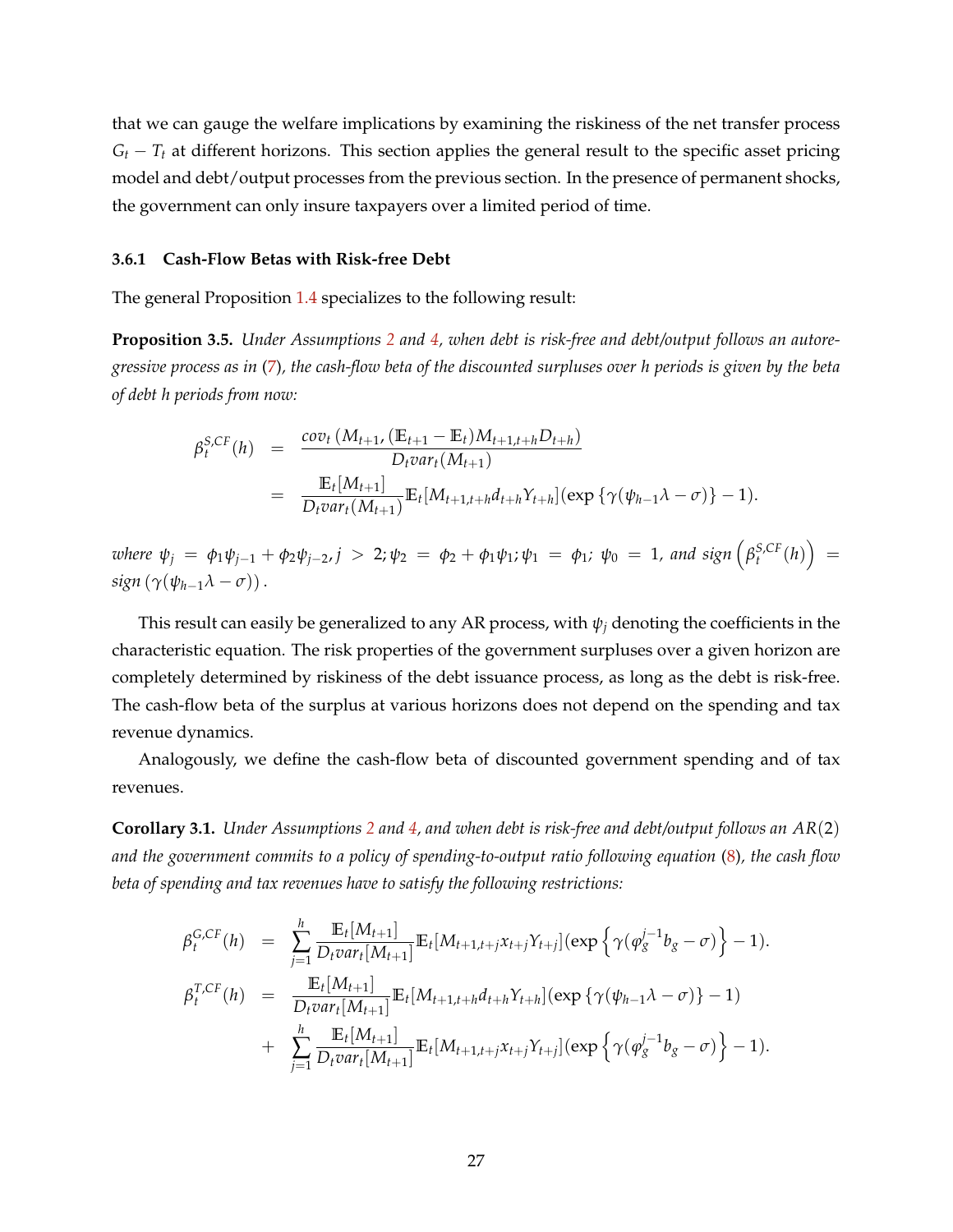that we can gauge the welfare implications by examining the riskiness of the net transfer process $G_t - T_t$ at different horizons. This section applies the general result to the specific asset pricing model and debt/output processes from the previous section. In the presence of permanent shocks, the government can only insure taxpayers over a limited period of time.

### 3.6.1 Cash-Flow Betas with Risk-free Debt

The general Proposition 1.4 specializes to the following result:

**Proposition 3.5.** *Under Assumptions 2 and 4, when debt is risk-free and debt/output follows an autoregressive process as in (7), the cash-flow beta of the discounted surpluses over h periods is given by the beta of debt h periods from now:*

$$
\begin{aligned}
\beta_t^{S,CF}(h) &= \frac{cov_t\left(M_{t+1}, (\mathbb{E}_{t+1} - \mathbb{E}_t) M_{t+1,t+h} D_{t+h}\right)}{D_t var_t(M_{t+1})} \\
&= \frac{\mathbb{E}_t[M_{t+1}]}{D_t var_t(M_{t+1})} \mathbb{E}_t[M_{t+1,t+h} d_{t+h} Y_{t+h}] (\exp\left\{\gamma(\psi_{h-1}\lambda - \sigma)\right\} - 1).
\end{aligned}
$$

*where* $\psi_j = \phi_1 \psi_{j-1} + \phi_2 \psi_{j-2}, j > 2; \psi_2 = \phi_2 + \phi_1 \psi_1; \psi_1 = \phi_1;\ \psi_0 = 1$, *and* $sign\left(\beta_t^{S,CF}(h)\right) = sign\left(\gamma(\psi_{h-1}\lambda - \sigma)\right)$.

This result can easily be generalized to any AR process, with $\psi_j$ denoting the coefficients in the characteristic equation. The risk properties of the government surpluses over a given horizon are completely determined by riskiness of the debt issuance process, as long as the debt is risk-free. The cash-flow beta of the surplus at various horizons does not depend on the spending and tax revenue dynamics.

Analogously, we define the cash-flow beta of discounted government spending and of tax revenues.

**Corollary 3.1.** *Under Assumptions 2 and 4, and when debt is risk-free and debt/output follows an $AR(2)$ and the government commits to a policy of spending-to-output ratio following equation (8), the cash flow beta of spending and tax revenues have to satisfy the following restrictions:*

$$
\begin{aligned}
\beta_t^{G,CF}(h) &= \sum_{j=1}^{h} \frac{\mathbb{E}_t[M_{t+1}]}{D_t var_t[M_{t+1}]} \mathbb{E}_t[M_{t+1,t+j} x_{t+j} Y_{t+j}] (\exp\left\{\gamma(\varphi_g^{j-1} b_g - \sigma)\right\} - 1). \\
\beta_t^{T,CF}(h) &= \frac{\mathbb{E}_t[M_{t+1}]}{D_t var_t[M_{t+1}]} \mathbb{E}_t[M_{t+1,t+h} d_{t+h} Y_{t+h}] (\exp\left\{\gamma(\psi_{h-1}\lambda - \sigma)\right\} - 1) \\
&+ \sum_{j=1}^{h} \frac{\mathbb{E}_t[M_{t+1}]}{D_t var_t[M_{t+1}]} \mathbb{E}_t[M_{t+1,t+j} x_{t+j} Y_{t+j}] (\exp\left\{\gamma(\varphi_g^{j-1} b_g - \sigma)\right\} - 1).
\end{aligned}
$$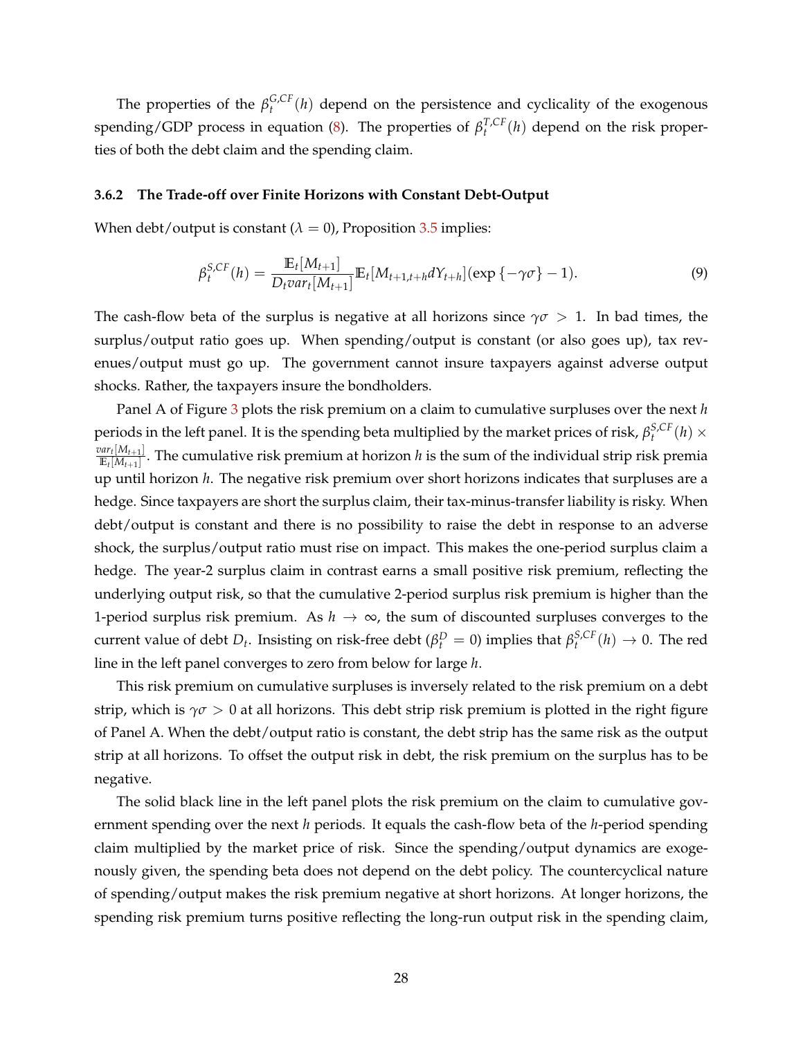The properties of the $\beta_t^{G,CF}(h)$ depend on the persistence and cyclicality of the exogenous spending/GDP process in equation (8). The properties of $\beta_t^{T,CF}(h)$ depend on the risk properties of both the debt claim and the spending claim.

#### 3.6.2 The Trade-off over Finite Horizons with Constant Debt-Output

When debt/output is constant ($\lambda = 0$), Proposition 3.5 implies:

$$\beta_t^{S,CF}(h) = \frac{\mathbb{E}_t[M_{t+1}]}{D_t var_t[M_{t+1}]} \mathbb{E}_t[M_{t+1,t+h} dY_{t+h}](\exp\{-\gamma\sigma\} - 1). \tag{9}$$

The cash-flow beta of the surplus is negative at all horizons since $\gamma\sigma > 1$. In bad times, the surplus/output ratio goes up. When spending/output is constant (or also goes up), tax revenues/output must go up. The government cannot insure taxpayers against adverse output shocks. Rather, the taxpayers insure the bondholders.

Panel A of Figure 3 plots the risk premium on a claim to cumulative surpluses over the next $h$ periods in the left panel. It is the spending beta multiplied by the market prices of risk, $\beta_t^{S,CF}(h) \times \frac{var_t[M_{t+1}]}{\mathbb{E}_t[M_{t+1}]}$. The cumulative risk premium at horizon $h$ is the sum of the individual strip risk premia up until horizon $h$. The negative risk premium over short horizons indicates that surpluses are a hedge. Since taxpayers are short the surplus claim, their tax-minus-transfer liability is risky. When debt/output is constant and there is no possibility to raise the debt in response to an adverse shock, the surplus/output ratio must rise on impact. This makes the one-period surplus claim a hedge. The year-2 surplus claim in contrast earns a small positive risk premium, reflecting the underlying output risk, so that the cumulative 2-period surplus risk premium is higher than the 1-period surplus risk premium. As $h \to \infty$, the sum of discounted surpluses converges to the current value of debt $D_t$. Insisting on risk-free debt ($\beta_t^D = 0$) implies that $\beta_t^{S,CF}(h) \to 0$. The red line in the left panel converges to zero from below for large $h$.

This risk premium on cumulative surpluses is inversely related to the risk premium on a debt strip, which is $\gamma\sigma > 0$ at all horizons. This debt strip risk premium is plotted in the right figure of Panel A. When the debt/output ratio is constant, the debt strip has the same risk as the output strip at all horizons. To offset the output risk in debt, the risk premium on the surplus has to be negative.

The solid black line in the left panel plots the risk premium on the claim to cumulative government spending over the next $h$ periods. It equals the cash-flow beta of the $h$-period spending claim multiplied by the market price of risk. Since the spending/output dynamics are exogenously given, the spending beta does not depend on the debt policy. The countercyclical nature of spending/output makes the risk premium negative at short horizons. At longer horizons, the spending risk premium turns positive reflecting the long-run output risk in the spending claim,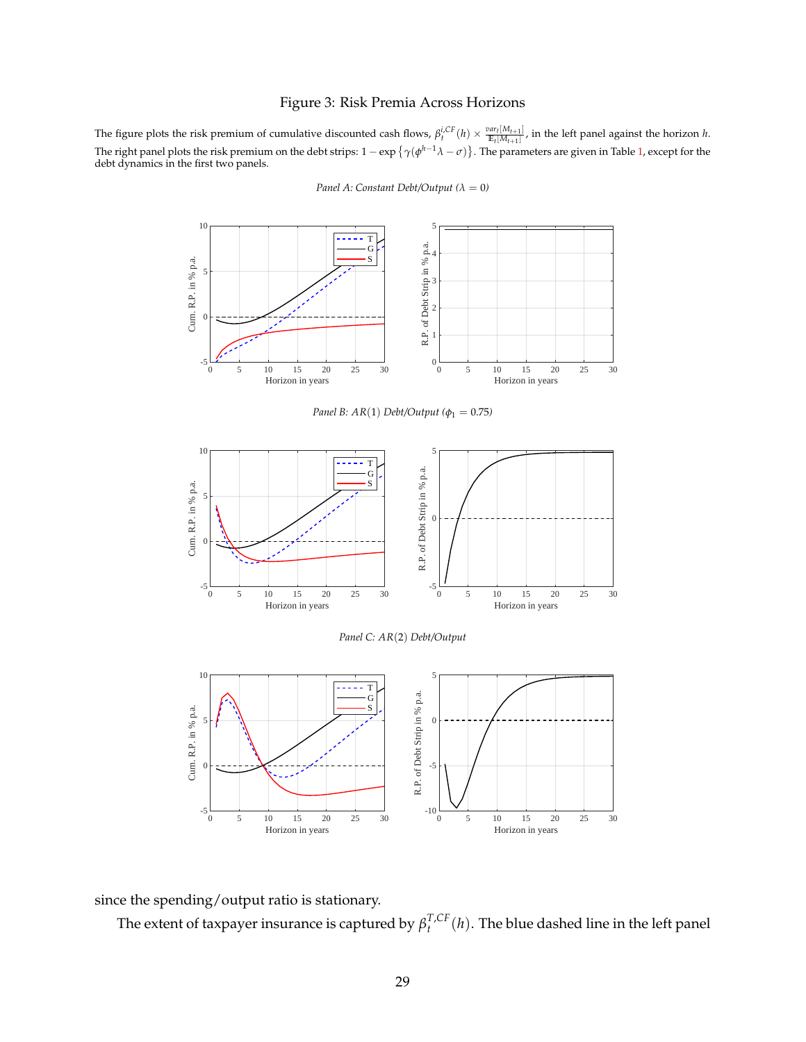Figure 3: Risk Premia Across Horizons

The figure plots the risk premium of cumulative discounted cash flows, $\beta_t^{i,CF}(h) \times \frac{var_t[M_{t+1}]}{\mathbb{E}_t[M_{t+1}]}$, in the left panel against the horizon $h$. The right panel plots the risk premium on the debt strips: $1 - \exp\left\{\gamma(\phi^{h-1}\lambda - \sigma)\right\}$. The parameters are given in Table 1, except for the debt dynamics in the first two panels.

*Panel A: Constant Debt/Output ($\lambda = 0$)*

*Panel B: $AR(1)$ Debt/Output ($\phi_1 = 0.75$)*

*Panel C: $AR(2)$ Debt/Output*

since the spending/output ratio is stationary.

The extent of taxpayer insurance is captured by $\beta_t^{T,CF}(h)$. The blue dashed line in the left panel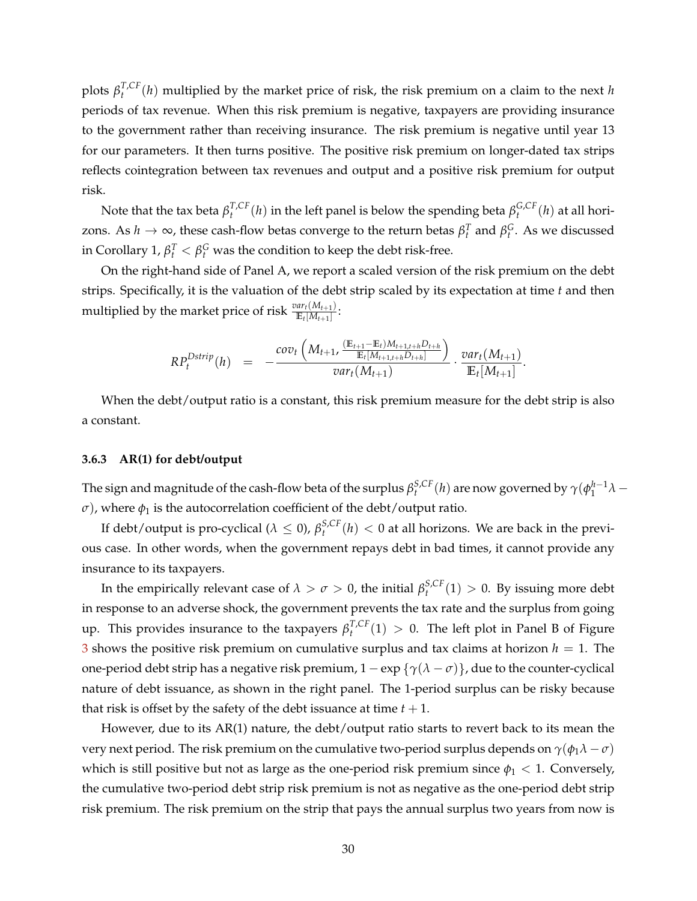plots $\beta_t^{T,CF}(h)$ multiplied by the market price of risk, the risk premium on a claim to the next $h$ periods of tax revenue. When this risk premium is negative, taxpayers are providing insurance to the government rather than receiving insurance. The risk premium is negative until year 13 for our parameters. It then turns positive. The positive risk premium on longer-dated tax strips reflects cointegration between tax revenues and output and a positive risk premium for output risk.

Note that the tax beta $\beta_t^{T,CF}(h)$ in the left panel is below the spending beta $\beta_t^{G,CF}(h)$ at all horizons. As $h \to \infty$, these cash-flow betas converge to the return betas $\beta_t^T$ and $\beta_t^G$. As we discussed in Corollary 1, $\beta_t^T < \beta_t^G$ was the condition to keep the debt risk-free.

On the right-hand side of Panel A, we report a scaled version of the risk premium on the debt strips. Specifically, it is the valuation of the debt strip scaled by its expectation at time $t$ and then multiplied by the market price of risk $\frac{var_t(M_{t+1})}{\mathbb{E}_t[M_{t+1}]}$:

$$RP_t^{Dstrip}(h) \quad = \quad -\frac{cov_t\left(M_{t+1}, \frac{(\mathbb{E}_{t+1}-\mathbb{E}_t)M_{t+1,t+h}D_{t+h}}{\mathbb{E}_t[M_{t+1,t+h}D_{t+h}]}\right)}{var_t(M_{t+1})} \cdot \frac{var_t(M_{t+1})}{\mathbb{E}_t[M_{t+1}]}.$$

When the debt/output ratio is a constant, this risk premium measure for the debt strip is also a constant.

### 3.6.3 AR(1) for debt/output

The sign and magnitude of the cash-flow beta of the surplus $\beta_t^{S,CF}(h)$ are now governed by $\gamma(\phi_1^{h-1}\lambda - \sigma)$, where $\phi_1$ is the autocorrelation coefficient of the debt/output ratio.

If debt/output is pro-cyclical ($\lambda \leq 0$), $\beta_t^{S,CF}(h) < 0$ at all horizons. We are back in the previous case. In other words, when the government repays debt in bad times, it cannot provide any insurance to its taxpayers.

In the empirically relevant case of $\lambda > \sigma > 0$, the initial $\beta_t^{S,CF}(1) > 0$. By issuing more debt in response to an adverse shock, the government prevents the tax rate and the surplus from going up. This provides insurance to the taxpayers $\beta_t^{T,CF}(1) > 0$. The left plot in Panel B of Figure 3 shows the positive risk premium on cumulative surplus and tax claims at horizon $h = 1$. The one-period debt strip has a negative risk premium, $1 - \exp\{\gamma(\lambda - \sigma)\}$, due to the counter-cyclical nature of debt issuance, as shown in the right panel. The 1-period surplus can be risky because that risk is offset by the safety of the debt issuance at time $t + 1$.

However, due to its AR(1) nature, the debt/output ratio starts to revert back to its mean the very next period. The risk premium on the cumulative two-period surplus depends on $\gamma(\phi_1\lambda - \sigma)$ which is still positive but not as large as the one-period risk premium since $\phi_1 < 1$. Conversely, the cumulative two-period debt strip risk premium is not as negative as the one-period debt strip risk premium. The risk premium on the strip that pays the annual surplus two years from now is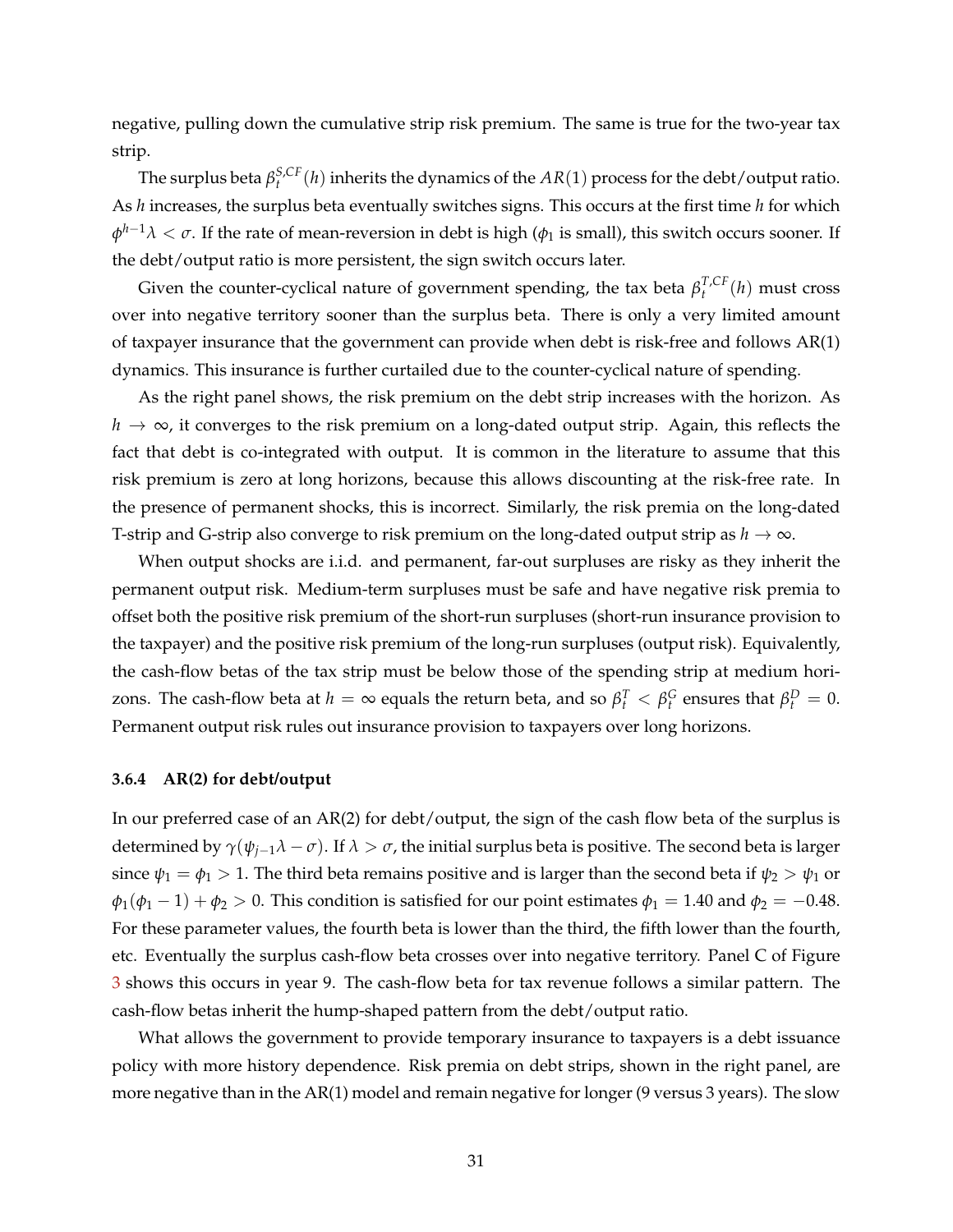negative, pulling down the cumulative strip risk premium. The same is true for the two-year tax strip.

The surplus beta $\beta_t^{S,CF}(h)$ inherits the dynamics of the $AR(1)$ process for the debt/output ratio. As $h$ increases, the surplus beta eventually switches signs. This occurs at the first time $h$ for which $\phi^{h-1}\lambda < \sigma$. If the rate of mean-reversion in debt is high ($\phi_1$ is small), this switch occurs sooner. If the debt/output ratio is more persistent, the sign switch occurs later.

Given the counter-cyclical nature of government spending, the tax beta $\beta_t^{T,CF}(h)$ must cross over into negative territory sooner than the surplus beta. There is only a very limited amount of taxpayer insurance that the government can provide when debt is risk-free and follows AR(1) dynamics. This insurance is further curtailed due to the counter-cyclical nature of spending.

As the right panel shows, the risk premium on the debt strip increases with the horizon. As $h \to \infty$, it converges to the risk premium on a long-dated output strip. Again, this reflects the fact that debt is co-integrated with output. It is common in the literature to assume that this risk premium is zero at long horizons, because this allows discounting at the risk-free rate. In the presence of permanent shocks, this is incorrect. Similarly, the risk premia on the long-dated T-strip and G-strip also converge to risk premium on the long-dated output strip as $h \to \infty$.

When output shocks are i.i.d. and permanent, far-out surpluses are risky as they inherit the permanent output risk. Medium-term surpluses must be safe and have negative risk premia to offset both the positive risk premium of the short-run surpluses (short-run insurance provision to the taxpayer) and the positive risk premium of the long-run surpluses (output risk). Equivalently, the cash-flow betas of the tax strip must be below those of the spending strip at medium horizons. The cash-flow beta at $h = \infty$ equals the return beta, and so $\beta_t^T < \beta_t^G$ ensures that $\beta_t^D = 0$. Permanent output risk rules out insurance provision to taxpayers over long horizons.

### 3.6.4 AR(2) for debt/output

In our preferred case of an AR(2) for debt/output, the sign of the cash flow beta of the surplus is determined by $\gamma(\psi_{j-1}\lambda - \sigma)$. If $\lambda > \sigma$, the initial surplus beta is positive. The second beta is larger since $\psi_1 = \phi_1 > 1$. The third beta remains positive and is larger than the second beta if $\psi_2 > \psi_1$ or $\phi_1(\phi_1 - 1) + \phi_2 > 0$. This condition is satisfied for our point estimates $\phi_1 = 1.40$ and $\phi_2 = -0.48$. For these parameter values, the fourth beta is lower than the third, the fifth lower than the fourth, etc. Eventually the surplus cash-flow beta crosses over into negative territory. Panel C of Figure 3 shows this occurs in year 9. The cash-flow beta for tax revenue follows a similar pattern. The cash-flow betas inherit the hump-shaped pattern from the debt/output ratio.

What allows the government to provide temporary insurance to taxpayers is a debt issuance policy with more history dependence. Risk premia on debt strips, shown in the right panel, are more negative than in the AR(1) model and remain negative for longer (9 versus 3 years). The slow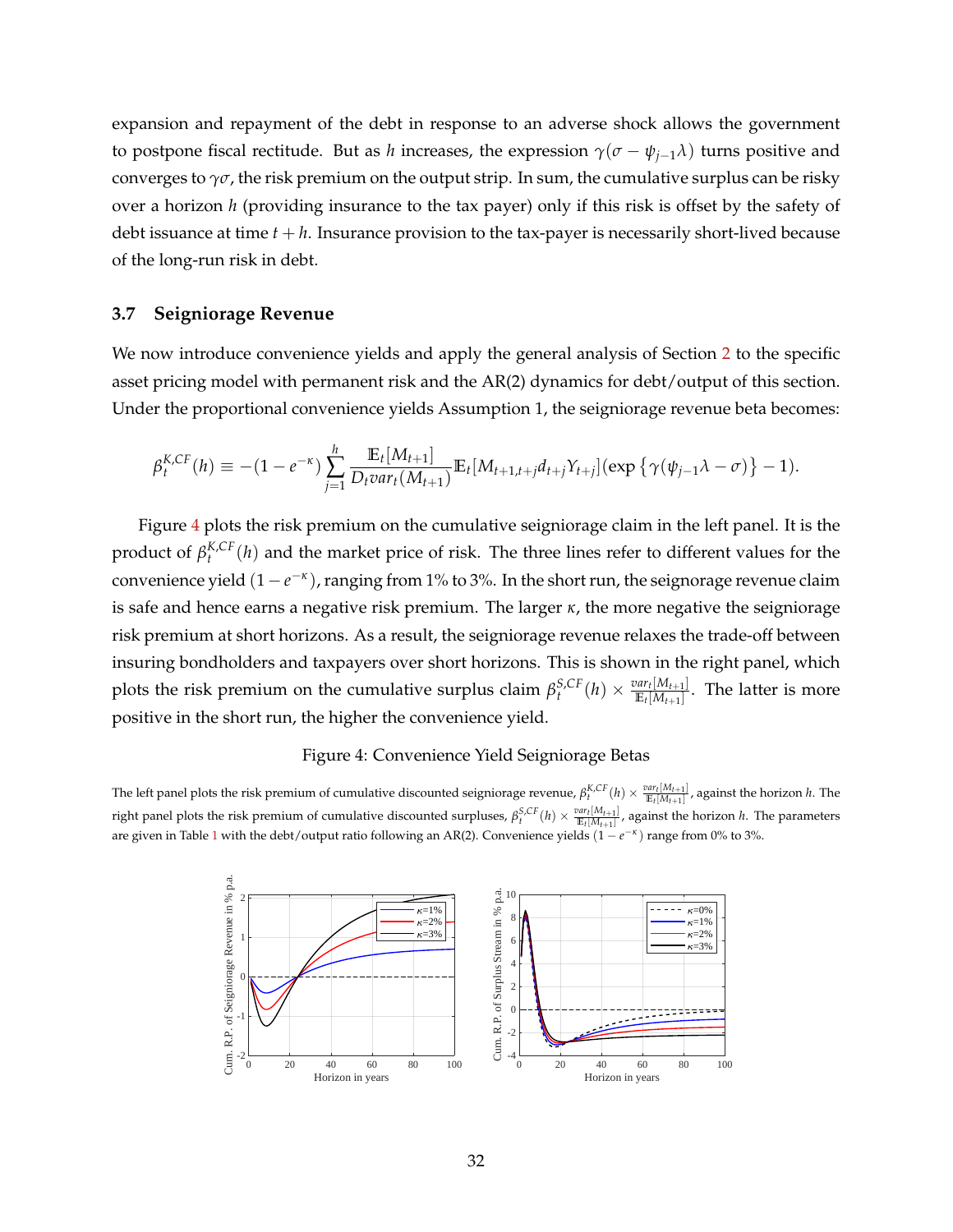expansion and repayment of the debt in response to an adverse shock allows the government to postpone fiscal rectitude. But as $h$ increases, the expression $\gamma(\sigma - \psi_{j-1}\lambda)$ turns positive and converges to $\gamma\sigma$, the risk premium on the output strip. In sum, the cumulative surplus can be risky over a horizon $h$ (providing insurance to the tax payer) only if this risk is offset by the safety of debt issuance at time $t+h$. Insurance provision to the tax-payer is necessarily short-lived because of the long-run risk in debt.

### 3.7 Seigniorage Revenue

We now introduce convenience yields and apply the general analysis of Section 2 to the specific asset pricing model with permanent risk and the AR(2) dynamics for debt/output of this section. Under the proportional convenience yields Assumption 1, the seigniorage revenue beta becomes:

$$\beta_t^{K,CF}(h) \equiv -(1-e^{-\kappa}) \sum_{j=1}^{h} \frac{\mathbb{E}_t[M_{t+1}]}{D_t var_t(M_{t+1})} \mathbb{E}_t[M_{t+1,t+j} d_{t+j} Y_{t+j}] (\exp\{\gamma(\psi_{j-1}\lambda - \sigma)\} - 1).$$

Figure 4 plots the risk premium on the cumulative seigniorage claim in the left panel. It is the product of $\beta_t^{K,CF}(h)$ and the market price of risk. The three lines refer to different values for the convenience yield $(1-e^{-\kappa})$, ranging from 1% to 3%. In the short run, the seignorage revenue claim is safe and hence earns a negative risk premium. The larger $\kappa$, the more negative the seigniorage risk premium at short horizons. As a result, the seigniorage revenue relaxes the trade-off between insuring bondholders and taxpayers over short horizons. This is shown in the right panel, which plots the risk premium on the cumulative surplus claim $\beta_t^{S,CF}(h) \times \frac{var_t[M_{t+1}]}{\mathbb{E}_t[M_{t+1}]}$. The latter is more positive in the short run, the higher the convenience yield.

Figure 4: Convenience Yield Seigniorage Betas

The left panel plots the risk premium of cumulative discounted seigniorage revenue, $\beta_t^{K,CF}(h) \times \frac{var_t[M_{t+1}]}{\mathbb{E}_t[M_{t+1}]}$, against the horizon $h$. The right panel plots the risk premium of cumulative discounted surpluses, $\beta_t^{S,CF}(h) \times \frac{var_t[M_{t+1}]}{\mathbb{E}_t[M_{t+1}]}$, against the horizon $h$. The parameters are given in Table 1 with the debt/output ratio following an AR(2). Convenience yields $(1-e^{-\kappa})$ range from 0% to 3%.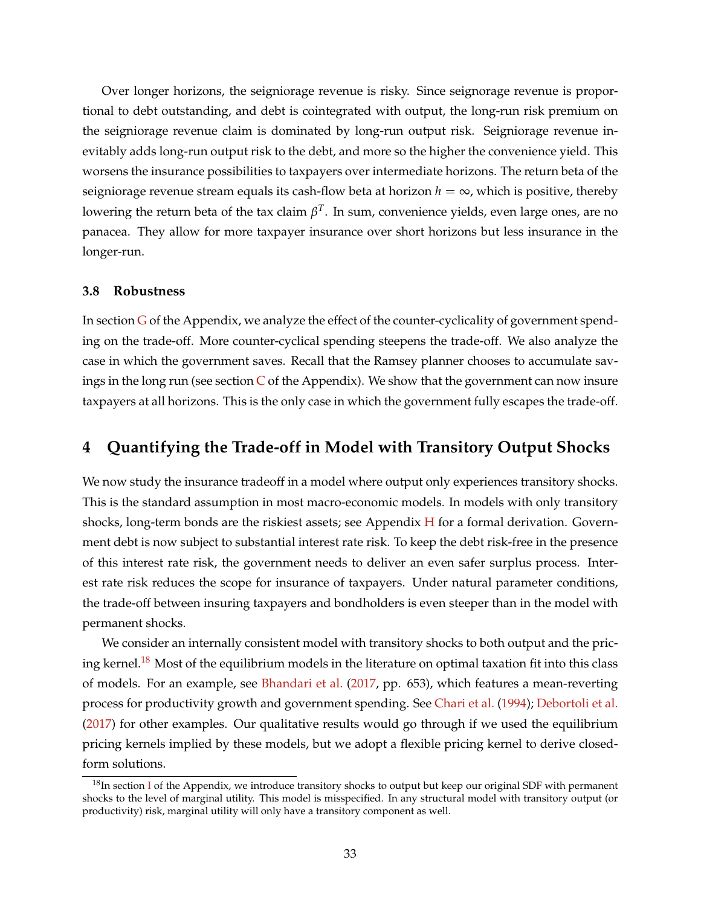Over longer horizons, the seigniorage revenue is risky. Since seignorage revenue is proportional to debt outstanding, and debt is cointegrated with output, the long-run risk premium on the seigniorage revenue claim is dominated by long-run output risk. Seigniorage revenue inevitably adds long-run output risk to the debt, and more so the higher the convenience yield. This worsens the insurance possibilities to taxpayers over intermediate horizons. The return beta of the seigniorage revenue stream equals its cash-flow beta at horizon $h = \infty$, which is positive, thereby lowering the return beta of the tax claim $\beta^T$. In sum, convenience yields, even large ones, are no panacea. They allow for more taxpayer insurance over short horizons but less insurance in the longer-run.

### 3.8 Robustness

In section G of the Appendix, we analyze the effect of the counter-cyclicality of government spending on the trade-off. More counter-cyclical spending steepens the trade-off. We also analyze the case in which the government saves. Recall that the Ramsey planner chooses to accumulate savings in the long run (see section C of the Appendix). We show that the government can now insure taxpayers at all horizons. This is the only case in which the government fully escapes the trade-off.

## 4 Quantifying the Trade-off in Model with Transitory Output Shocks

We now study the insurance tradeoff in a model where output only experiences transitory shocks. This is the standard assumption in most macro-economic models. In models with only transitory shocks, long-term bonds are the riskiest assets; see Appendix H for a formal derivation. Government debt is now subject to substantial interest rate risk. To keep the debt risk-free in the presence of this interest rate risk, the government needs to deliver an even safer surplus process. Interest rate risk reduces the scope for insurance of taxpayers. Under natural parameter conditions, the trade-off between insuring taxpayers and bondholders is even steeper than in the model with permanent shocks.

We consider an internally consistent model with transitory shocks to both output and the pricing kernel.[18] Most of the equilibrium models in the literature on optimal taxation fit into this class of models. For an example, see Bhandari et al. (2017, pp. 653), which features a mean-reverting process for productivity growth and government spending. See Chari et al. (1994); Debortoli et al. (2017) for other examples. Our qualitative results would go through if we used the equilibrium pricing kernels implied by these models, but we adopt a flexible pricing kernel to derive closed-form solutions.

[18] In section I of the Appendix, we introduce transitory shocks to output but keep our original SDF with permanent shocks to the level of marginal utility. This model is misspecified. In any structural model with transitory output (or productivity) risk, marginal utility will only have a transitory component as well.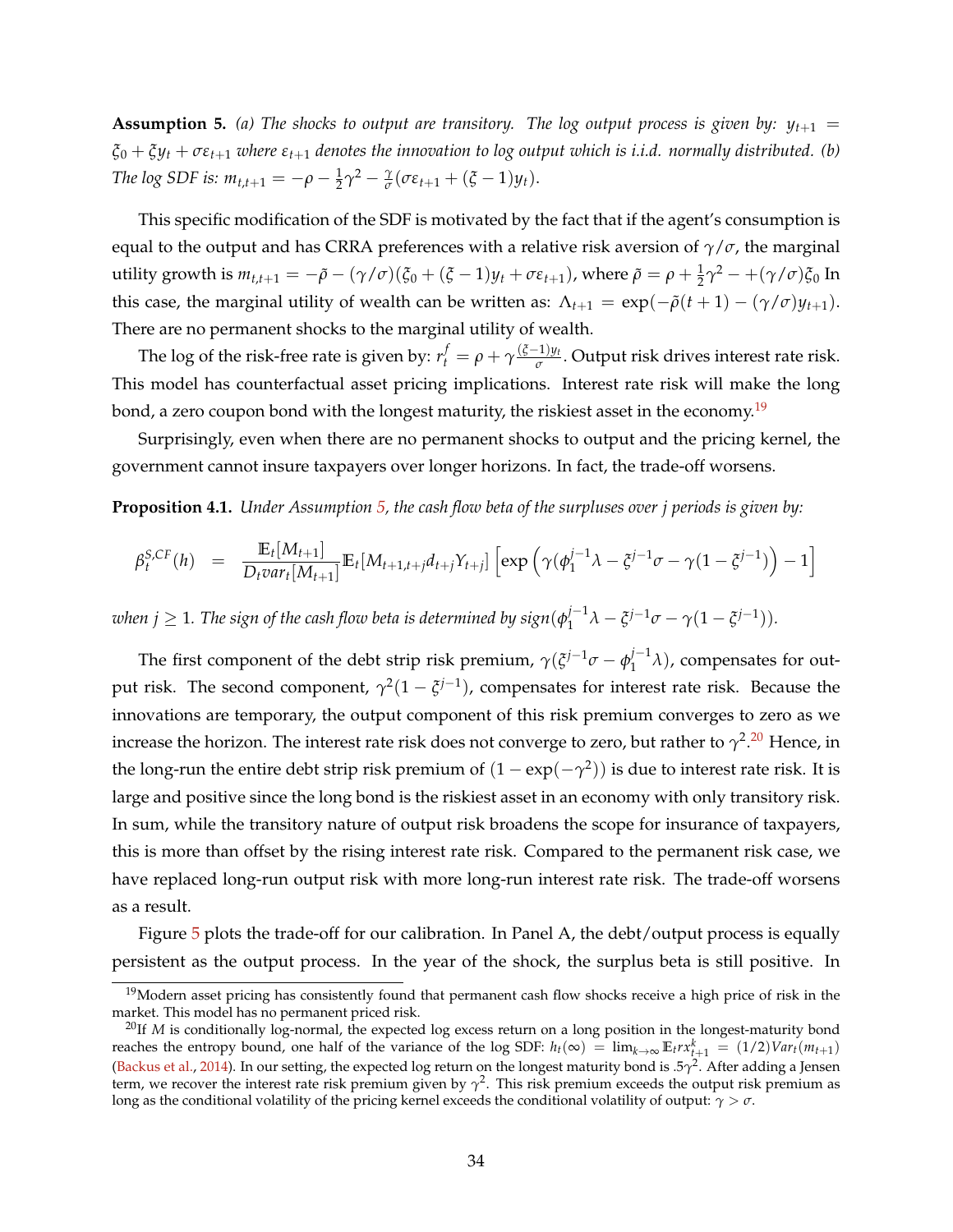**Assumption 5.** *(a) The shocks to output are transitory. The log output process is given by: $y_{t+1} = \xi_0 + \xi y_t + \sigma \varepsilon_{t+1}$ where $\varepsilon_{t+1}$ denotes the innovation to log output which is i.i.d. normally distributed. (b) The log SDF is: $m_{t,t+1} = -\rho - \frac{1}{2}\gamma^2 - \frac{\gamma}{\sigma}(\sigma\varepsilon_{t+1} + (\xi - 1)y_t)$.*

This specific modification of the SDF is motivated by the fact that if the agent's consumption is equal to the output and has CRRA preferences with a relative risk aversion of $\gamma/\sigma$, the marginal utility growth is $m_{t,t+1} = -\tilde{\rho} - (\gamma/\sigma)(\xi_0 + (\xi-1)y_t + \sigma\varepsilon_{t+1})$, where $\tilde{\rho} = \rho + \frac{1}{2}\gamma^2 - +(\gamma/\sigma)\xi_0$ In this case, the marginal utility of wealth can be written as: $\Lambda_{t+1} = \exp(-\tilde{\rho}(t+1) - (\gamma/\sigma)y_{t+1})$. There are no permanent shocks to the marginal utility of wealth.

The log of the risk-free rate is given by: $r_t^f = \rho + \gamma\frac{(\xi-1)y_t}{\sigma}$. Output risk drives interest rate risk. This model has counterfactual asset pricing implications. Interest rate risk will make the long bond, a zero coupon bond with the longest maturity, the riskiest asset in the economy.[19]

Surprisingly, even when there are no permanent shocks to output and the pricing kernel, the government cannot insure taxpayers over longer horizons. In fact, the trade-off worsens.

**Proposition 4.1.** *Under Assumption 5, the cash flow beta of the surpluses over j periods is given by:*

$$\beta_t^{S,CF}(h) = \frac{\mathbb{E}_t[M_{t+1}]}{D_t var_t[M_{t+1}]}\mathbb{E}_t[M_{t+1,t+j}d_{t+j}Y_{t+j}]\left[\exp\left(\gamma(\phi_1^{j-1}\lambda - \xi^{j-1}\sigma - \gamma(1-\xi^{j-1})\right) - 1\right]$$

*when $j \geq 1$. The sign of the cash flow beta is determined by $sign(\phi_1^{j-1}\lambda - \xi^{j-1}\sigma - \gamma(1-\xi^{j-1}))$.*

The first component of the debt strip risk premium, $\gamma(\xi^{j-1}\sigma - \phi_1^{j-1}\lambda)$, compensates for output risk. The second component, $\gamma^2(1-\xi^{j-1})$, compensates for interest rate risk. Because the innovations are temporary, the output component of this risk premium converges to zero as we increase the horizon. The interest rate risk does not converge to zero, but rather to $\gamma^2$.[20] Hence, in the long-run the entire debt strip risk premium of $(1-\exp(-\gamma^2))$ is due to interest rate risk. It is large and positive since the long bond is the riskiest asset in an economy with only transitory risk. In sum, while the transitory nature of output risk broadens the scope for insurance of taxpayers, this is more than offset by the rising interest rate risk. Compared to the permanent risk case, we have replaced long-run output risk with more long-run interest rate risk. The trade-off worsens as a result.

Figure 5 plots the trade-off for our calibration. In Panel A, the debt/output process is equally persistent as the output process. In the year of the shock, the surplus beta is still positive. In

[19] Modern asset pricing has consistently found that permanent cash flow shocks receive a high price of risk in the market. This model has no permanent priced risk.

[20] If $M$ is conditionally log-normal, the expected log excess return on a long position in the longest-maturity bond reaches the entropy bound, one half of the variance of the log SDF: $h_t(\infty) = \lim_{k\to\infty}\mathbb{E}_t rx_{t+1}^k = (1/2)Var_t(m_{t+1})$ (Backus et al., 2014). In our setting, the expected log return on the longest maturity bond is $.5\gamma^2$. After adding a Jensen term, we recover the interest rate risk premium given by $\gamma^2$. This risk premium exceeds the output risk premium as long as the conditional volatility of the pricing kernel exceeds the conditional volatility of output: $\gamma > \sigma$.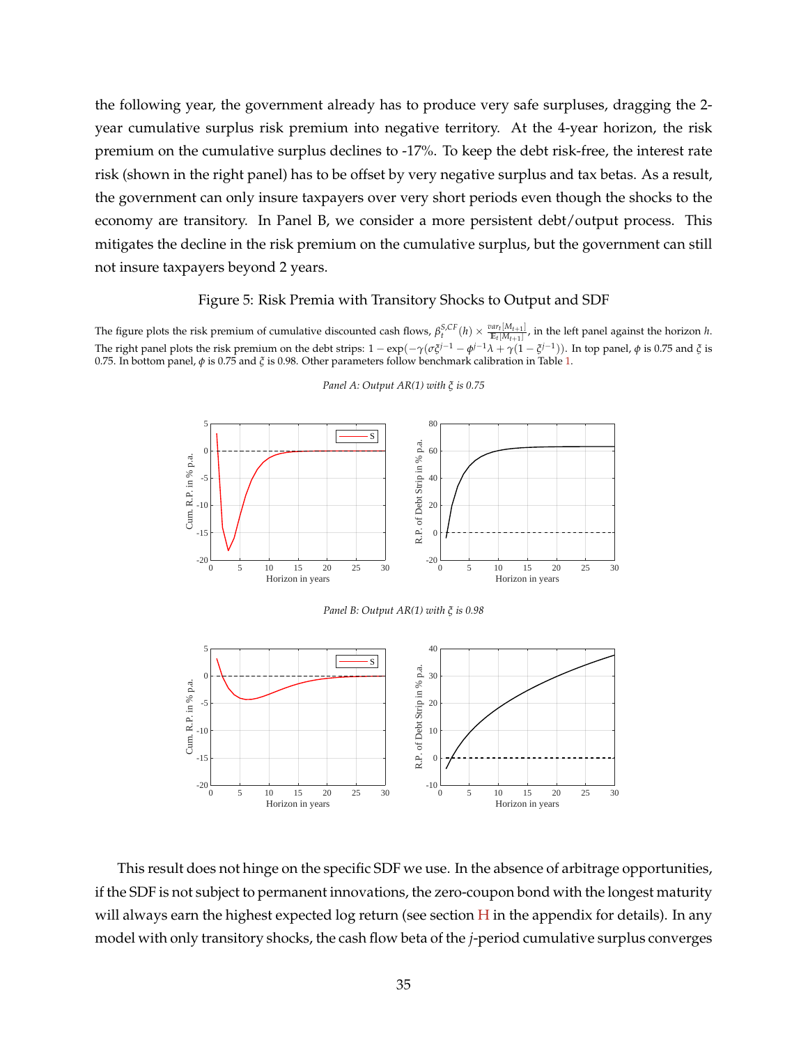the following year, the government already has to produce very safe surpluses, dragging the 2-year cumulative surplus risk premium into negative territory. At the 4-year horizon, the risk premium on the cumulative surplus declines to -17%. To keep the debt risk-free, the interest rate risk (shown in the right panel) has to be offset by very negative surplus and tax betas. As a result, the government can only insure taxpayers over very short periods even though the shocks to the economy are transitory. In Panel B, we consider a more persistent debt/output process. This mitigates the decline in the risk premium on the cumulative surplus, but the government can still not insure taxpayers beyond 2 years.

Figure 5: Risk Premia with Transitory Shocks to Output and SDF

The figure plots the risk premium of cumulative discounted cash flows, $\beta_t^{S,CF}(h) \times \frac{var_t[M_{t+1}]}{\mathbb{E}_t[M_{t+1}]}$, in the left panel against the horizon $h$. The right panel plots the risk premium on the debt strips: $1 - \exp(-\gamma(\sigma\xi^{j-1} - \phi^{j-1}\lambda + \gamma(1-\xi^{j-1}))$. In top panel, $\phi$ is 0.75 and $\xi$ is 0.75. In bottom panel, $\phi$ is 0.75 and $\xi$ is 0.98. Other parameters follow benchmark calibration in Table 1.

*Panel A: Output AR(1) with $\xi$ is 0.75*

*Panel B: Output AR(1) with $\xi$ is 0.98*

This result does not hinge on the specific SDF we use. In the absence of arbitrage opportunities, if the SDF is not subject to permanent innovations, the zero-coupon bond with the longest maturity will always earn the highest expected log return (see section H in the appendix for details). In any model with only transitory shocks, the cash flow beta of the $j$-period cumulative surplus converges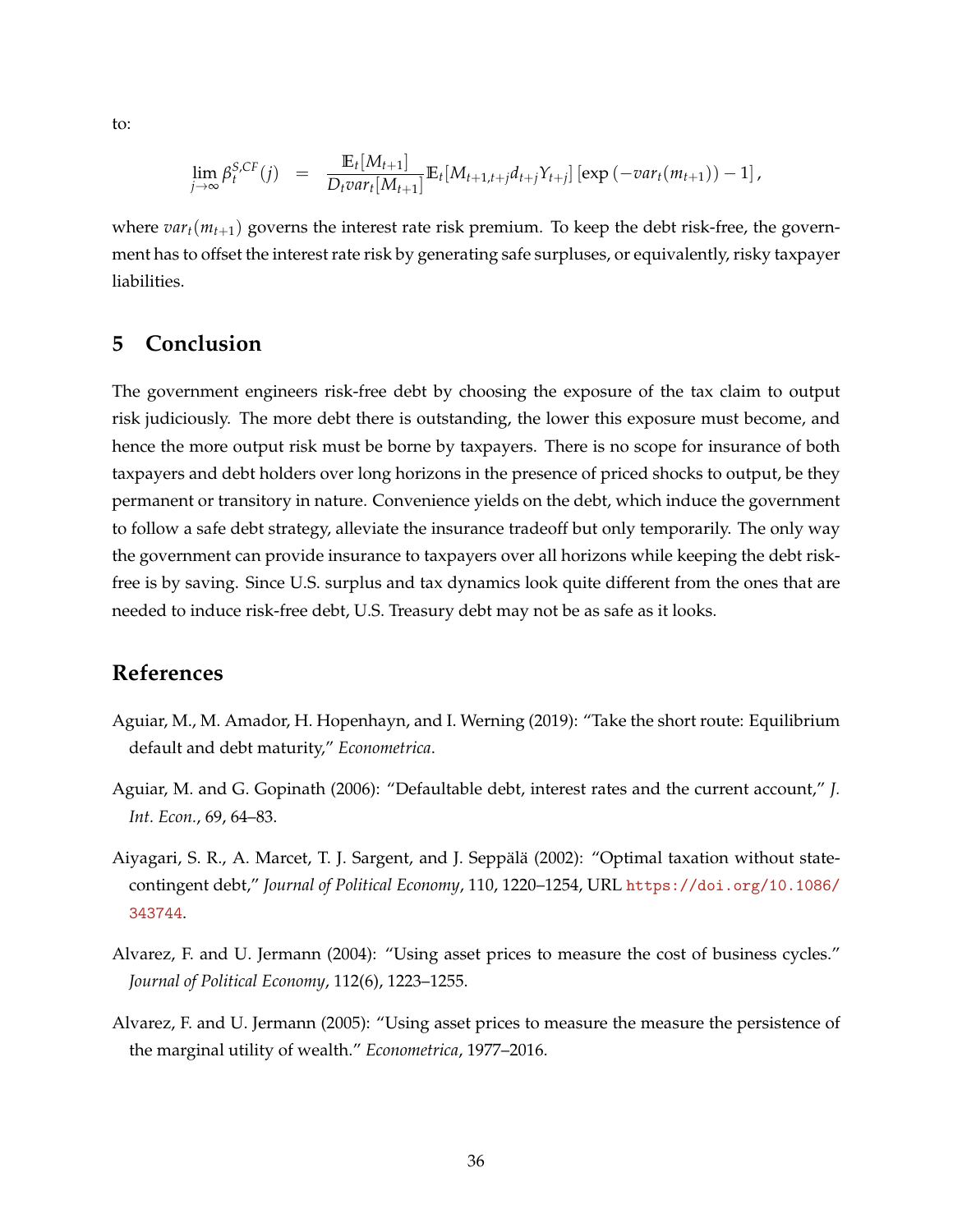to:

$$\lim_{j\to\infty} \beta_t^{S,CF}(j) \quad = \quad \frac{\mathbb{E}_t[M_{t+1}]}{D_t var_t[M_{t+1}]} \mathbb{E}_t[M_{t+1,t+j} d_{t+j} Y_{t+j}] \left[\exp\left(-var_t(m_{t+1})\right) - 1\right],$$

where $var_t(m_{t+1})$ governs the interest rate risk premium. To keep the debt risk-free, the government has to offset the interest rate risk by generating safe surpluses, or equivalently, risky taxpayer liabilities.

## 5 Conclusion

The government engineers risk-free debt by choosing the exposure of the tax claim to output risk judiciously. The more debt there is outstanding, the lower this exposure must become, and hence the more output risk must be borne by taxpayers. There is no scope for insurance of both taxpayers and debt holders over long horizons in the presence of priced shocks to output, be they permanent or transitory in nature. Convenience yields on the debt, which induce the government to follow a safe debt strategy, alleviate the insurance tradeoff but only temporarily. The only way the government can provide insurance to taxpayers over all horizons while keeping the debt risk-free is by saving. Since U.S. surplus and tax dynamics look quite different from the ones that are needed to induce risk-free debt, U.S. Treasury debt may not be as safe as it looks.

## References

Aguiar, M., M. Amador, H. Hopenhayn, and I. Werning (2019): "Take the short route: Equilibrium default and debt maturity," *Econometrica*.

Aguiar, M. and G. Gopinath (2006): "Defaultable debt, interest rates and the current account," *J. Int. Econ.*, 69, 64–83.

Aiyagari, S. R., A. Marcet, T. J. Sargent, and J. Seppälä (2002): "Optimal taxation without state-contingent debt," *Journal of Political Economy*, 110, 1220–1254, URL https://doi.org/10.1086/343744.

Alvarez, F. and U. Jermann (2004): "Using asset prices to measure the cost of business cycles." *Journal of Political Economy*, 112(6), 1223–1255.

Alvarez, F. and U. Jermann (2005): "Using asset prices to measure the measure the persistence of the marginal utility of wealth." *Econometrica*, 1977–2016.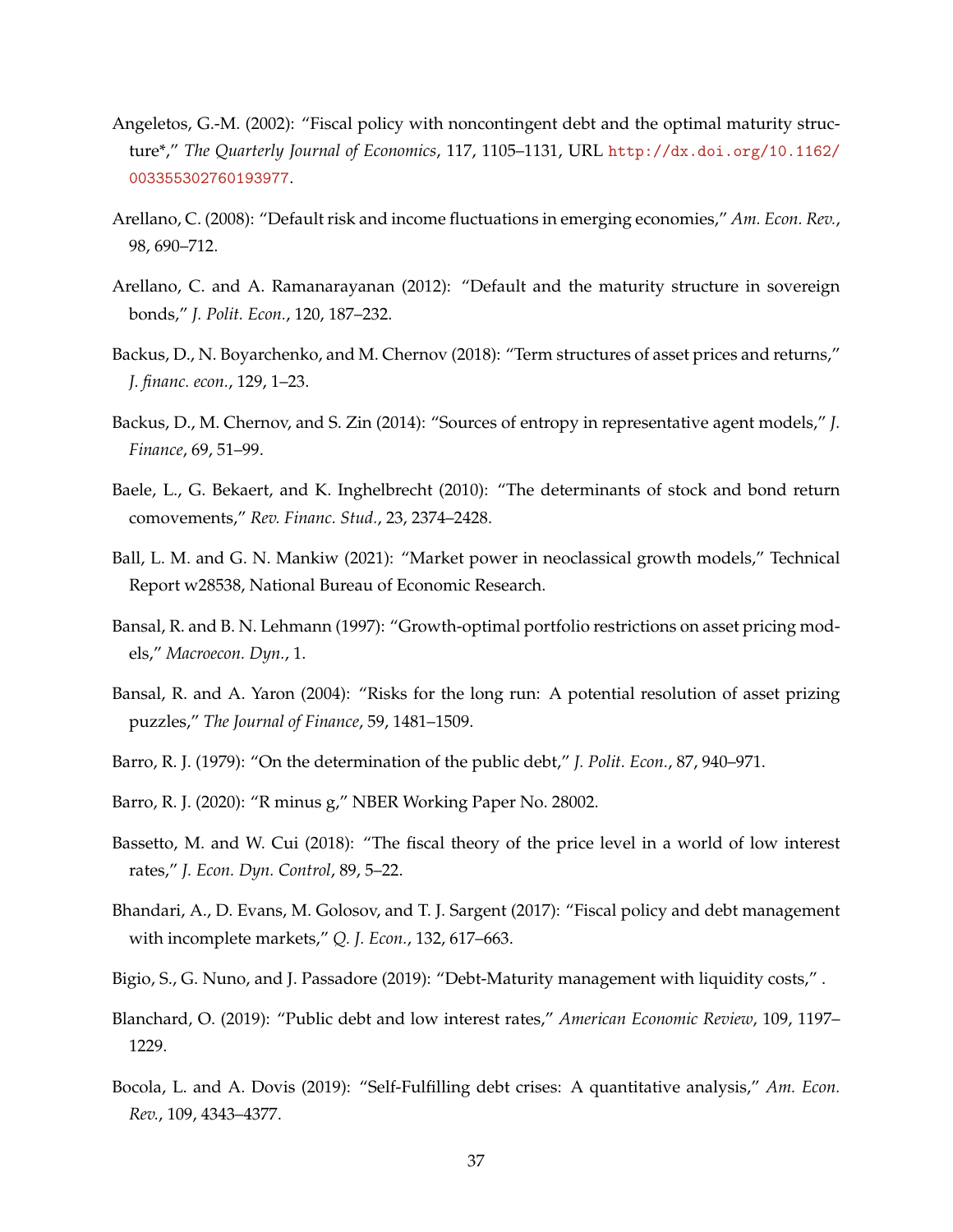Angeletos, G.-M. (2002): "Fiscal policy with noncontingent debt and the optimal maturity structure*," *The Quarterly Journal of Economics*, 117, 1105–1131, URL http://dx.doi.org/10.1162/003355302760193977.

Arellano, C. (2008): "Default risk and income fluctuations in emerging economies," *Am. Econ. Rev.*, 98, 690–712.

Arellano, C. and A. Ramanarayanan (2012): "Default and the maturity structure in sovereign bonds," *J. Polit. Econ.*, 120, 187–232.

Backus, D., N. Boyarchenko, and M. Chernov (2018): "Term structures of asset prices and returns," *J. financ. econ.*, 129, 1–23.

Backus, D., M. Chernov, and S. Zin (2014): "Sources of entropy in representative agent models," *J. Finance*, 69, 51–99.

Baele, L., G. Bekaert, and K. Inghelbrecht (2010): "The determinants of stock and bond return comovements," *Rev. Financ. Stud.*, 23, 2374–2428.

Ball, L. M. and G. N. Mankiw (2021): "Market power in neoclassical growth models," Technical Report w28538, National Bureau of Economic Research.

Bansal, R. and B. N. Lehmann (1997): "Growth-optimal portfolio restrictions on asset pricing models," *Macroecon. Dyn.*, 1.

Bansal, R. and A. Yaron (2004): "Risks for the long run: A potential resolution of asset prizing puzzles," *The Journal of Finance*, 59, 1481–1509.

Barro, R. J. (1979): "On the determination of the public debt," *J. Polit. Econ.*, 87, 940–971.

Barro, R. J. (2020): "R minus g," NBER Working Paper No. 28002.

Bassetto, M. and W. Cui (2018): "The fiscal theory of the price level in a world of low interest rates," *J. Econ. Dyn. Control*, 89, 5–22.

Bhandari, A., D. Evans, M. Golosov, and T. J. Sargent (2017): "Fiscal policy and debt management with incomplete markets," *Q. J. Econ.*, 132, 617–663.

Bigio, S., G. Nuno, and J. Passadore (2019): "Debt-Maturity management with liquidity costs," .

Blanchard, O. (2019): "Public debt and low interest rates," *American Economic Review*, 109, 1197–1229.

Bocola, L. and A. Dovis (2019): "Self-Fulfilling debt crises: A quantitative analysis," *Am. Econ. Rev.*, 109, 4343–4377.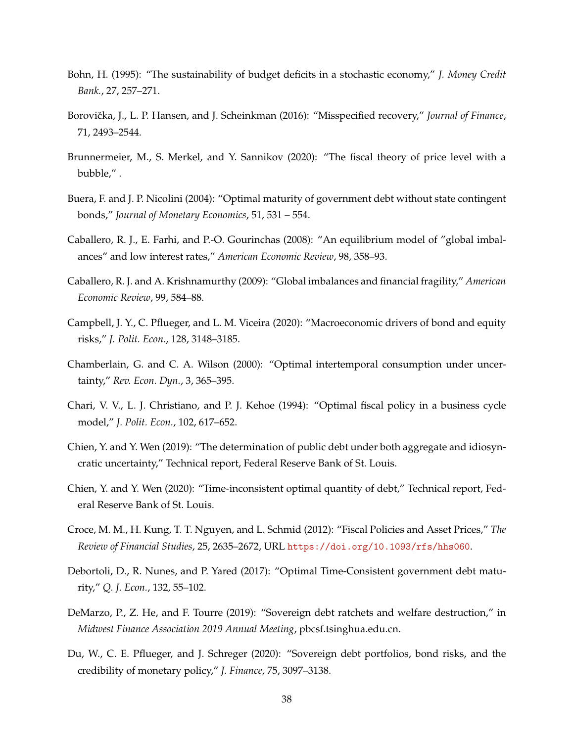Bohn, H. (1995): "The sustainability of budget deficits in a stochastic economy," *J. Money Credit Bank.*, 27, 257–271.

Borovička, J., L. P. Hansen, and J. Scheinkman (2016): "Misspecified recovery," *Journal of Finance*, 71, 2493–2544.

Brunnermeier, M., S. Merkel, and Y. Sannikov (2020): "The fiscal theory of price level with a bubble," .

Buera, F. and J. P. Nicolini (2004): "Optimal maturity of government debt without state contingent bonds," *Journal of Monetary Economics*, 51, 531 – 554.

Caballero, R. J., E. Farhi, and P.-O. Gourinchas (2008): "An equilibrium model of "global imbalances" and low interest rates," *American Economic Review*, 98, 358–93.

Caballero, R. J. and A. Krishnamurthy (2009): "Global imbalances and financial fragility," *American Economic Review*, 99, 584–88.

Campbell, J. Y., C. Pflueger, and L. M. Viceira (2020): "Macroeconomic drivers of bond and equity risks," *J. Polit. Econ.*, 128, 3148–3185.

Chamberlain, G. and C. A. Wilson (2000): "Optimal intertemporal consumption under uncertainty," *Rev. Econ. Dyn.*, 3, 365–395.

Chari, V. V., L. J. Christiano, and P. J. Kehoe (1994): "Optimal fiscal policy in a business cycle model," *J. Polit. Econ.*, 102, 617–652.

Chien, Y. and Y. Wen (2019): "The determination of public debt under both aggregate and idiosyncratic uncertainty," Technical report, Federal Reserve Bank of St. Louis.

Chien, Y. and Y. Wen (2020): "Time-inconsistent optimal quantity of debt," Technical report, Federal Reserve Bank of St. Louis.

Croce, M. M., H. Kung, T. T. Nguyen, and L. Schmid (2012): "Fiscal Policies and Asset Prices," *The Review of Financial Studies*, 25, 2635–2672, URL https://doi.org/10.1093/rfs/hhs060.

Debortoli, D., R. Nunes, and P. Yared (2017): "Optimal Time-Consistent government debt maturity," *Q. J. Econ.*, 132, 55–102.

DeMarzo, P., Z. He, and F. Tourre (2019): "Sovereign debt ratchets and welfare destruction," in *Midwest Finance Association 2019 Annual Meeting*, pbcsf.tsinghua.edu.cn.

Du, W., C. E. Pflueger, and J. Schreger (2020): "Sovereign debt portfolios, bond risks, and the credibility of monetary policy," *J. Finance*, 75, 3097–3138.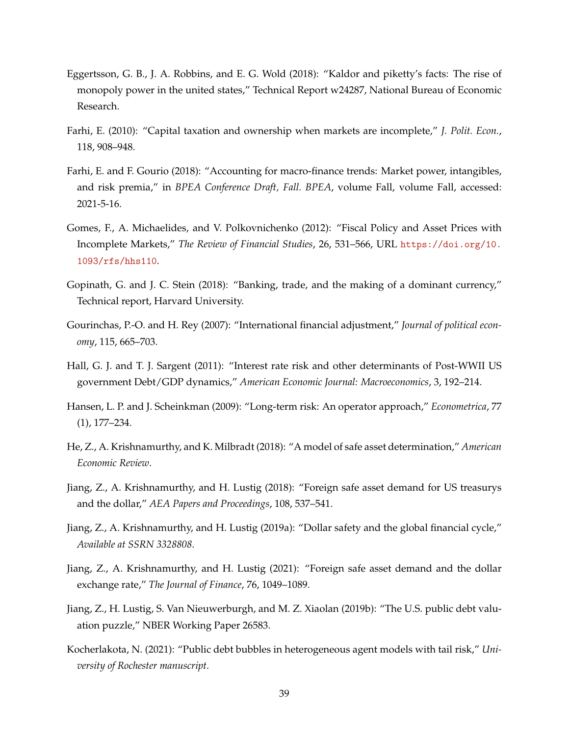Eggertsson, G. B., J. A. Robbins, and E. G. Wold (2018): "Kaldor and piketty's facts: The rise of monopoly power in the united states," Technical Report w24287, National Bureau of Economic Research.

Farhi, E. (2010): "Capital taxation and ownership when markets are incomplete," *J. Polit. Econ.*, 118, 908–948.

Farhi, E. and F. Gourio (2018): "Accounting for macro-finance trends: Market power, intangibles, and risk premia," in *BPEA Conference Draft, Fall. BPEA*, volume Fall, volume Fall, accessed: 2021-5-16.

Gomes, F., A. Michaelides, and V. Polkovnichenko (2012): "Fiscal Policy and Asset Prices with Incomplete Markets," *The Review of Financial Studies*, 26, 531–566, URL https://doi.org/10.1093/rfs/hhs110.

Gopinath, G. and J. C. Stein (2018): "Banking, trade, and the making of a dominant currency," Technical report, Harvard University.

Gourinchas, P.-O. and H. Rey (2007): "International financial adjustment," *Journal of political economy*, 115, 665–703.

Hall, G. J. and T. J. Sargent (2011): "Interest rate risk and other determinants of Post-WWII US government Debt/GDP dynamics," *American Economic Journal: Macroeconomics*, 3, 192–214.

Hansen, L. P. and J. Scheinkman (2009): "Long-term risk: An operator approach," *Econometrica*, 77 (1), 177–234.

He, Z., A. Krishnamurthy, and K. Milbradt (2018): "A model of safe asset determination," *American Economic Review*.

Jiang, Z., A. Krishnamurthy, and H. Lustig (2018): "Foreign safe asset demand for US treasurys and the dollar," *AEA Papers and Proceedings*, 108, 537–541.

Jiang, Z., A. Krishnamurthy, and H. Lustig (2019a): "Dollar safety and the global financial cycle," *Available at SSRN 3328808*.

Jiang, Z., A. Krishnamurthy, and H. Lustig (2021): "Foreign safe asset demand and the dollar exchange rate," *The Journal of Finance*, 76, 1049–1089.

Jiang, Z., H. Lustig, S. Van Nieuwerburgh, and M. Z. Xiaolan (2019b): "The U.S. public debt valuation puzzle," NBER Working Paper 26583.

Kocherlakota, N. (2021): "Public debt bubbles in heterogeneous agent models with tail risk," *University of Rochester manuscript*.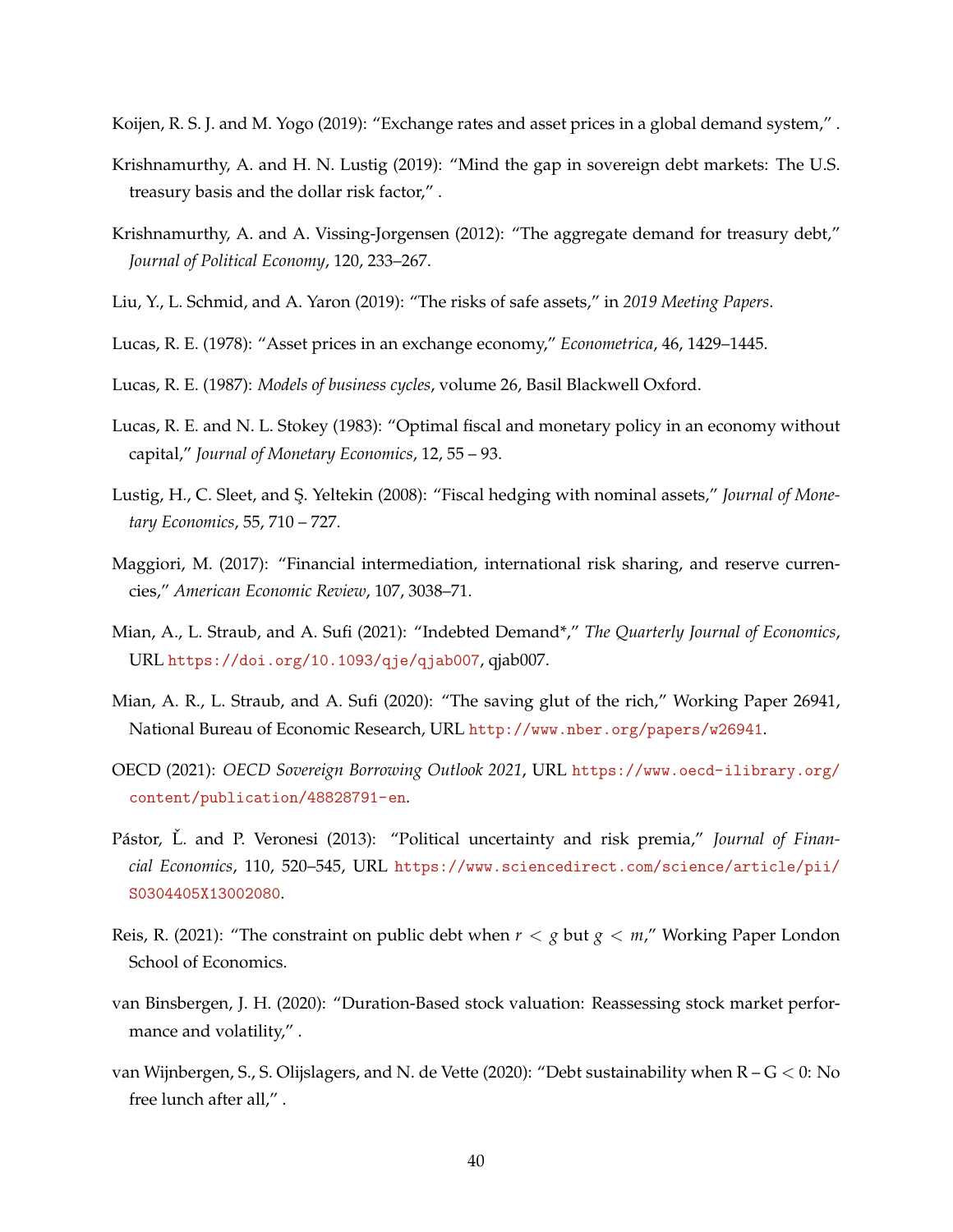Koijen, R. S. J. and M. Yogo (2019): "Exchange rates and asset prices in a global demand system," .

Krishnamurthy, A. and H. N. Lustig (2019): "Mind the gap in sovereign debt markets: The U.S. treasury basis and the dollar risk factor," .

Krishnamurthy, A. and A. Vissing-Jorgensen (2012): "The aggregate demand for treasury debt," *Journal of Political Economy*, 120, 233–267.

Liu, Y., L. Schmid, and A. Yaron (2019): "The risks of safe assets," in *2019 Meeting Papers*.

Lucas, R. E. (1978): "Asset prices in an exchange economy," *Econometrica*, 46, 1429–1445.

Lucas, R. E. (1987): *Models of business cycles*, volume 26, Basil Blackwell Oxford.

Lucas, R. E. and N. L. Stokey (1983): "Optimal fiscal and monetary policy in an economy without capital," *Journal of Monetary Economics*, 12, 55 – 93.

Lustig, H., C. Sleet, and Ş. Yeltekin (2008): "Fiscal hedging with nominal assets," *Journal of Monetary Economics*, 55, 710 – 727.

Maggiori, M. (2017): "Financial intermediation, international risk sharing, and reserve currencies," *American Economic Review*, 107, 3038–71.

Mian, A., L. Straub, and A. Sufi (2021): "Indebted Demand*," *The Quarterly Journal of Economics*, URL https://doi.org/10.1093/qje/qjab007, qjab007.

Mian, A. R., L. Straub, and A. Sufi (2020): "The saving glut of the rich," Working Paper 26941, National Bureau of Economic Research, URL http://www.nber.org/papers/w26941.

OECD (2021): *OECD Sovereign Borrowing Outlook 2021*, URL https://www.oecd-ilibrary.org/content/publication/48828791-en.

Pástor, Ľ. and P. Veronesi (2013): "Political uncertainty and risk premia," *Journal of Financial Economics*, 110, 520–545, URL https://www.sciencedirect.com/science/article/pii/S0304405X13002080.

Reis, R. (2021): "The constraint on public debt when $r < g$ but $g < m$," Working Paper London School of Economics.

van Binsbergen, J. H. (2020): "Duration-Based stock valuation: Reassessing stock market performance and volatility," .

van Wijnbergen, S., S. Olijslagers, and N. de Vette (2020): "Debt sustainability when R – G < 0: No free lunch after all," .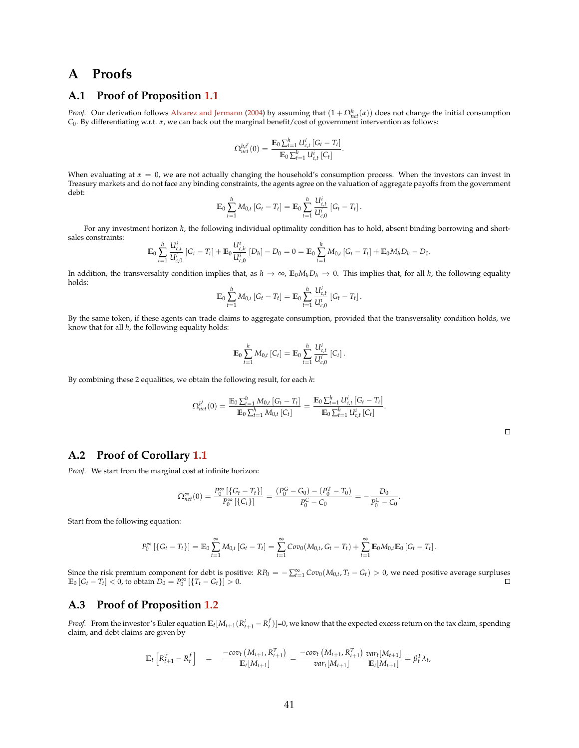# A Proofs

## A.1 Proof of Proposition 1.1

*Proof.* Our derivation follows Alvarez and Jermann (2004) by assuming that $(1+\Omega^h_{net}(\alpha))$ does not change the initial consumption $C_0$. By differentiating w.r.t. $\alpha$, we can back out the marginal benefit/cost of government intervention as follows:

$$\Omega^{h,i'}_{net}(0) = \frac{\mathbb{E}_0 \sum_{t=1}^h U^i_{c,t}\left[G_t - T_t\right]}{\mathbb{E}_0 \sum_{t=1}^h U^i_{c,t}\left[C_t\right]}.$$

When evaluating at $\alpha = 0$, we are not actually changing the household's consumption process. When the investors can invest in Treasury markets and do not face any binding constraints, the agents agree on the valuation of aggregate payoffs from the government debt:

$$\mathbb{E}_0 \sum_{t=1}^h M_{0,t}\left[G_t - T_t\right] = \mathbb{E}_0 \sum_{t=1}^h \frac{U^i_{c,t}}{U^i_{c,0}}\left[G_t - T_t\right].$$

For any investment horizon $h$, the following individual optimality condition has to hold, absent binding borrowing and short-sales constraints:

$$\mathbb{E}_0 \sum_{t=1}^h \frac{U^i_{c,t}}{U^i_{c,0}}\left[G_t - T_t\right] + \mathbb{E}_0 \frac{U^i_{c,h}}{U^i_{c,0}}\left[D_h\right] - D_0 = 0 = \mathbb{E}_0 \sum_{t=1}^h M_{0,t}\left[G_t - T_t\right] + \mathbb{E}_0 M_h D_h - D_0.$$

In addition, the transversality condition implies that, as $h \to \infty$, $\mathbb{E}_0 M_h D_h \to 0$. This implies that, for all $h$, the following equality holds:

$$\mathbb{E}_0 \sum_{t=1}^h M_{0,t}\left[G_t - T_t\right] = \mathbb{E}_0 \sum_{t=1}^h \frac{U^i_{c,t}}{U^i_{c,0}}\left[G_t - T_t\right].$$

By the same token, if these agents can trade claims to aggregate consumption, provided that the transversality condition holds, we know that for all $h$, the following equality holds:

$$\mathbb{E}_0 \sum_{t=1}^h M_{0,t}\left[C_t\right] = \mathbb{E}_0 \sum_{t=1}^h \frac{U^i_{c,t}}{U^i_{c,0}}\left[C_t\right].$$

By combining these 2 equalities, we obtain the following result, for each $h$:

$$\Omega^{h'}_{net}(0) = \frac{\mathbb{E}_0 \sum_{t=1}^h M_{0,t}\left[G_t - T_t\right]}{\mathbb{E}_0 \sum_{t=1}^h M_{0,t}\left[C_t\right]} = \frac{\mathbb{E}_0 \sum_{t=1}^h U^i_{c,t}\left[G_t - T_t\right]}{\mathbb{E}_0 \sum_{t=1}^h U^i_{c,t}\left[C_t\right]}.$$

□

## A.2 Proof of Corollary 1.1

*Proof.* We start from the marginal cost at infinite horizon:

$$\Omega^{\infty}_{net}(0) = \frac{P^{\infty}_0\left[\{G_t - T_t\}\right]}{P^{\infty}_0\left[\{C_t\}\right]} = \frac{(P^G_0 - G_0) - (P^T_0 - T_0)}{P^C_0 - C_0} = -\frac{D_0}{P^C_0 - C_0}.$$

Start from the following equation:

$$P^{\infty}_0\left[\{G_t - T_t\}\right] = \mathbb{E}_0 \sum_{t=1}^{\infty} M_{0,t}\left[G_t - T_t\right] = \sum_{t=1}^{\infty} Cov_0(M_{0,t}, G_t - T_t) + \sum_{t=1}^{\infty} \mathbb{E}_0 M_{0,t} \mathbb{E}_0\left[G_t - T_t\right].$$

Since the risk premium component for debt is positive: $RP_0 = -\sum_{t=1}^{\infty} Cov_0(M_{0,t}, T_t - G_t) > 0$, we need positive average surpluses $\mathbb{E}_0\left[G_t - T_t\right] < 0$, to obtain $D_0 = P^{\infty}_0\left[\{T_t - G_t\}\right] > 0$. □

## A.3 Proof of Proposition 1.2

*Proof.* From the investor's Euler equation $\mathbb{E}_t[M_{t+1}(R^i_{t+1} - R^f_t)]$=0, we know that the expected excess return on the tax claim, spending claim, and debt claims are given by

$$\mathbb{E}_t\left[R^T_{t+1} - R^f_t\right] = \frac{-cov_t\left(M_{t+1}, R^T_{t+1}\right)}{\mathbb{E}_t[M_{t+1}]} = \frac{-cov_t\left(M_{t+1}, R^T_{t+1}\right)}{var_t[M_{t+1}]}\frac{var_t[M_{t+1}]}{\mathbb{E}_t[M_{t+1}]} = \beta^T_t \lambda_t,$$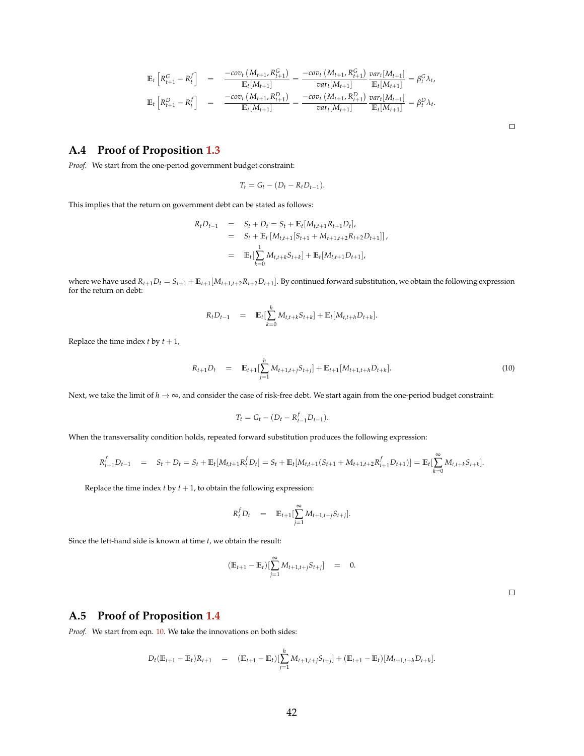$$\mathbb{E}_t\left[R^G_{t+1} - R^f_t\right] = \frac{-cov_t\left(M_{t+1}, R^G_{t+1}\right)}{\mathbb{E}_t[M_{t+1}]} = \frac{-cov_t\left(M_{t+1}, R^G_{t+1}\right)}{var_t[M_{t+1}]}\frac{var_t[M_{t+1}]}{\mathbb{E}_t[M_{t+1}]} = \beta^G_t \lambda_t,$$

$$\mathbb{E}_t\left[R^D_{t+1} - R^f_t\right] = \frac{-cov_t\left(M_{t+1}, R^D_{t+1}\right)}{\mathbb{E}_t[M_{t+1}]} = \frac{-cov_t\left(M_{t+1}, R^D_{t+1}\right)}{var_t[M_{t+1}]}\frac{var_t[M_{t+1}]}{\mathbb{E}_t[M_{t+1}]} = \beta^D_t \lambda_t.$$

□

## A.4 Proof of Proposition 1.3

*Proof.* We start from the one-period government budget constraint:

$$T_t = G_t - (D_t - R_t D_{t-1}).$$

This implies that the return on government debt can be stated as follows:

$$\begin{aligned}
R_t D_{t-1} &= S_t + D_t = S_t + \mathbb{E}_t[M_{t,t+1} R_{t+1} D_t], \\
&= S_t + \mathbb{E}_t\left[M_{t,t+1}[S_{t+1} + M_{t+1,t+2} R_{t+2} D_{t+1}]\right], \\
&= \mathbb{E}_t[\sum_{k=0}^{1} M_{t,t+k} S_{t+k}] + \mathbb{E}_t[M_{t,t+1} D_{t+1}],
\end{aligned}$$

where we have used $R_{t+1} D_t = S_{t+1} + \mathbb{E}_{t+1}[M_{t+1,t+2} R_{t+2} D_{t+1}]$. By continued forward substitution, we obtain the following expression for the return on debt:

$$R_t D_{t-1} = \mathbb{E}_t[\sum_{k=0}^{h} M_{t,t+k} S_{t+k}] + \mathbb{E}_t[M_{t,t+h} D_{t+h}].$$

Replace the time index $t$ by $t+1$,

$$R_{t+1} D_t = \mathbb{E}_{t+1}[\sum_{j=1}^{h} M_{t+1,t+j} S_{t+j}] + \mathbb{E}_{t+1}[M_{t+1,t+h} D_{t+h}]. \tag{10}$$

Next, we take the limit of $h \to \infty$, and consider the case of risk-free debt. We start again from the one-period budget constraint:

$$T_t = G_t - (D_t - R^f_{t-1} D_{t-1}).$$

When the transversality condition holds, repeated forward substitution produces the following expression:

$$R^f_{t-1} D_{t-1} = S_t + D_t = S_t + \mathbb{E}_t[M_{t,t+1} R^f_t D_t] = S_t + \mathbb{E}_t[M_{t,t+1}(S_{t+1} + M_{t+1,t+2} R^f_{t+1} D_{t+1})] = \mathbb{E}_t[\sum_{k=0}^{\infty} M_{t,t+k} S_{t+k}].$$

Replace the time index $t$ by $t+1$, to obtain the following expression:

$$R^f_t D_t = \mathbb{E}_{t+1}[\sum_{j=1}^{\infty} M_{t+1,t+j} S_{t+j}].$$

Since the left-hand side is known at time $t$, we obtain the result:

$$(\mathbb{E}_{t+1} - \mathbb{E}_t)[\sum_{j=1}^{\infty} M_{t+1,t+j} S_{t+j}] = 0.$$

□

## A.5 Proof of Proposition 1.4

*Proof.* We start from eqn. 10. We take the innovations on both sides:

$$D_t(\mathbb{E}_{t+1} - \mathbb{E}_t) R_{t+1} = (\mathbb{E}_{t+1} - \mathbb{E}_t)[\sum_{j=1}^{h} M_{t+1,t+j} S_{t+j}] + (\mathbb{E}_{t+1} - \mathbb{E}_t)[M_{t+1,t+h} D_{t+h}].$$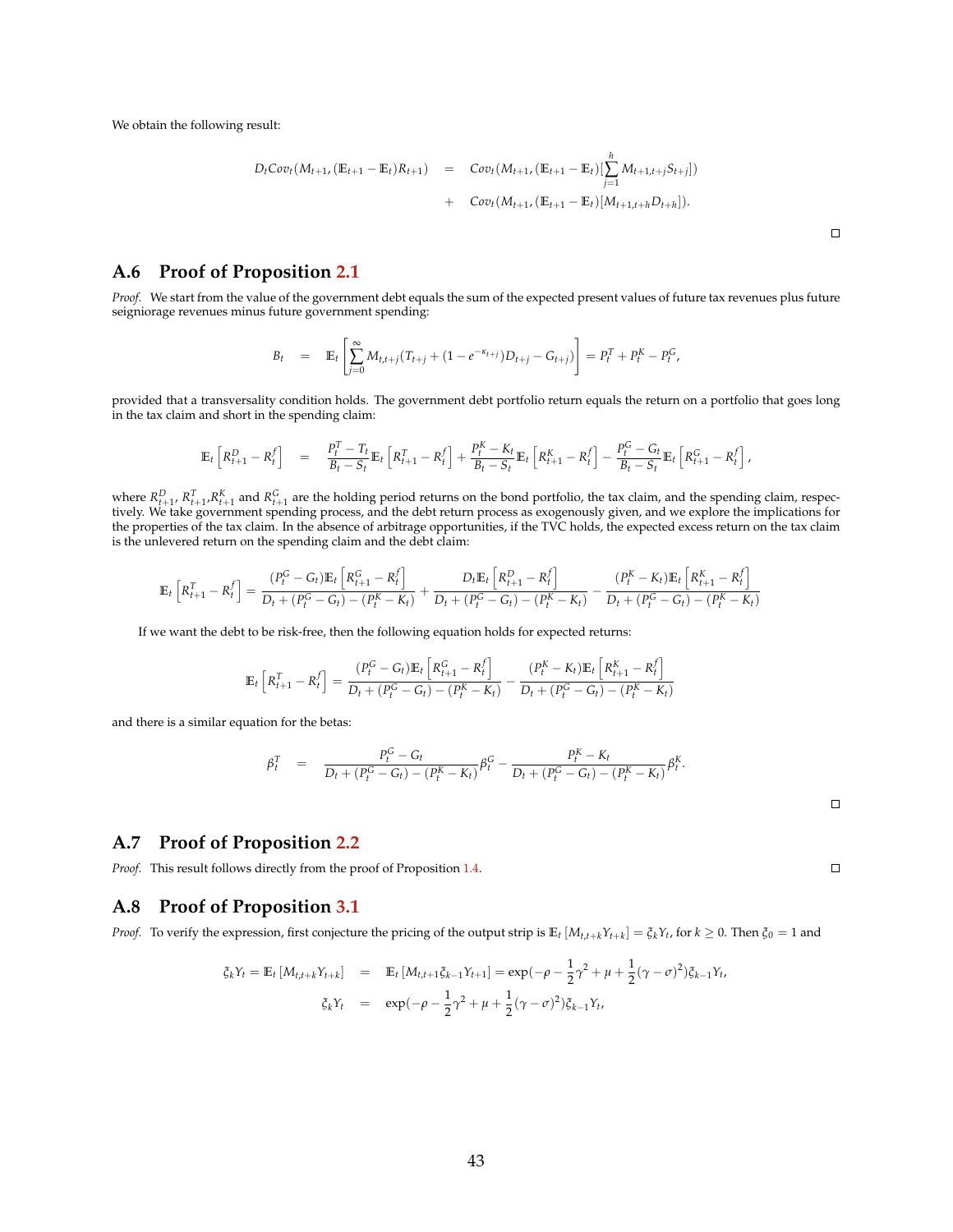We obtain the following result:

$$
\begin{aligned}
D_t Cov_t(M_{t+1}, (\mathbb{E}_{t+1} - \mathbb{E}_t) R_{t+1}) &= Cov_t(M_{t+1}, (\mathbb{E}_{t+1} - \mathbb{E}_t)[\sum_{j=1}^{h} M_{t+1,t+j} S_{t+j}]) \\
&+ Cov_t(M_{t+1}, (\mathbb{E}_{t+1} - \mathbb{E}_t)[M_{t+1,t+h} D_{t+h}]).
\end{aligned}
$$

□

## A.6 Proof of Proposition 2.1

*Proof.* We start from the value of the government debt equals the sum of the expected present values of future tax revenues plus future seigniorage revenues minus future government spending:

$$
B_t = \mathbb{E}_t \left[ \sum_{j=0}^{\infty} M_{t,t+j} (T_{t+j} + (1 - e^{-\kappa_{t+j}}) D_{t+j} - G_{t+j}) \right] = P_t^T + P_t^K - P_t^G,
$$

provided that a transversality condition holds. The government debt portfolio return equals the return on a portfolio that goes long in the tax claim and short in the spending claim:

$$
\mathbb{E}_t \left[ R_{t+1}^D - R_t^f \right] = \frac{P_t^T - T_t}{B_t - S_t} \mathbb{E}_t \left[ R_{t+1}^T - R_t^f \right] + \frac{P_t^K - K_t}{B_t - S_t} \mathbb{E}_t \left[ R_{t+1}^K - R_t^f \right] - \frac{P_t^G - G_t}{B_t - S_t} \mathbb{E}_t \left[ R_{t+1}^G - R_t^f \right],
$$

where $R_{t+1}^D$, $R_{t+1}^T$,$R_{t+1}^K$ and $R_{t+1}^G$ are the holding period returns on the bond portfolio, the tax claim, and the spending claim, respectively. We take government spending process, and the debt return process as exogenously given, and we explore the implications for the properties of the tax claim. In the absence of arbitrage opportunities, if the TVC holds, the expected excess return on the tax claim is the unlevered return on the spending claim and the debt claim:

$$
\mathbb{E}_t \left[ R_{t+1}^T - R_t^f \right] = \frac{(P_t^G - G_t) \mathbb{E}_t \left[ R_{t+1}^G - R_t^f \right]}{D_t + (P_t^G - G_t) - (P_t^K - K_t)} + \frac{D_t \mathbb{E}_t \left[ R_{t+1}^D - R_t^f \right]}{D_t + (P_t^G - G_t) - (P_t^K - K_t)} - \frac{(P_t^K - K_t) \mathbb{E}_t \left[ R_{t+1}^K - R_t^f \right]}{D_t + (P_t^G - G_t) - (P_t^K - K_t)}
$$

If we want the debt to be risk-free, then the following equation holds for expected returns:

$$
\mathbb{E}_t \left[ R_{t+1}^T - R_t^f \right] = \frac{(P_t^G - G_t) \mathbb{E}_t \left[ R_{t+1}^G - R_t^f \right]}{D_t + (P_t^G - G_t) - (P_t^K - K_t)} - \frac{(P_t^K - K_t) \mathbb{E}_t \left[ R_{t+1}^K - R_t^f \right]}{D_t + (P_t^G - G_t) - (P_t^K - K_t)}
$$

and there is a similar equation for the betas:

$$
\beta_t^T = \frac{P_t^G - G_t}{D_t + (P_t^G - G_t) - (P_t^K - K_t)} \beta_t^G - \frac{P_t^K - K_t}{D_t + (P_t^G - G_t) - (P_t^K - K_t)} \beta_t^K.
$$

□

## A.7 Proof of Proposition 2.2

*Proof.* This result follows directly from the proof of Proposition 1.4. □

## A.8 Proof of Proposition 3.1

*Proof.* To verify the expression, first conjecture the pricing of the output strip is $\mathbb{E}_t [M_{t,t+k} Y_{t+k}] = \xi_k Y_t$, for $k \geq 0$. Then $\xi_0 = 1$ and

$$
\begin{aligned}
\xi_k Y_t = \mathbb{E}_t [M_{t,t+k} Y_{t+k}] &= \mathbb{E}_t [M_{t,t+1} \xi_{k-1} Y_{t+1}] = \exp(-\rho - \frac{1}{2}\gamma^2 + \mu + \frac{1}{2}(\gamma - \sigma)^2) \xi_{k-1} Y_t, \\
\xi_k Y_t &= \exp(-\rho - \frac{1}{2}\gamma^2 + \mu + \frac{1}{2}(\gamma - \sigma)^2) \xi_{k-1} Y_t,
\end{aligned}
$$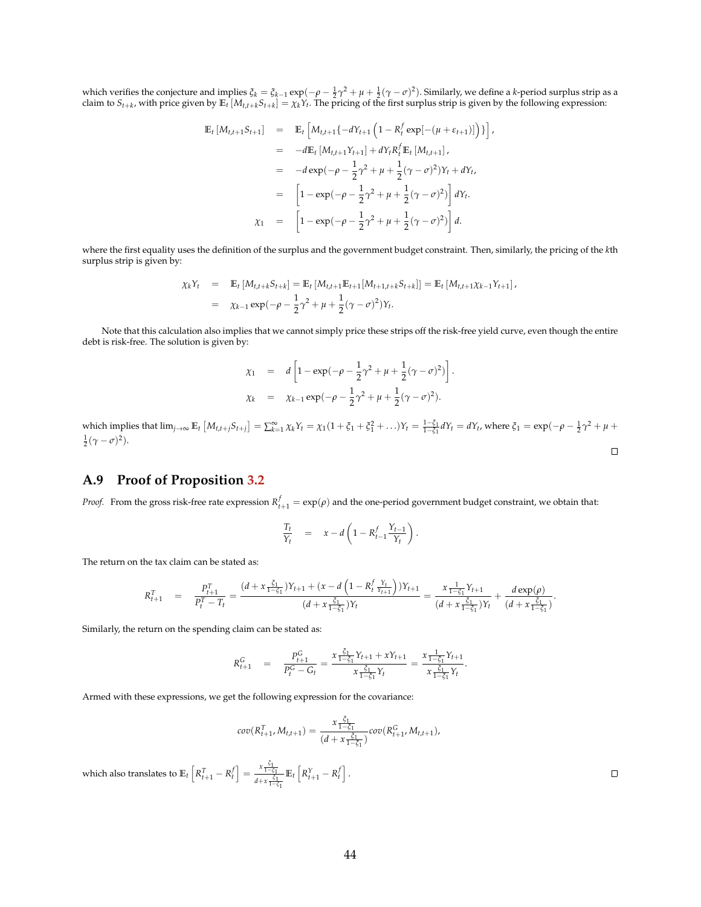which verifies the conjecture and implies $\xi_k = \xi_{k-1}\exp(-\rho - \frac{1}{2}\gamma^2 + \mu + \frac{1}{2}(\gamma-\sigma)^2)$. Similarly, we define a $k$-period surplus strip as a claim to $S_{t+k}$, with price given by $\mathbb{E}_t\left[M_{t,t+k}S_{t+k}\right] = \chi_k Y_t$. The pricing of the first surplus strip is given by the following expression:

$$
\begin{aligned}
\mathbb{E}_t\left[M_{t,t+1}S_{t+1}\right] &= \mathbb{E}_t\left[M_{t,t+1}\{-dY_{t+1}\left(1 - R_t^f \exp[-(\mu+\varepsilon_{t+1})]\right)\}\right], \\
&= -d\mathbb{E}_t\left[M_{t,t+1}Y_{t+1}\right] + dY_t R_t^f \mathbb{E}_t\left[M_{t,t+1}\right], \\
&= -d\exp(-\rho - \frac{1}{2}\gamma^2 + \mu + \frac{1}{2}(\gamma-\sigma)^2)Y_t + dY_t, \\
&= \left[1 - \exp(-\rho - \frac{1}{2}\gamma^2 + \mu + \frac{1}{2}(\gamma-\sigma)^2)\right] dY_t. \\
\chi_1 &= \left[1 - \exp(-\rho - \frac{1}{2}\gamma^2 + \mu + \frac{1}{2}(\gamma-\sigma)^2)\right] d.
\end{aligned}
$$

where the first equality uses the definition of the surplus and the government budget constraint. Then, similarly, the pricing of the $k$th surplus strip is given by:

$$
\begin{aligned}
\chi_k Y_t &= \mathbb{E}_t\left[M_{t,t+k}S_{t+k}\right] = \mathbb{E}_t\left[M_{t,t+1}\mathbb{E}_{t+1}[M_{t+1,t+k}S_{t+k}]\right] = \mathbb{E}_t\left[M_{t,t+1}\chi_{k-1}Y_{t+1}\right], \\
&= \chi_{k-1}\exp(-\rho - \frac{1}{2}\gamma^2 + \mu + \frac{1}{2}(\gamma-\sigma)^2)Y_t.
\end{aligned}
$$

Note that this calculation also implies that we cannot simply price these strips off the risk-free yield curve, even though the entire debt is risk-free. The solution is given by:

$$
\begin{aligned}
\chi_1 &= d\left[1 - \exp(-\rho - \frac{1}{2}\gamma^2 + \mu + \frac{1}{2}(\gamma-\sigma)^2)\right]. \\
\chi_k &= \chi_{k-1}\exp(-\rho - \frac{1}{2}\gamma^2 + \mu + \frac{1}{2}(\gamma-\sigma)^2).
\end{aligned}
$$

which implies that $\lim_{j\to\infty}\mathbb{E}_t\left[M_{t,t+j}S_{t+j}\right] = \sum_{k=1}^{\infty}\chi_k Y_t = \chi_1(1+\xi_1+\xi_1^2+\ldots)Y_t = \frac{1-\xi_1}{1-\xi_1}dY_t = dY_t$, where $\xi_1 = \exp(-\rho - \frac{1}{2}\gamma^2 + \mu + \frac{1}{2}(\gamma-\sigma)^2)$.

□

## A.9 Proof of Proposition 3.2

*Proof.* From the gross risk-free rate expression $R_{t+1}^f = \exp(\rho)$ and the one-period government budget constraint, we obtain that:

$$
\frac{T_t}{Y_t} = x - d\left(1 - R_{t-1}^f\frac{Y_{t-1}}{Y_t}\right).
$$

The return on the tax claim can be stated as:

$$
R_{t+1}^T = \frac{P_{t+1}^T}{P_t^T - T_t} = \frac{(d + x\frac{\xi_1}{1-\xi_1})Y_{t+1} + (x - d\left(1 - R_t^f\frac{Y_t}{Y_{t+1}}\right))Y_{t+1}}{(d + x\frac{\xi_1}{1-\xi_1})Y_t} = \frac{x\frac{1}{1-\xi_1}Y_{t+1}}{(d + x\frac{\xi_1}{1-\xi_1})Y_t} + \frac{d\exp(\rho)}{(d + x\frac{\xi_1}{1-\xi_1})}.
$$

Similarly, the return on the spending claim can be stated as:

$$
R_{t+1}^G = \frac{P_{t+1}^G}{P_t^G - G_t} = \frac{x\frac{\xi_1}{1-\xi_1}Y_{t+1} + xY_{t+1}}{x\frac{\xi_1}{1-\xi_1}Y_t} = \frac{x\frac{1}{1-\xi_1}Y_{t+1}}{x\frac{\xi_1}{1-\xi_1}Y_t}.
$$

Armed with these expressions, we get the following expression for the covariance:

$$
cov(R_{t+1}^T, M_{t,t+1}) = \frac{x\frac{\xi_1}{1-\xi_1}}{(d + x\frac{\xi_1}{1-\xi_1})}cov(R_{t+1}^G, M_{t,t+1}),
$$

which also translates to $\mathbb{E}_t\left[R_{t+1}^T - R_t^f\right] = \frac{x\frac{\xi_1}{1-\xi_1}}{d + x\frac{\xi_1}{1-\xi_1}}\mathbb{E}_t\left[R_{t+1}^Y - R_t^f\right]$.

□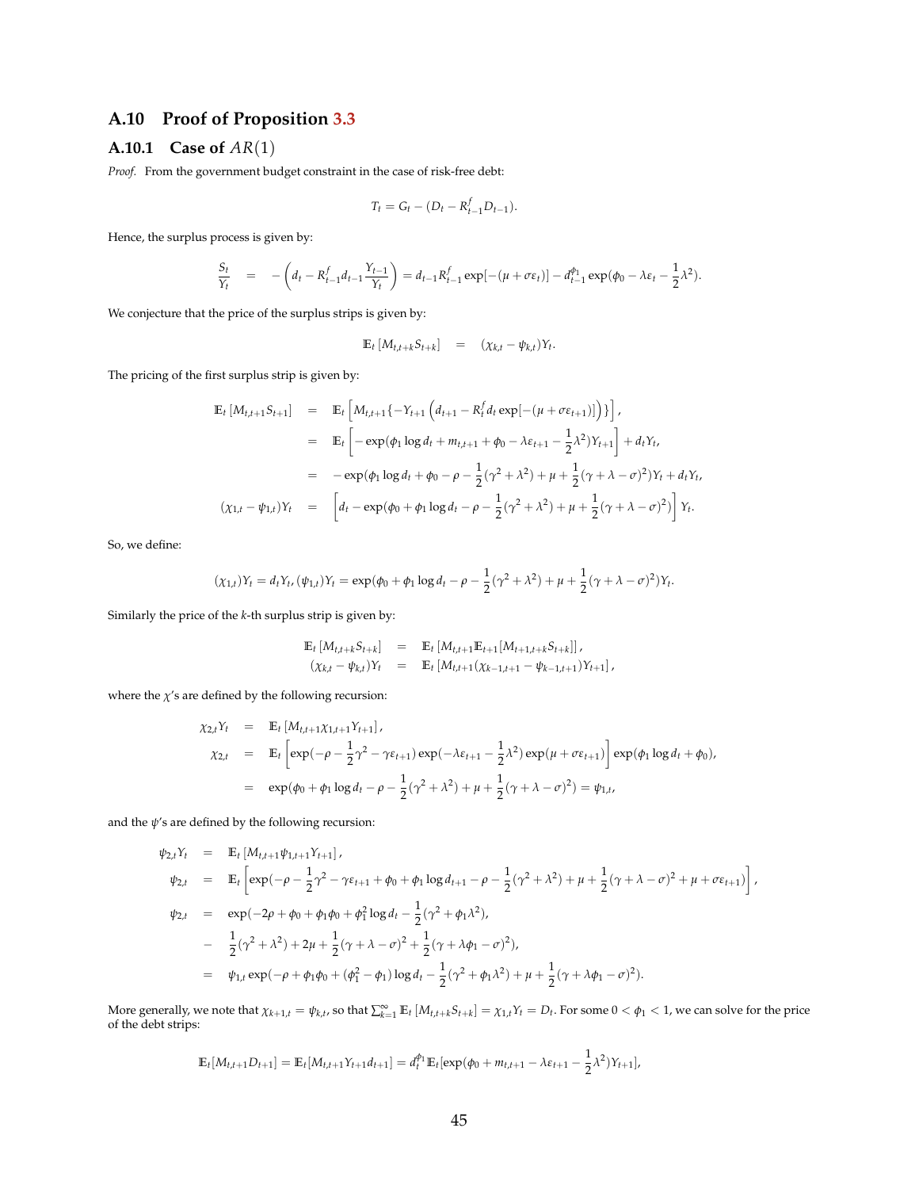## A.10 Proof of Proposition 3.3

### A.10.1 Case of $AR(1)$

*Proof.* From the government budget constraint in the case of risk-free debt:

$$T_t = G_t - (D_t - R^f_{t-1} D_{t-1}).$$

Hence, the surplus process is given by:

$$\frac{S_t}{Y_t} \quad = \quad -\left(d_t - R^f_{t-1} d_{t-1} \frac{Y_{t-1}}{Y_t}\right) = d_{t-1} R^f_{t-1} \exp[-(\mu + \sigma \varepsilon_t)] - d_{t-1}^{\phi_1} \exp(\phi_0 - \lambda \varepsilon_t - \frac{1}{2}\lambda^2).$$

We conjecture that the price of the surplus strips is given by:

$$\mathbb{E}_t \left[M_{t,t+k} S_{t+k}\right] \quad = \quad (\chi_{k,t} - \psi_{k,t}) Y_t.$$

The pricing of the first surplus strip is given by:

$$\begin{aligned}
\mathbb{E}_t \left[M_{t,t+1} S_{t+1}\right] &= \mathbb{E}_t \left[M_{t,t+1} \{-Y_{t+1} \left(d_{t+1} - R^f_t d_t \exp[-(\mu + \sigma \varepsilon_{t+1})]\right)\}\right], \\
&= \mathbb{E}_t \left[-\exp(\phi_1 \log d_t + m_{t,t+1} + \phi_0 - \lambda \varepsilon_{t+1} - \frac{1}{2}\lambda^2) Y_{t+1}\right] + d_t Y_t, \\
&= -\exp(\phi_1 \log d_t + \phi_0 - \rho - \frac{1}{2}(\gamma^2 + \lambda^2) + \mu + \frac{1}{2}(\gamma + \lambda - \sigma)^2) Y_t + d_t Y_t, \\
(\chi_{1,t} - \psi_{1,t}) Y_t &= \left[d_t - \exp(\phi_0 + \phi_1 \log d_t - \rho - \frac{1}{2}(\gamma^2 + \lambda^2) + \mu + \frac{1}{2}(\gamma + \lambda - \sigma)^2)\right] Y_t.
\end{aligned}$$

So, we define:

$$(\chi_{1,t}) Y_t = d_t Y_t, \, (\psi_{1,t}) Y_t = \exp(\phi_0 + \phi_1 \log d_t - \rho - \frac{1}{2}(\gamma^2 + \lambda^2) + \mu + \frac{1}{2}(\gamma + \lambda - \sigma)^2) Y_t.$$

Similarly the price of the $k$-th surplus strip is given by:

$$\begin{aligned}
\mathbb{E}_t \left[M_{t,t+k} S_{t+k}\right] &= \mathbb{E}_t \left[M_{t,t+1} \mathbb{E}_{t+1}[M_{t+1,t+k} S_{t+k}]\right], \\
(\chi_{k,t} - \psi_{k,t}) Y_t &= \mathbb{E}_t \left[M_{t,t+1} (\chi_{k-1,t+1} - \psi_{k-1,t+1}) Y_{t+1}\right],
\end{aligned}$$

where the $\chi$'s are defined by the following recursion:

$$\begin{aligned}
\chi_{2,t} Y_t &= \mathbb{E}_t \left[M_{t,t+1} \chi_{1,t+1} Y_{t+1}\right], \\
\chi_{2,t} &= \mathbb{E}_t \left[\exp(-\rho - \frac{1}{2}\gamma^2 - \gamma \varepsilon_{t+1}) \exp(-\lambda \varepsilon_{t+1} - \frac{1}{2}\lambda^2) \exp(\mu + \sigma \varepsilon_{t+1})\right] \exp(\phi_1 \log d_t + \phi_0), \\
&= \exp(\phi_0 + \phi_1 \log d_t - \rho - \frac{1}{2}(\gamma^2 + \lambda^2) + \mu + \frac{1}{2}(\gamma + \lambda - \sigma)^2) = \psi_{1,t},
\end{aligned}$$

and the $\psi$'s are defined by the following recursion:

$$\begin{aligned}
\psi_{2,t} Y_t &= \mathbb{E}_t \left[M_{t,t+1} \psi_{1,t+1} Y_{t+1}\right], \\
\psi_{2,t} &= \mathbb{E}_t \left[\exp(-\rho - \frac{1}{2}\gamma^2 - \gamma \varepsilon_{t+1} + \phi_0 + \phi_1 \log d_{t+1} - \rho - \frac{1}{2}(\gamma^2 + \lambda^2) + \mu + \frac{1}{2}(\gamma + \lambda - \sigma)^2 + \mu + \sigma \varepsilon_{t+1})\right], \\
\psi_{2,t} &= \exp(-2\rho + \phi_0 + \phi_1 \phi_0 + \phi_1^2 \log d_t - \frac{1}{2}(\gamma^2 + \phi_1 \lambda^2), \\
&- \frac{1}{2}(\gamma^2 + \lambda^2) + 2\mu + \frac{1}{2}(\gamma + \lambda - \sigma)^2 + \frac{1}{2}(\gamma + \lambda \phi_1 - \sigma)^2), \\
&= \psi_{1,t} \exp(-\rho + \phi_1 \phi_0 + (\phi_1^2 - \phi_1) \log d_t - \frac{1}{2}(\gamma^2 + \phi_1 \lambda^2) + \mu + \frac{1}{2}(\gamma + \lambda \phi_1 - \sigma)^2).
\end{aligned}$$

More generally, we note that $\chi_{k+1,t} = \psi_{k,t}$, so that $\sum_{k=1}^{\infty} \mathbb{E}_t \left[M_{t,t+k} S_{t+k}\right] = \chi_{1,t} Y_t = D_t$. For some $0 < \phi_1 < 1$, we can solve for the price of the debt strips:

$$\mathbb{E}_t[M_{t,t+1} D_{t+1}] = \mathbb{E}_t[M_{t,t+1} Y_{t+1} d_{t+1}] = d_t^{\phi_1} \mathbb{E}_t[\exp(\phi_0 + m_{t,t+1} - \lambda \varepsilon_{t+1} - \frac{1}{2}\lambda^2) Y_{t+1}],$$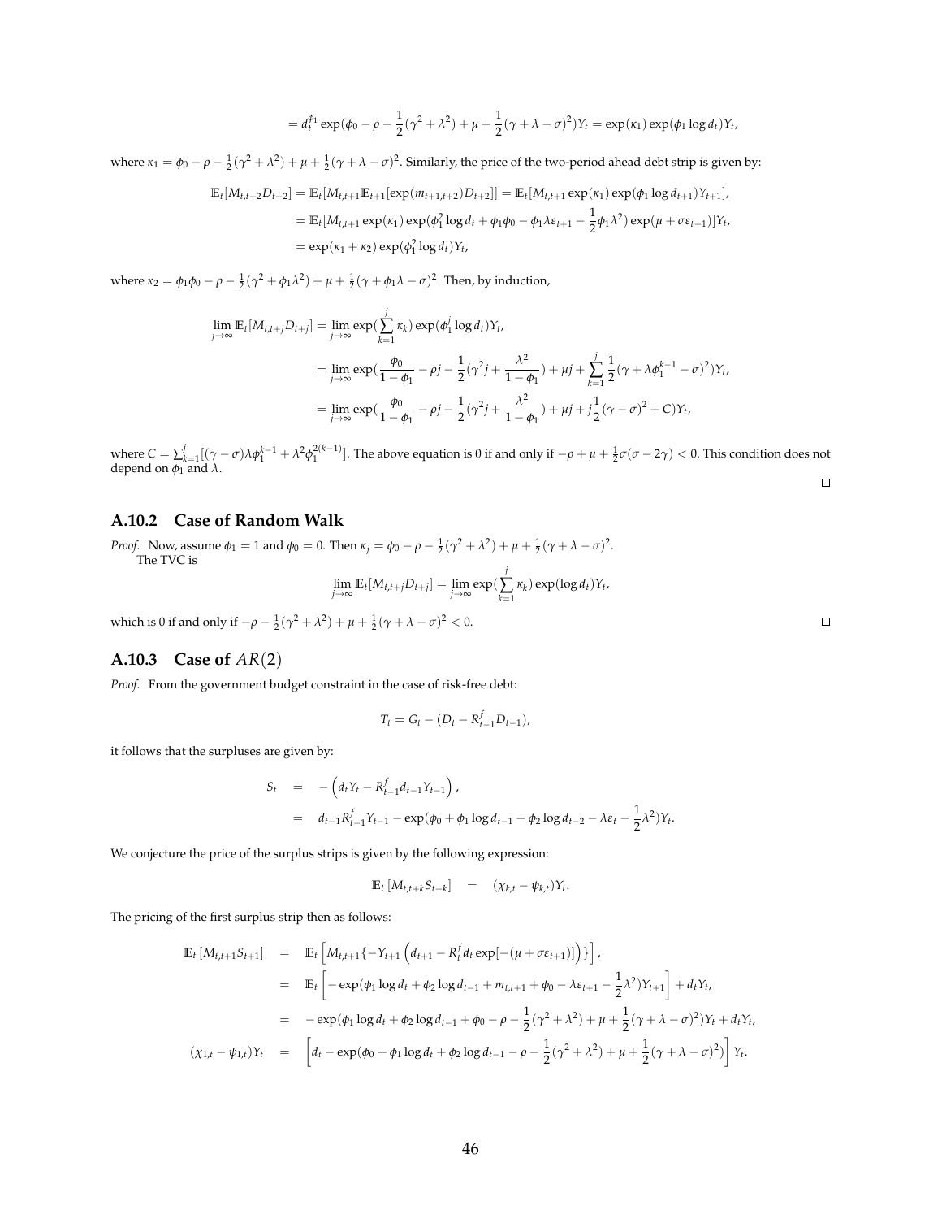$$= d_t^{\phi_1} \exp(\phi_0 - \rho - \frac{1}{2}(\gamma^2 + \lambda^2) + \mu + \frac{1}{2}(\gamma + \lambda - \sigma)^2) Y_t = \exp(\kappa_1) \exp(\phi_1 \log d_t) Y_t,$$

where $\kappa_1 = \phi_0 - \rho - \frac{1}{2}(\gamma^2 + \lambda^2) + \mu + \frac{1}{2}(\gamma + \lambda - \sigma)^2$. Similarly, the price of the two-period ahead debt strip is given by:

$$\begin{aligned}
\mathbb{E}_t[M_{t,t+2} D_{t+2}] &= \mathbb{E}_t[M_{t,t+1} \mathbb{E}_{t+1}[\exp(m_{t+1,t+2}) D_{t+2}]] = \mathbb{E}_t[M_{t,t+1} \exp(\kappa_1) \exp(\phi_1 \log d_{t+1}) Y_{t+1}], \\
&= \mathbb{E}_t[M_{t,t+1} \exp(\kappa_1) \exp(\phi_1^2 \log d_t + \phi_1 \phi_0 - \phi_1 \lambda \varepsilon_{t+1} - \frac{1}{2}\phi_1 \lambda^2) \exp(\mu + \sigma \varepsilon_{t+1})] Y_t, \\
&= \exp(\kappa_1 + \kappa_2) \exp(\phi_1^2 \log d_t) Y_t,
\end{aligned}$$

where $\kappa_2 = \phi_1 \phi_0 - \rho - \frac{1}{2}(\gamma^2 + \phi_1 \lambda^2) + \mu + \frac{1}{2}(\gamma + \phi_1 \lambda - \sigma)^2$. Then, by induction,

$$\begin{aligned}
\lim_{j \to \infty} \mathbb{E}_t[M_{t,t+j} D_{t+j}] &= \lim_{j \to \infty} \exp(\sum_{k=1}^{j} \kappa_k) \exp(\phi_1^j \log d_t) Y_t, \\
&= \lim_{j \to \infty} \exp(\frac{\phi_0}{1 - \phi_1} - \rho j - \frac{1}{2}(\gamma^2 j + \frac{\lambda^2}{1 - \phi_1}) + \mu j + \sum_{k=1}^{j} \frac{1}{2}(\gamma + \lambda \phi_1^{k-1} - \sigma)^2) Y_t, \\
&= \lim_{j \to \infty} \exp(\frac{\phi_0}{1 - \phi_1} - \rho j - \frac{1}{2}(\gamma^2 j + \frac{\lambda^2}{1 - \phi_1}) + \mu j + j \frac{1}{2}(\gamma - \sigma)^2 + C) Y_t,
\end{aligned}$$

where $C = \sum_{k=1}^{j} [(\gamma - \sigma)\lambda \phi_1^{k-1} + \lambda^2 \phi_1^{2(k-1)}]$. The above equation is 0 if and only if $-\rho + \mu + \frac{1}{2}\sigma(\sigma - 2\gamma) < 0$. This condition does not depend on $\phi_1$ and $\lambda$. □

### A.10.2 Case of Random Walk

*Proof.* Now, assume $\phi_1 = 1$ and $\phi_0 = 0$. Then $\kappa_j = \phi_0 - \rho - \frac{1}{2}(\gamma^2 + \lambda^2) + \mu + \frac{1}{2}(\gamma + \lambda - \sigma)^2$.
The TVC is

$$\lim_{j \to \infty} \mathbb{E}_t[M_{t,t+j} D_{t+j}] = \lim_{j \to \infty} \exp(\sum_{k=1}^{j} \kappa_k) \exp(\log d_t) Y_t,$$

which is 0 if and only if $-\rho - \frac{1}{2}(\gamma^2 + \lambda^2) + \mu + \frac{1}{2}(\gamma + \lambda - \sigma)^2 < 0$. □

### A.10.3 Case of $AR(2)$

*Proof.* From the government budget constraint in the case of risk-free debt:

$$T_t = G_t - (D_t - R_{t-1}^f D_{t-1}),$$

it follows that the surpluses are given by:

$$\begin{aligned}
S_t &= -\left(d_t Y_t - R_{t-1}^f d_{t-1} Y_{t-1}\right), \\
&= d_{t-1} R_{t-1}^f Y_{t-1} - \exp(\phi_0 + \phi_1 \log d_{t-1} + \phi_2 \log d_{t-2} - \lambda \varepsilon_t - \frac{1}{2}\lambda^2) Y_t.
\end{aligned}$$

We conjecture the price of the surplus strips is given by the following expression:

$$\mathbb{E}_t [M_{t,t+k} S_{t+k}] = (\chi_{k,t} - \psi_{k,t}) Y_t.$$

The pricing of the first surplus strip then as follows:

$$\begin{aligned}
\mathbb{E}_t [M_{t,t+1} S_{t+1}] &= \mathbb{E}_t \left[ M_{t,t+1} \{-Y_{t+1} \left(d_{t+1} - R_t^f d_t \exp[-(\mu + \sigma \varepsilon_{t+1})]\right)\}\right], \\
&= \mathbb{E}_t \left[ -\exp(\phi_1 \log d_t + \phi_2 \log d_{t-1} + m_{t,t+1} + \phi_0 - \lambda \varepsilon_{t+1} - \frac{1}{2}\lambda^2) Y_{t+1} \right] + d_t Y_t, \\
&= -\exp(\phi_1 \log d_t + \phi_2 \log d_{t-1} + \phi_0 - \rho - \frac{1}{2}(\gamma^2 + \lambda^2) + \mu + \frac{1}{2}(\gamma + \lambda - \sigma)^2) Y_t + d_t Y_t, \\
(\chi_{1,t} - \psi_{1,t}) Y_t &= \left[ d_t - \exp(\phi_0 + \phi_1 \log d_t + \phi_2 \log d_{t-1} - \rho - \frac{1}{2}(\gamma^2 + \lambda^2) + \mu + \frac{1}{2}(\gamma + \lambda - \sigma)^2) \right] Y_t.
\end{aligned}$$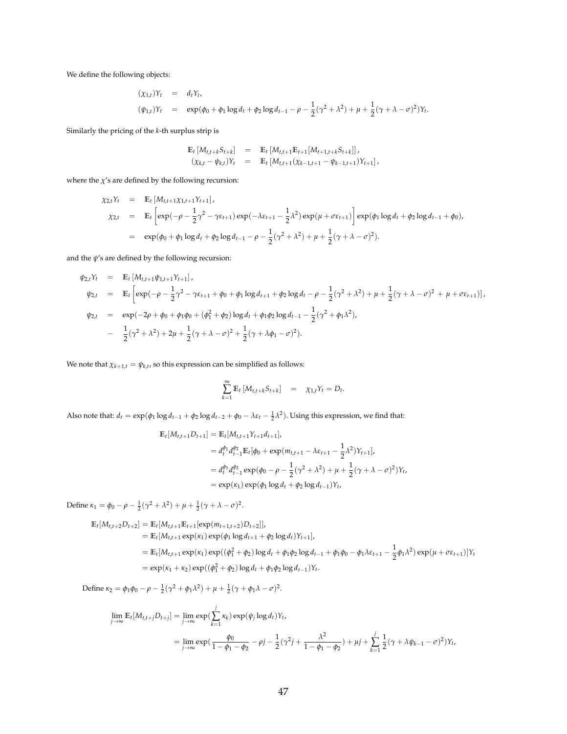We define the following objects:

$$
\begin{aligned}
(\chi_{1,t})Y_t &= d_t Y_t, \\
(\psi_{1,t})Y_t &= \exp(\phi_0 + \phi_1 \log d_t + \phi_2 \log d_{t-1} - \rho - \frac{1}{2}(\gamma^2 + \lambda^2) + \mu + \frac{1}{2}(\gamma + \lambda - \sigma)^2)Y_t.
\end{aligned}
$$

Similarly the pricing of the $k$-th surplus strip is

$$
\begin{aligned}
\mathbb{E}_t\left[M_{t,t+k}S_{t+k}\right] &= \mathbb{E}_t\left[M_{t,t+1}\mathbb{E}_{t+1}[M_{t+1,t+k}S_{t+k}]\right], \\
(\chi_{k,t} - \psi_{k,t})Y_t &= \mathbb{E}_t\left[M_{t,t+1}(\chi_{k-1,t+1} - \psi_{k-1,t+1})Y_{t+1}\right],
\end{aligned}
$$

where the $\chi$'s are defined by the following recursion:

$$
\begin{aligned}
\chi_{2,t}Y_t &= \mathbb{E}_t\left[M_{t,t+1}\chi_{1,t+1}Y_{t+1}\right], \\
\chi_{2,t} &= \mathbb{E}_t\left[\exp(-\rho - \frac{1}{2}\gamma^2 - \gamma\varepsilon_{t+1})\exp(-\lambda\varepsilon_{t+1} - \frac{1}{2}\lambda^2)\exp(\mu + \sigma\varepsilon_{t+1})\right]\exp(\phi_1 \log d_t + \phi_2 \log d_{t-1} + \phi_0), \\
&= \exp(\phi_0 + \phi_1 \log d_t + \phi_2 \log d_{t-1} - \rho - \frac{1}{2}(\gamma^2 + \lambda^2) + \mu + \frac{1}{2}(\gamma + \lambda - \sigma)^2).
\end{aligned}
$$

and the $\psi$'s are defined by the following recursion:

$$
\begin{aligned}
\psi_{2,t}Y_t &= \mathbb{E}_t\left[M_{t,t+1}\psi_{1,t+1}Y_{t+1}\right], \\
\psi_{2,t} &= \mathbb{E}_t\left[\exp(-\rho - \frac{1}{2}\gamma^2 - \gamma\varepsilon_{t+1} + \phi_0 + \phi_1 \log d_{t+1} + \phi_2 \log d_t - \rho - \frac{1}{2}(\gamma^2 + \lambda^2) + \mu + \frac{1}{2}(\gamma + \lambda - \sigma)^2 \; + \mu + \sigma\varepsilon_{t+1})\right], \\
\psi_{2,t} &= \exp(-2\rho + \phi_0 + \phi_1\phi_0 + (\phi_1^2 + \phi_2)\log d_t + \phi_1\phi_2 \log d_{t-1} - \frac{1}{2}(\gamma^2 + \phi_1\lambda^2), \\
&- \frac{1}{2}(\gamma^2 + \lambda^2) + 2\mu + \frac{1}{2}(\gamma + \lambda - \sigma)^2 + \frac{1}{2}(\gamma + \lambda\phi_1 - \sigma)^2).
\end{aligned}
$$

We note that $\chi_{k+1,t} = \psi_{k,t}$, so this expression can be simplified as follows:

$$
\sum_{k=1}^{\infty} \mathbb{E}_t\left[M_{t,t+k}S_{t+k}\right] = \chi_{1,t}Y_t = D_t.
$$

Also note that: $d_t = \exp(\phi_1 \log d_{t-1} + \phi_2 \log d_{t-2} + \phi_0 - \lambda\varepsilon_t - \frac{1}{2}\lambda^2)$. Using this expression, we find that:

$$
\begin{aligned}
\mathbb{E}_t[M_{t,t+1}D_{t+1}] &= \mathbb{E}_t[M_{t,t+1}Y_{t+1}d_{t+1}], \\
&= d_t^{\phi_1}d_{t-1}^{\phi_2}\mathbb{E}_t[\phi_0 + \exp(m_{t,t+1} - \lambda\varepsilon_{t+1} - \frac{1}{2}\lambda^2)Y_{t+1}], \\
&= d_t^{\phi_1}d_{t-1}^{\phi_2}\exp(\phi_0 - \rho - \frac{1}{2}(\gamma^2 + \lambda^2) + \mu + \frac{1}{2}(\gamma + \lambda - \sigma)^2)Y_t, \\
&= \exp(\kappa_1)\exp(\phi_1 \log d_t + \phi_2 \log d_{t-1})Y_t,
\end{aligned}
$$

Define $\kappa_1 = \phi_0 - \rho - \frac{1}{2}(\gamma^2 + \lambda^2) + \mu + \frac{1}{2}(\gamma + \lambda - \sigma)^2$.

$$
\begin{aligned}
\mathbb{E}_t[M_{t,t+2}D_{t+2}] &= \mathbb{E}_t[M_{t,t+1}\mathbb{E}_{t+1}[\exp(m_{t+1,t+2})D_{t+2}]], \\
&= \mathbb{E}_t[M_{t,t+1}\exp(\kappa_1)\exp(\phi_1 \log d_{t+1} + \phi_2 \log d_t)Y_{t+1}], \\
&= \mathbb{E}_t[M_{t,t+1}\exp(\kappa_1)\exp((\phi_1^2 + \phi_2)\log d_t + \phi_1\phi_2 \log d_{t-1} + \phi_1\phi_0 - \phi_1\lambda\varepsilon_{t+1} - \frac{1}{2}\phi_1\lambda^2)\exp(\mu + \sigma\varepsilon_{t+1})]Y_t \\
&= \exp(\kappa_1 + \kappa_2)\exp((\phi_1^2 + \phi_2)\log d_t + \phi_1\phi_2 \log d_{t-1})Y_t.
\end{aligned}
$$

Define $\kappa_2 = \phi_1\phi_0 - \rho - \frac{1}{2}(\gamma^2 + \phi_1\lambda^2) + \mu + \frac{1}{2}(\gamma + \phi_1\lambda - \sigma)^2$.

$$
\begin{aligned}
\lim_{j\to\infty}\mathbb{E}_t[M_{t,t+j}D_{t+j}] &= \lim_{j\to\infty}\exp(\sum_{k=1}^{j}\kappa_k)\exp(\psi_j \log d_t)Y_t, \\
&= \lim_{j\to\infty}\exp(\frac{\phi_0}{1 - \phi_1 - \phi_2} - \rho j - \frac{1}{2}(\gamma^2 j + \frac{\lambda^2}{1 - \phi_1 - \phi_2}) + \mu j + \sum_{k=1}^{j}\frac{1}{2}(\gamma + \lambda\psi_{k-1} - \sigma)^2)Y_t,
\end{aligned}
$$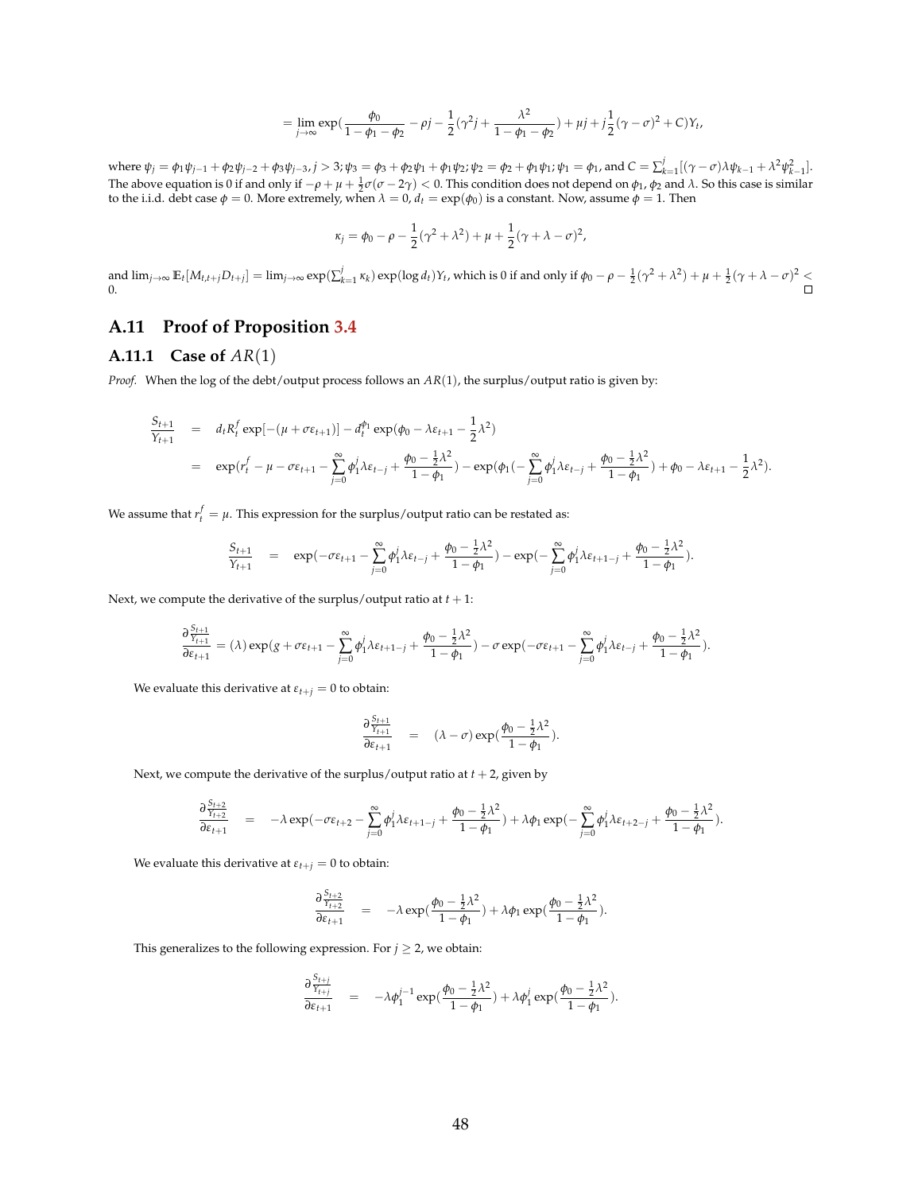$$= \lim_{j\to\infty} \exp\left(\frac{\phi_0}{1-\phi_1-\phi_2} - \rho j - \frac{1}{2}(\gamma^2 j + \frac{\lambda^2}{1-\phi_1-\phi_2}) + \mu j + j\frac{1}{2}(\gamma-\sigma)^2 + C\right)Y_t,$$

where $\psi_j = \phi_1\psi_{j-1} + \phi_2\psi_{j-2} + \phi_3\psi_{j-3}, j > 3; \psi_3 = \phi_3 + \phi_2\psi_1 + \phi_1\psi_2; \psi_2 = \phi_2 + \phi_1\psi_1; \psi_1 = \phi_1$, and $C = \sum_{k=1}^{j}[(\gamma-\sigma)\lambda\psi_{k-1} + \lambda^2\psi_{k-1}^2]$. The above equation is 0 if and only if $-\rho + \mu + \frac{1}{2}\sigma(\sigma - 2\gamma) < 0$. This condition does not depend on $\phi_1, \phi_2$ and $\lambda$. So this case is similar to the i.i.d. debt case $\phi = 0$. More extremely, when $\lambda = 0$, $d_t = \exp(\phi_0)$ is a constant. Now, assume $\phi = 1$. Then

$$\kappa_j = \phi_0 - \rho - \frac{1}{2}(\gamma^2 + \lambda^2) + \mu + \frac{1}{2}(\gamma + \lambda - \sigma)^2,$$

and $\lim_{j\to\infty} \mathbb{E}_t[M_{t,t+j}D_{t+j}] = \lim_{j\to\infty} \exp(\sum_{k=1}^{j}\kappa_k)\exp(\log d_t)Y_t$, which is 0 if and only if $\phi_0 - \rho - \frac{1}{2}(\gamma^2+\lambda^2) + \mu + \frac{1}{2}(\gamma+\lambda-\sigma)^2 < 0$. □

## A.11 Proof of Proposition 3.4

### A.11.1 Case of $AR(1)$

*Proof.* When the log of the debt/output process follows an $AR(1)$, the surplus/output ratio is given by:

$$\begin{aligned}
\frac{S_{t+1}}{Y_{t+1}} &= d_t R_t^f \exp[-(\mu + \sigma\varepsilon_{t+1})] - d_t^{\phi_1}\exp(\phi_0 - \lambda\varepsilon_{t+1} - \frac{1}{2}\lambda^2) \\
&= \exp(r_t^f - \mu - \sigma\varepsilon_{t+1} - \sum_{j=0}^{\infty}\phi_1^j\lambda\varepsilon_{t-j} + \frac{\phi_0 - \frac{1}{2}\lambda^2}{1-\phi_1}) - \exp(\phi_1(-\sum_{j=0}^{\infty}\phi_1^j\lambda\varepsilon_{t-j} + \frac{\phi_0 - \frac{1}{2}\lambda^2}{1-\phi_1}) + \phi_0 - \lambda\varepsilon_{t+1} - \frac{1}{2}\lambda^2).
\end{aligned}$$

We assume that $r_t^f = \mu$. This expression for the surplus/output ratio can be restated as:

$$\frac{S_{t+1}}{Y_{t+1}} = \exp(-\sigma\varepsilon_{t+1} - \sum_{j=0}^{\infty}\phi_1^j\lambda\varepsilon_{t-j} + \frac{\phi_0 - \frac{1}{2}\lambda^2}{1-\phi_1}) - \exp(-\sum_{j=0}^{\infty}\phi_1^j\lambda\varepsilon_{t+1-j} + \frac{\phi_0 - \frac{1}{2}\lambda^2}{1-\phi_1}).$$

Next, we compute the derivative of the surplus/output ratio at $t+1$:

$$\frac{\partial\frac{S_{t+1}}{Y_{t+1}}}{\partial\varepsilon_{t+1}} = (\lambda)\exp(g + \sigma\varepsilon_{t+1} - \sum_{j=0}^{\infty}\phi_1^j\lambda\varepsilon_{t+1-j} + \frac{\phi_0 - \frac{1}{2}\lambda^2}{1-\phi_1}) - \sigma\exp(-\sigma\varepsilon_{t+1} - \sum_{j=0}^{\infty}\phi_1^j\lambda\varepsilon_{t-j} + \frac{\phi_0 - \frac{1}{2}\lambda^2}{1-\phi_1}).$$

We evaluate this derivative at $\varepsilon_{t+j} = 0$ to obtain:

$$\frac{\partial\frac{S_{t+1}}{Y_{t+1}}}{\partial\varepsilon_{t+1}} = (\lambda - \sigma)\exp(\frac{\phi_0 - \frac{1}{2}\lambda^2}{1-\phi_1}).$$

Next, we compute the derivative of the surplus/output ratio at $t+2$, given by

$$\frac{\partial\frac{S_{t+2}}{Y_{t+2}}}{\partial\varepsilon_{t+1}} = -\lambda\exp(-\sigma\varepsilon_{t+2} - \sum_{j=0}^{\infty}\phi_1^j\lambda\varepsilon_{t+1-j} + \frac{\phi_0 - \frac{1}{2}\lambda^2}{1-\phi_1}) + \lambda\phi_1\exp(-\sum_{j=0}^{\infty}\phi_1^j\lambda\varepsilon_{t+2-j} + \frac{\phi_0 - \frac{1}{2}\lambda^2}{1-\phi_1}).$$

We evaluate this derivative at $\varepsilon_{t+j} = 0$ to obtain:

$$\frac{\partial\frac{S_{t+2}}{Y_{t+2}}}{\partial\varepsilon_{t+1}} = -\lambda\exp(\frac{\phi_0 - \frac{1}{2}\lambda^2}{1-\phi_1}) + \lambda\phi_1\exp(\frac{\phi_0 - \frac{1}{2}\lambda^2}{1-\phi_1}).$$

This generalizes to the following expression. For $j \geq 2$, we obtain:

$$\frac{\partial\frac{S_{t+j}}{Y_{t+j}}}{\partial\varepsilon_{t+1}} = -\lambda\phi_1^{j-1}\exp(\frac{\phi_0 - \frac{1}{2}\lambda^2}{1-\phi_1}) + \lambda\phi_1^j\exp(\frac{\phi_0 - \frac{1}{2}\lambda^2}{1-\phi_1}).$$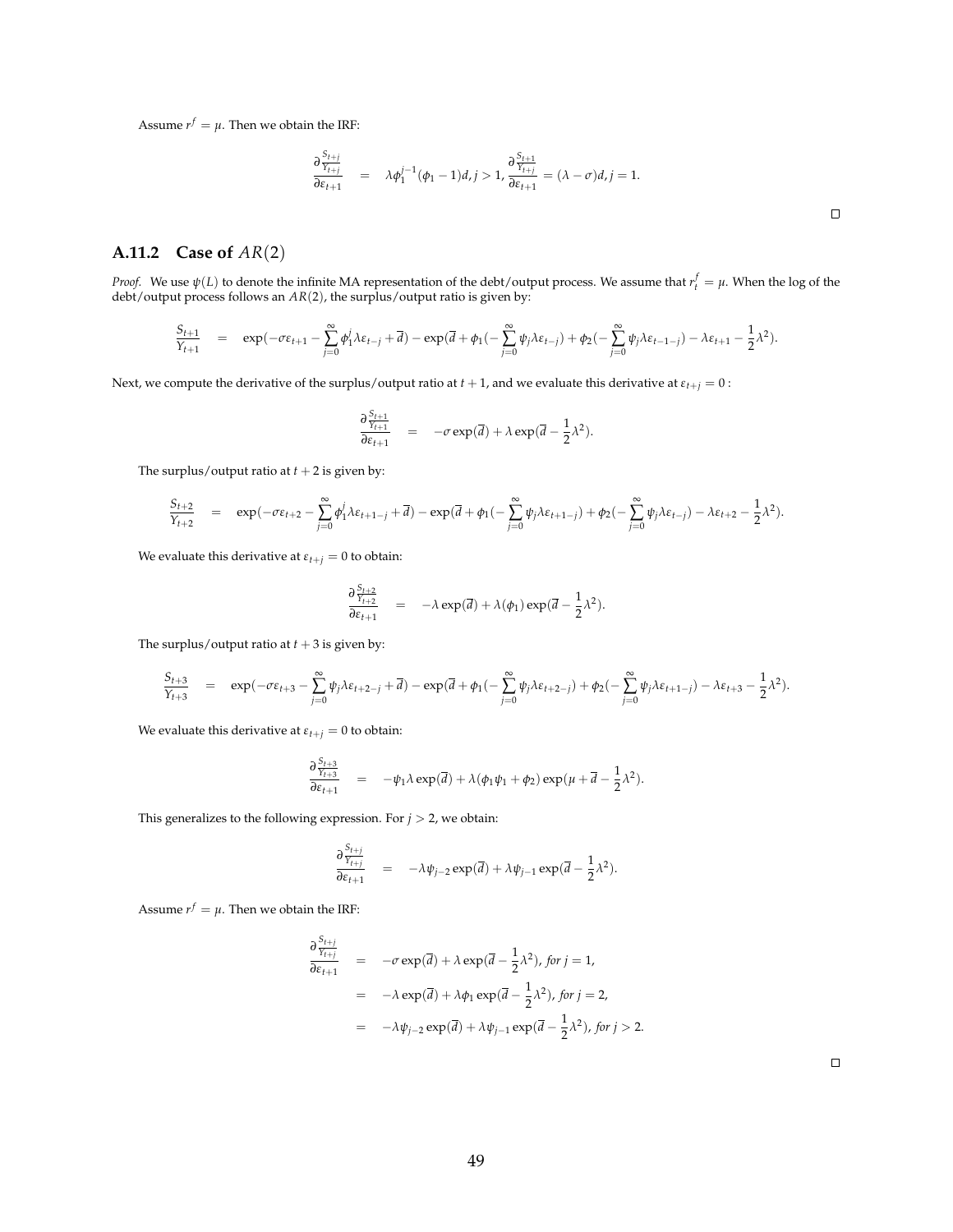Assume $r^f = \mu$. Then we obtain the IRF:

$$\frac{\partial \frac{S_{t+j}}{Y_{t+j}}}{\partial \varepsilon_{t+1}} = \lambda \phi_1^{j-1}(\phi_1 - 1)d, j > 1, \frac{\partial \frac{S_{t+1}}{Y_{t+j}}}{\partial \varepsilon_{t+1}} = (\lambda - \sigma)d, j = 1.$$

□

### A.11.2 Case of $AR(2)$

*Proof.* We use $\psi(L)$ to denote the infinite MA representation of the debt/output process. We assume that $r_t^f = \mu$. When the log of the debt/output process follows an $AR(2)$, the surplus/output ratio is given by:

$$\frac{S_{t+1}}{Y_{t+1}} = \exp(-\sigma\varepsilon_{t+1} - \sum_{j=0}^{\infty} \phi_1^j \lambda \varepsilon_{t-j} + \overline{d}) - \exp(\overline{d} + \phi_1(-\sum_{j=0}^{\infty} \psi_j \lambda \varepsilon_{t-j}) + \phi_2(-\sum_{j=0}^{\infty} \psi_j \lambda \varepsilon_{t-1-j}) - \lambda \varepsilon_{t+1} - \frac{1}{2}\lambda^2).$$

Next, we compute the derivative of the surplus/output ratio at $t+1$, and we evaluate this derivative at $\varepsilon_{t+j} = 0$ :

$$\frac{\partial \frac{S_{t+1}}{Y_{t+1}}}{\partial \varepsilon_{t+1}} = -\sigma \exp(\overline{d}) + \lambda \exp(\overline{d} - \frac{1}{2}\lambda^2).$$

The surplus/output ratio at $t+2$ is given by:

$$\frac{S_{t+2}}{Y_{t+2}} = \exp(-\sigma\varepsilon_{t+2} - \sum_{j=0}^{\infty} \phi_1^j \lambda \varepsilon_{t+1-j} + \overline{d}) - \exp(\overline{d} + \phi_1(-\sum_{j=0}^{\infty} \psi_j \lambda \varepsilon_{t+1-j}) + \phi_2(-\sum_{j=0}^{\infty} \psi_j \lambda \varepsilon_{t-j}) - \lambda \varepsilon_{t+2} - \frac{1}{2}\lambda^2).$$

We evaluate this derivative at $\varepsilon_{t+j} = 0$ to obtain:

$$\frac{\partial \frac{S_{t+2}}{Y_{t+2}}}{\partial \varepsilon_{t+1}} = -\lambda \exp(\overline{d}) + \lambda(\phi_1) \exp(\overline{d} - \frac{1}{2}\lambda^2).$$

The surplus/output ratio at $t+3$ is given by:

$$\frac{S_{t+3}}{Y_{t+3}} = \exp(-\sigma\varepsilon_{t+3} - \sum_{j=0}^{\infty} \psi_j \lambda \varepsilon_{t+2-j} + \overline{d}) - \exp(\overline{d} + \phi_1(-\sum_{j=0}^{\infty} \psi_j \lambda \varepsilon_{t+2-j}) + \phi_2(-\sum_{j=0}^{\infty} \psi_j \lambda \varepsilon_{t+1-j}) - \lambda \varepsilon_{t+3} - \frac{1}{2}\lambda^2).$$

We evaluate this derivative at $\varepsilon_{t+j} = 0$ to obtain:

$$\frac{\partial \frac{S_{t+3}}{Y_{t+3}}}{\partial \varepsilon_{t+1}} = -\psi_1 \lambda \exp(\overline{d}) + \lambda(\phi_1 \psi_1 + \phi_2) \exp(\mu + \overline{d} - \frac{1}{2}\lambda^2).$$

This generalizes to the following expression. For $j > 2$, we obtain:

$$\frac{\partial \frac{S_{t+j}}{Y_{t+j}}}{\partial \varepsilon_{t+1}} = -\lambda \psi_{j-2} \exp(\overline{d}) + \lambda \psi_{j-1} \exp(\overline{d} - \frac{1}{2}\lambda^2).$$

Assume $r^f = \mu$. Then we obtain the IRF:

$$\begin{aligned}
\frac{\partial \frac{S_{t+j}}{Y_{t+j}}}{\partial \varepsilon_{t+1}} &= -\sigma \exp(\overline{d}) + \lambda \exp(\overline{d} - \frac{1}{2}\lambda^2), \text{ for } j = 1, \\
&= -\lambda \exp(\overline{d}) + \lambda \phi_1 \exp(\overline{d} - \frac{1}{2}\lambda^2), \text{ for } j = 2, \\
&= -\lambda \psi_{j-2} \exp(\overline{d}) + \lambda \psi_{j-1} \exp(\overline{d} - \frac{1}{2}\lambda^2), \text{ for } j > 2.
\end{aligned}$$

□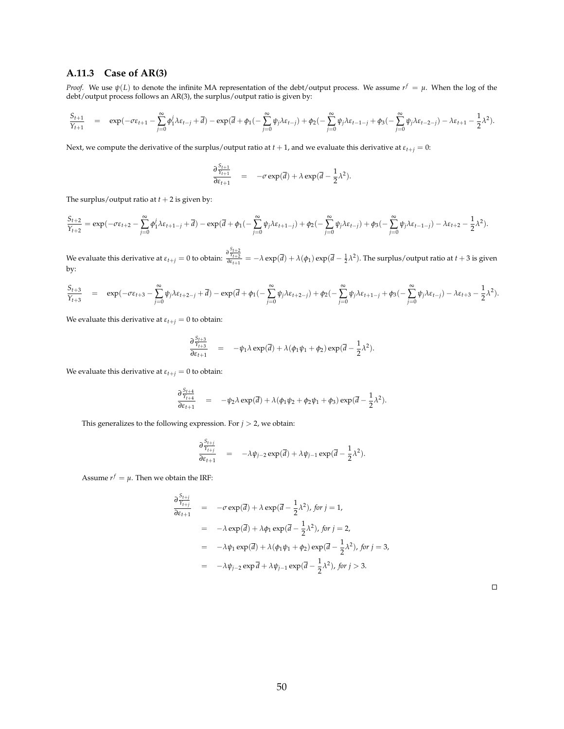### A.11.3 Case of AR(3)

*Proof.* We use $\psi(L)$ to denote the infinite MA representation of the debt/output process. We assume $r^f = \mu$. When the log of the debt/output process follows an AR(3), the surplus/output ratio is given by:

$$\frac{S_{t+1}}{Y_{t+1}} = \exp(-\sigma\varepsilon_{t+1} - \sum_{j=0}^{\infty}\phi_1^j\lambda\varepsilon_{t-j} + \overline{d}) - \exp(\overline{d} + \phi_1(-\sum_{j=0}^{\infty}\psi_j\lambda\varepsilon_{t-j}) + \phi_2(-\sum_{j=0}^{\infty}\psi_j\lambda\varepsilon_{t-1-j} + \phi_3(-\sum_{j=0}^{\infty}\psi_j\lambda\varepsilon_{t-2-j}) - \lambda\varepsilon_{t+1} - \frac{1}{2}\lambda^2).$$

Next, we compute the derivative of the surplus/output ratio at $t+1$, and we evaluate this derivative at $\varepsilon_{t+j} = 0$:

$$\frac{\partial \frac{S_{t+1}}{Y_{t+1}}}{\partial \varepsilon_{t+1}} = -\sigma\exp(\overline{d}) + \lambda\exp(\overline{d} - \frac{1}{2}\lambda^2).$$

The surplus/output ratio at $t+2$ is given by:

$$\frac{S_{t+2}}{Y_{t+2}} = \exp(-\sigma\varepsilon_{t+2} - \sum_{j=0}^{\infty}\phi_1^j\lambda\varepsilon_{t+1-j} + \overline{d}) - \exp(\overline{d} + \phi_1(-\sum_{j=0}^{\infty}\psi_j\lambda\varepsilon_{t+1-j}) + \phi_2(-\sum_{j=0}^{\infty}\psi_j\lambda\varepsilon_{t-j}) + \phi_3(-\sum_{j=0}^{\infty}\psi_j\lambda\varepsilon_{t-1-j}) - \lambda\varepsilon_{t+2} - \frac{1}{2}\lambda^2).$$

We evaluate this derivative at $\varepsilon_{t+j} = 0$ to obtain: $\frac{\partial \frac{S_{t+2}}{Y_{t+2}}}{\partial \varepsilon_{t+1}} = -\lambda\exp(\overline{d}) + \lambda(\phi_1)\exp(\overline{d} - \frac{1}{2}\lambda^2)$. The surplus/output ratio at $t+3$ is given by:

$$\frac{S_{t+3}}{Y_{t+3}} = \exp(-\sigma\varepsilon_{t+3} - \sum_{j=0}^{\infty}\psi_j\lambda\varepsilon_{t+2-j} + \overline{d}) - \exp(\overline{d} + \phi_1(-\sum_{j=0}^{\infty}\psi_j\lambda\varepsilon_{t+2-j}) + \phi_2(-\sum_{j=0}^{\infty}\psi_j\lambda\varepsilon_{t+1-j} + \phi_3(-\sum_{j=0}^{\infty}\psi_j\lambda\varepsilon_{t-j}) - \lambda\varepsilon_{t+3} - \frac{1}{2}\lambda^2).$$

We evaluate this derivative at $\varepsilon_{t+j} = 0$ to obtain:

$$\frac{\partial \frac{S_{t+3}}{Y_{t+3}}}{\partial \varepsilon_{t+1}} = -\psi_1\lambda\exp(\overline{d}) + \lambda(\phi_1\psi_1 + \phi_2)\exp(\overline{d} - \frac{1}{2}\lambda^2).$$

We evaluate this derivative at $\varepsilon_{t+j} = 0$ to obtain:

$$\frac{\partial \frac{S_{t+4}}{Y_{t+4}}}{\partial \varepsilon_{t+1}} = -\psi_2\lambda\exp(\overline{d}) + \lambda(\phi_1\psi_2 + \phi_2\psi_1 + \phi_3)\exp(\overline{d} - \frac{1}{2}\lambda^2).$$

This generalizes to the following expression. For $j > 2$, we obtain:

$$\frac{\partial \frac{S_{t+j}}{Y_{t+j}}}{\partial \varepsilon_{t+1}} = -\lambda\psi_{j-2}\exp(\overline{d}) + \lambda\psi_{j-1}\exp(\overline{d} - \frac{1}{2}\lambda^2).$$

Assume $r^f = \mu$. Then we obtain the IRF:

$$\begin{aligned}
\frac{\partial \frac{S_{t+j}}{Y_{t+j}}}{\partial \varepsilon_{t+1}} &= -\sigma\exp(\overline{d}) + \lambda\exp(\overline{d} - \frac{1}{2}\lambda^2), \textit{ for } j = 1, \\
&= -\lambda\exp(\overline{d}) + \lambda\phi_1\exp(\overline{d} - \frac{1}{2}\lambda^2), \textit{ for } j = 2, \\
&= -\lambda\psi_1\exp(\overline{d}) + \lambda(\phi_1\psi_1 + \phi_2)\exp(\overline{d} - \frac{1}{2}\lambda^2), \textit{ for } j = 3, \\
&= -\lambda\psi_{j-2}\exp\overline{d} + \lambda\psi_{j-1}\exp(\overline{d} - \frac{1}{2}\lambda^2), \textit{ for } j > 3.
\end{aligned}$$

□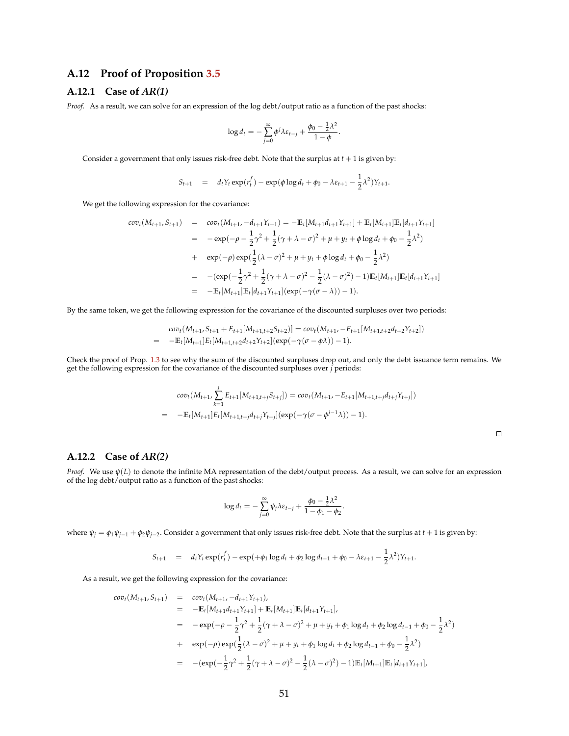## A.12 Proof of Proposition 3.5

### A.12.1 Case of *AR(1)*

*Proof.* As a result, we can solve for an expression of the log debt/output ratio as a function of the past shocks:

$$\log d_t = -\sum_{j=0}^{\infty} \phi^j \lambda \varepsilon_{t-j} + \frac{\phi_0 - \frac{1}{2}\lambda^2}{1-\phi}.$$

Consider a government that only issues risk-free debt. Note that the surplus at $t+1$ is given by:

$$S_{t+1} \quad = \quad d_t Y_t \exp(r_t^f) - \exp(\phi \log d_t + \phi_0 - \lambda \varepsilon_{t+1} - \frac{1}{2}\lambda^2) Y_{t+1}.$$

We get the following expression for the covariance:

$$\begin{aligned}
cov_t(M_{t+1}, S_{t+1}) &= cov_t(M_{t+1}, -d_{t+1}Y_{t+1}) = -\mathbb{E}_t[M_{t+1}d_{t+1}Y_{t+1}] + \mathbb{E}_t[M_{t+1}]\mathbb{E}_t[d_{t+1}Y_{t+1}] \\
&= -\exp(-\rho - \frac{1}{2}\gamma^2 + \frac{1}{2}(\gamma + \lambda - \sigma)^2 + \mu + y_t + \phi \log d_t + \phi_0 - \frac{1}{2}\lambda^2) \\
&+ \exp(-\rho)\exp(\frac{1}{2}(\lambda - \sigma)^2 + \mu + y_t + \phi \log d_t + \phi_0 - \frac{1}{2}\lambda^2) \\
&= -(\exp(-\frac{1}{2}\gamma^2 + \frac{1}{2}(\gamma + \lambda - \sigma)^2 - \frac{1}{2}(\lambda - \sigma)^2) - 1)\mathbb{E}_t[M_{t+1}]\mathbb{E}_t[d_{t+1}Y_{t+1}] \\
&= -\mathbb{E}_t[M_{t+1}]\mathbb{E}_t[d_{t+1}Y_{t+1}](\exp(-\gamma(\sigma - \lambda)) - 1).
\end{aligned}$$

By the same token, we get the following expression for the covariance of the discounted surpluses over two periods:

$$\begin{aligned}
& cov_t(M_{t+1}, S_{t+1} + E_{t+1}[M_{t+1,t+2}S_{t+2}]) = cov_t(M_{t+1}, -E_{t+1}[M_{t+1,t+2}d_{t+2}Y_{t+2}]) \\
= \quad & -\mathbb{E}_t[M_{t+1}]E_t[M_{t+1,t+2}d_{t+2}Y_{t+2}](\exp(-\gamma(\sigma - \phi\lambda)) - 1).
\end{aligned}$$

Check the proof of Prop. 1.3 to see why the sum of the discounted surpluses drop out, and only the debt issuance term remains. We get the following expression for the covariance of the discounted surpluses over $j$ periods:

$$\begin{aligned}
& cov_t(M_{t+1}, \sum_{k=1}^{j} E_{t+1}[M_{t+1,t+j}S_{t+j}]) = cov_t(M_{t+1}, -E_{t+1}[M_{t+1,t+j}d_{t+j}Y_{t+j}]) \\
= \quad & -\mathbb{E}_t[M_{t+1}]E_t[M_{t+1,t+j}d_{t+j}Y_{t+j}](\exp(-\gamma(\sigma - \phi^{j-1}\lambda)) - 1).
\end{aligned}$$

□

### A.12.2 Case of *AR(2)*

*Proof.* We use $\psi(L)$ to denote the infinite MA representation of the debt/output process. As a result, we can solve for an expression of the log debt/output ratio as a function of the past shocks:

$$\log d_t = -\sum_{j=0}^{\infty} \psi_j \lambda \varepsilon_{t-j} + \frac{\phi_0 - \frac{1}{2}\lambda^2}{1-\phi_1-\phi_2}.$$

where $\psi_j = \phi_1\psi_{j-1} + \phi_2\psi_{j-2}$. Consider a government that only issues risk-free debt. Note that the surplus at $t+1$ is given by:

$$S_{t+1} \quad = \quad d_t Y_t \exp(r_t^f) - \exp(+\phi_1 \log d_t + \phi_2 \log d_{t-1} + \phi_0 - \lambda \varepsilon_{t+1} - \frac{1}{2}\lambda^2) Y_{t+1}.$$

As a result, we get the following expression for the covariance:

$$\begin{aligned}
cov_t(M_{t+1}, S_{t+1}) &= cov_t(M_{t+1}, -d_{t+1}Y_{t+1}), \\
&= -\mathbb{E}_t[M_{t+1}d_{t+1}Y_{t+1}] + \mathbb{E}_t[M_{t+1}]\mathbb{E}_t[d_{t+1}Y_{t+1}], \\
&= -\exp(-\rho - \frac{1}{2}\gamma^2 + \frac{1}{2}(\gamma + \lambda - \sigma)^2 + \mu + y_t + \phi_1 \log d_t + \phi_2 \log d_{t-1} + \phi_0 - \frac{1}{2}\lambda^2) \\
&+ \exp(-\rho)\exp(\frac{1}{2}(\lambda - \sigma)^2 + \mu + y_t + \phi_1 \log d_t + \phi_2 \log d_{t-1} + \phi_0 - \frac{1}{2}\lambda^2) \\
&= -(\exp(-\frac{1}{2}\gamma^2 + \frac{1}{2}(\gamma + \lambda - \sigma)^2 - \frac{1}{2}(\lambda - \sigma)^2) - 1)\mathbb{E}_t[M_{t+1}]\mathbb{E}_t[d_{t+1}Y_{t+1}],
\end{aligned}$$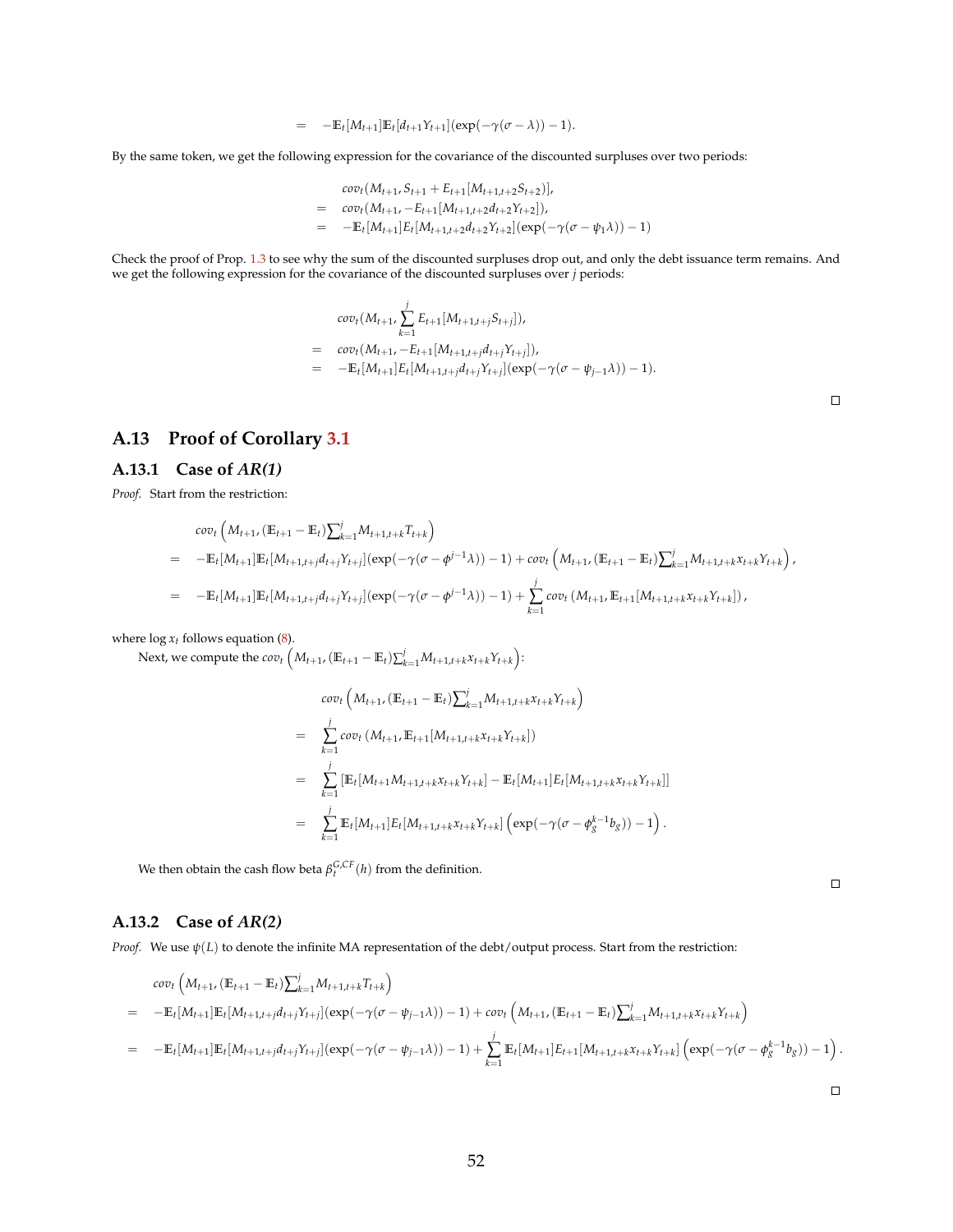$$= \quad -\mathbb{E}_t[M_{t+1}]\mathbb{E}_t[d_{t+1}Y_{t+1}](\exp(-\gamma(\sigma-\lambda))-1).$$

By the same token, we get the following expression for the covariance of the discounted surpluses over two periods:

$$\begin{aligned}
& cov_t(M_{t+1}, S_{t+1} + E_{t+1}[M_{t+1,t+2}S_{t+2})], \\
= \quad & cov_t(M_{t+1}, -E_{t+1}[M_{t+1,t+2}d_{t+2}Y_{t+2}]), \\
= \quad & -\mathbb{E}_t[M_{t+1}]E_t[M_{t+1,t+2}d_{t+2}Y_{t+2}](\exp(-\gamma(\sigma-\psi_1\lambda))-1)
\end{aligned}$$

Check the proof of Prop. 1.3 to see why the sum of the discounted surpluses drop out, and only the debt issuance term remains. And we get the following expression for the covariance of the discounted surpluses over $j$ periods:

$$\begin{aligned}
& cov_t(M_{t+1}, \sum_{k=1}^{j} E_{t+1}[M_{t+1,t+j}S_{t+j}]), \\
= \quad & cov_t(M_{t+1}, -E_{t+1}[M_{t+1,t+j}d_{t+j}Y_{t+j}]), \\
= \quad & -\mathbb{E}_t[M_{t+1}]E_t[M_{t+1,t+j}d_{t+j}Y_{t+j}](\exp(-\gamma(\sigma-\psi_{j-1}\lambda))-1).
\end{aligned}$$

□

## A.13 Proof of Corollary 3.1

### A.13.1 Case of *AR(1)*

*Proof.* Start from the restriction:

$$\begin{aligned}
& cov_t\left(M_{t+1}, (\mathbb{E}_{t+1}-\mathbb{E}_t)\textstyle\sum_{k=1}^{j} M_{t+1,t+k}T_{t+k}\right) \\
= \quad & -\mathbb{E}_t[M_{t+1}]\mathbb{E}_t[M_{t+1,t+j}d_{t+j}Y_{t+j}](\exp(-\gamma(\sigma-\phi^{j-1}\lambda))-1) + cov_t\left(M_{t+1}, (\mathbb{E}_{t+1}-\mathbb{E}_t)\textstyle\sum_{k=1}^{j} M_{t+1,t+k}x_{t+k}Y_{t+k}\right), \\
= \quad & -\mathbb{E}_t[M_{t+1}]\mathbb{E}_t[M_{t+1,t+j}d_{t+j}Y_{t+j}](\exp(-\gamma(\sigma-\phi^{j-1}\lambda))-1) + \sum_{k=1}^{j} cov_t\left(M_{t+1}, \mathbb{E}_{t+1}[M_{t+1,t+k}x_{t+k}Y_{t+k}]\right),
\end{aligned}$$

where $\log x_t$ follows equation (8).

Next, we compute the $cov_t\left(M_{t+1}, (\mathbb{E}_{t+1}-\mathbb{E}_t)\sum_{k=1}^{j} M_{t+1,t+k}x_{t+k}Y_{t+k}\right)$:

$$\begin{aligned}
& cov_t\left(M_{t+1}, (\mathbb{E}_{t+1}-\mathbb{E}_t)\textstyle\sum_{k=1}^{j} M_{t+1,t+k}x_{t+k}Y_{t+k}\right) \\
= \quad & \sum_{k=1}^{j} cov_t\left(M_{t+1}, \mathbb{E}_{t+1}[M_{t+1,t+k}x_{t+k}Y_{t+k}]\right) \\
= \quad & \sum_{k=1}^{j} \left[\mathbb{E}_t[M_{t+1}M_{t+1,t+k}x_{t+k}Y_{t+k}] - \mathbb{E}_t[M_{t+1}]E_t[M_{t+1,t+k}x_{t+k}Y_{t+k}]\right] \\
= \quad & \sum_{k=1}^{j} \mathbb{E}_t[M_{t+1}]E_t[M_{t+1,t+k}x_{t+k}Y_{t+k}]\left(\exp(-\gamma(\sigma-\phi_g^{k-1}b_g))-1\right).
\end{aligned}$$

We then obtain the cash flow beta $\beta_t^{G,CF}(h)$ from the definition.

□

### A.13.2 Case of *AR(2)*

*Proof.* We use $\psi(L)$ to denote the infinite MA representation of the debt/output process. Start from the restriction:

$$\begin{aligned}
& cov_t\left(M_{t+1}, (\mathbb{E}_{t+1}-\mathbb{E}_t)\textstyle\sum_{k=1}^{j} M_{t+1,t+k}T_{t+k}\right) \\
= \quad & -\mathbb{E}_t[M_{t+1}]\mathbb{E}_t[M_{t+1,t+j}d_{t+j}Y_{t+j}](\exp(-\gamma(\sigma-\psi_{j-1}\lambda))-1) + cov_t\left(M_{t+1}, (\mathbb{E}_{t+1}-\mathbb{E}_t)\textstyle\sum_{k=1}^{j} M_{t+1,t+k}x_{t+k}Y_{t+k}\right) \\
= \quad & -\mathbb{E}_t[M_{t+1}]\mathbb{E}_t[M_{t+1,t+j}d_{t+j}Y_{t+j}](\exp(-\gamma(\sigma-\psi_{j-1}\lambda))-1) + \sum_{k=1}^{j} \mathbb{E}_t[M_{t+1}]E_{t+1}[M_{t+1,t+k}x_{t+k}Y_{t+k}]\left(\exp(-\gamma(\sigma-\phi_g^{k-1}b_g))-1\right).
\end{aligned}$$

□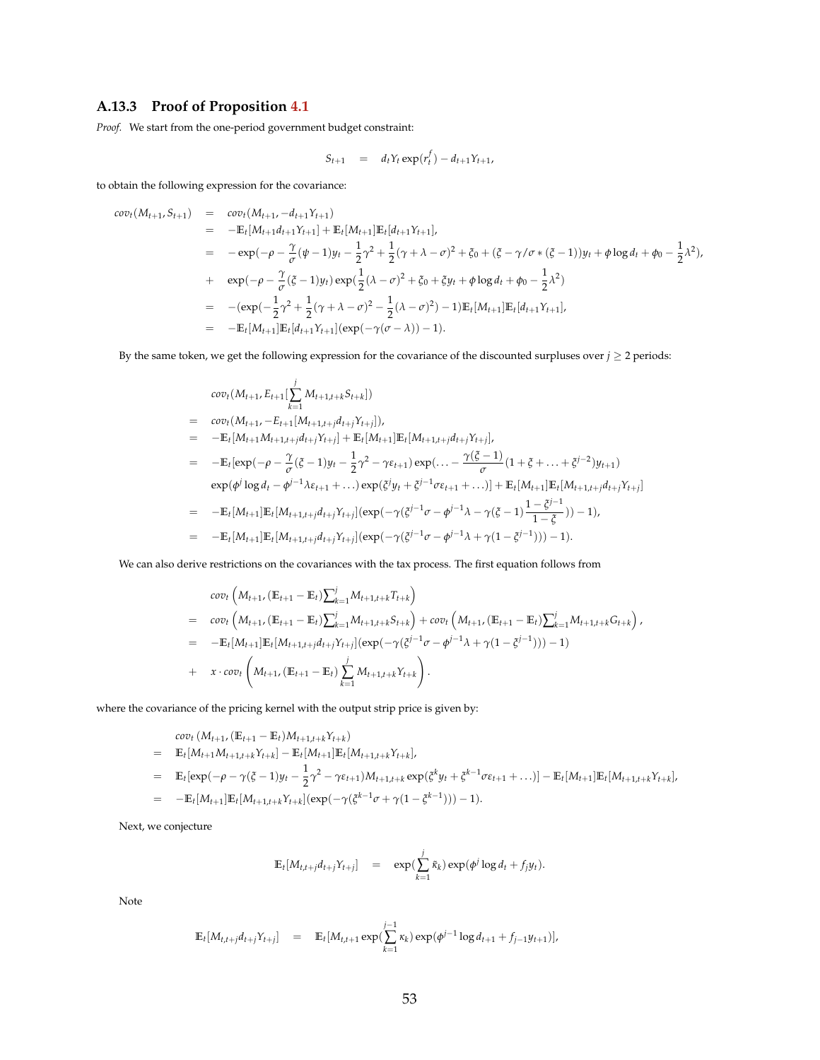### A.13.3 Proof of Proposition 4.1

*Proof.* We start from the one-period government budget constraint:

$$S_{t+1} \quad = \quad d_t Y_t \exp(r_t^f) - d_{t+1} Y_{t+1},$$

to obtain the following expression for the covariance:

$$\begin{aligned}
cov_t(M_{t+1}, S_{t+1}) &= cov_t(M_{t+1}, -d_{t+1}Y_{t+1}) \\
&= -\mathbb{E}_t[M_{t+1}d_{t+1}Y_{t+1}] + \mathbb{E}_t[M_{t+1}]\mathbb{E}_t[d_{t+1}Y_{t+1}], \\
&= -\exp(-\rho - \frac{\gamma}{\sigma}(\psi - 1)y_t - \frac{1}{2}\gamma^2 + \frac{1}{2}(\gamma + \lambda - \sigma)^2 + \xi_0 + (\xi - \gamma/\sigma * (\xi - 1))y_t + \phi \log d_t + \phi_0 - \frac{1}{2}\lambda^2), \\
&+ \exp(-\rho - \frac{\gamma}{\sigma}(\xi - 1)y_t)\exp(\frac{1}{2}(\lambda - \sigma)^2 + \xi_0 + \xi y_t + \phi \log d_t + \phi_0 - \frac{1}{2}\lambda^2) \\
&= -(\exp(-\frac{1}{2}\gamma^2 + \frac{1}{2}(\gamma + \lambda - \sigma)^2 - \frac{1}{2}(\lambda - \sigma)^2) - 1)\mathbb{E}_t[M_{t+1}]\mathbb{E}_t[d_{t+1}Y_{t+1}], \\
&= -\mathbb{E}_t[M_{t+1}]\mathbb{E}_t[d_{t+1}Y_{t+1}](\exp(-\gamma(\sigma - \lambda)) - 1).
\end{aligned}$$

By the same token, we get the following expression for the covariance of the discounted surpluses over $j \geq 2$ periods:

$$\begin{aligned}
& cov_t(M_{t+1}, E_{t+1}[\sum_{k=1}^{j} M_{t+1,t+k}S_{t+k}]) \\
=\ & cov_t(M_{t+1}, -E_{t+1}[M_{t+1,t+j}d_{t+j}Y_{t+j}]), \\
=\ & -\mathbb{E}_t[M_{t+1}M_{t+1,t+j}d_{t+j}Y_{t+j}] + \mathbb{E}_t[M_{t+1}]\mathbb{E}_t[M_{t+1,t+j}d_{t+j}Y_{t+j}], \\
=\ & -\mathbb{E}_t[\exp(-\rho - \frac{\gamma}{\sigma}(\xi - 1)y_t - \frac{1}{2}\gamma^2 - \gamma\varepsilon_{t+1})\exp(\ldots - \frac{\gamma(\xi - 1)}{\sigma}(1 + \xi + \ldots + \xi^{j-2})y_{t+1}) \\
& \exp(\phi^j \log d_t - \phi^{j-1}\lambda\varepsilon_{t+1} + \ldots)\exp(\xi^j y_t + \xi^{j-1}\sigma\varepsilon_{t+1} + \ldots)] + \mathbb{E}_t[M_{t+1}]\mathbb{E}_t[M_{t+1,t+j}d_{t+j}Y_{t+j}] \\
=\ & -\mathbb{E}_t[M_{t+1}]\mathbb{E}_t[M_{t+1,t+j}d_{t+j}Y_{t+j}](\exp(-\gamma(\xi^{j-1}\sigma - \phi^{j-1}\lambda - \gamma(\xi - 1)\frac{1 - \xi^{j-1}}{1 - \xi})) - 1), \\
=\ & -\mathbb{E}_t[M_{t+1}]\mathbb{E}_t[M_{t+1,t+j}d_{t+j}Y_{t+j}](\exp(-\gamma(\xi^{j-1}\sigma - \phi^{j-1}\lambda + \gamma(1 - \xi^{j-1}))) - 1).
\end{aligned}$$

We can also derive restrictions on the covariances with the tax process. The first equation follows from

$$\begin{aligned}
& cov_t\left(M_{t+1}, (\mathbb{E}_{t+1} - \mathbb{E}_t)\textstyle\sum_{k=1}^{j} M_{t+1,t+k}T_{t+k}\right) \\
=\ & cov_t\left(M_{t+1}, (\mathbb{E}_{t+1} - \mathbb{E}_t)\textstyle\sum_{k=1}^{j} M_{t+1,t+k}S_{t+k}\right) + cov_t\left(M_{t+1}, (\mathbb{E}_{t+1} - \mathbb{E}_t)\textstyle\sum_{k=1}^{j} M_{t+1,t+k}G_{t+k}\right), \\
=\ & -\mathbb{E}_t[M_{t+1}]\mathbb{E}_t[M_{t+1,t+j}d_{t+j}Y_{t+j}](\exp(-\gamma(\xi^{j-1}\sigma - \phi^{j-1}\lambda + \gamma(1 - \xi^{j-1}))) - 1) \\
+\ & x \cdot cov_t\left(M_{t+1}, (\mathbb{E}_{t+1} - \mathbb{E}_t)\sum_{k=1}^{j} M_{t+1,t+k}Y_{t+k}\right).
\end{aligned}$$

where the covariance of the pricing kernel with the output strip price is given by:

$$\begin{aligned}
& cov_t\left(M_{t+1}, (\mathbb{E}_{t+1} - \mathbb{E}_t)M_{t+1,t+k}Y_{t+k}\right) \\
=\ & \mathbb{E}_t[M_{t+1}M_{t+1,t+k}Y_{t+k}] - \mathbb{E}_t[M_{t+1}]\mathbb{E}_t[M_{t+1,t+k}Y_{t+k}], \\
=\ & \mathbb{E}_t[\exp(-\rho - \gamma(\xi - 1)y_t - \frac{1}{2}\gamma^2 - \gamma\varepsilon_{t+1})M_{t+1,t+k}\exp(\xi^k y_t + \xi^{k-1}\sigma\varepsilon_{t+1} + \ldots)] - \mathbb{E}_t[M_{t+1}]\mathbb{E}_t[M_{t+1,t+k}Y_{t+k}], \\
=\ & -\mathbb{E}_t[M_{t+1}]\mathbb{E}_t[M_{t+1,t+k}Y_{t+k}](\exp(-\gamma(\xi^{k-1}\sigma + \gamma(1 - \xi^{k-1}))) - 1).
\end{aligned}$$

Next, we conjecture

$$\mathbb{E}_t[M_{t,t+j}d_{t+j}Y_{t+j}] \quad = \quad \exp(\sum_{k=1}^{j} \bar{\kappa}_k)\exp(\phi^j \log d_t + f_j y_t).$$

Note

$$\mathbb{E}_t[M_{t,t+j}d_{t+j}Y_{t+j}] \quad = \quad \mathbb{E}_t[M_{t,t+1}\exp(\sum_{k=1}^{j-1} \kappa_k)\exp(\phi^{j-1}\log d_{t+1} + f_{j-1}y_{t+1})],$$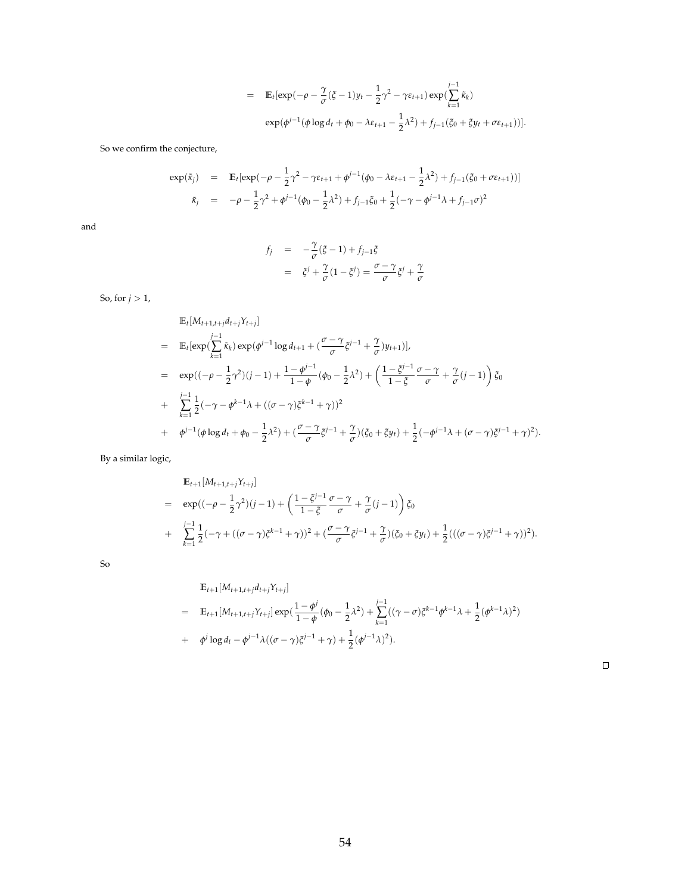$$
\begin{aligned}
&= \mathbb{E}_t[\exp(-\rho - \frac{\gamma}{\sigma}(\xi - 1)y_t - \frac{1}{2}\gamma^2 - \gamma\varepsilon_{t+1})\exp(\sum_{k=1}^{j-1}\tilde{\kappa}_k) \\
&\quad \exp(\phi^{j-1}(\phi\log d_t + \phi_0 - \lambda\varepsilon_{t+1} - \frac{1}{2}\lambda^2) + f_{j-1}(\xi_0 + \xi y_t + \sigma\varepsilon_{t+1}))].
\end{aligned}
$$

So we confirm the conjecture,

$$
\begin{aligned}
\exp(\tilde{\kappa}_j) &= \mathbb{E}_t[\exp(-\rho - \frac{1}{2}\gamma^2 - \gamma\varepsilon_{t+1} + \phi^{j-1}(\phi_0 - \lambda\varepsilon_{t+1} - \frac{1}{2}\lambda^2) + f_{j-1}(\xi_0 + \sigma\varepsilon_{t+1}))] \\
\tilde{\kappa}_j &= -\rho - \frac{1}{2}\gamma^2 + \phi^{j-1}(\phi_0 - \frac{1}{2}\lambda^2) + f_{j-1}\xi_0 + \frac{1}{2}(-\gamma - \phi^{j-1}\lambda + f_{j-1}\sigma)^2
\end{aligned}
$$

and

$$
\begin{aligned}
f_j &= -\frac{\gamma}{\sigma}(\xi - 1) + f_{j-1}\xi \\
&= \xi^j + \frac{\gamma}{\sigma}(1 - \xi^j) = \frac{\sigma - \gamma}{\sigma}\xi^j + \frac{\gamma}{\sigma}
\end{aligned}
$$

So, for $j > 1$,

$$
\begin{aligned}
&\mathbb{E}_t[M_{t+1,t+j}d_{t+j}Y_{t+j}] \\
&= \mathbb{E}_t[\exp(\sum_{k=1}^{j-1}\tilde{\kappa}_k)\exp(\phi^{j-1}\log d_{t+1} + (\frac{\sigma - \gamma}{\sigma}\xi^{j-1} + \frac{\gamma}{\sigma})y_{t+1})], \\
&= \exp((-\rho - \frac{1}{2}\gamma^2)(j-1) + \frac{1 - \phi^{j-1}}{1 - \phi}(\phi_0 - \frac{1}{2}\lambda^2) + \left(\frac{1 - \xi^{j-1}}{1 - \xi}\frac{\sigma - \gamma}{\sigma} + \frac{\gamma}{\sigma}(j-1)\right)\xi_0 \\
&+ \sum_{k=1}^{j-1}\frac{1}{2}(-\gamma - \phi^{k-1}\lambda + ((\sigma - \gamma)\xi^{k-1} + \gamma))^2 \\
&+ \phi^{j-1}(\phi\log d_t + \phi_0 - \frac{1}{2}\lambda^2) + (\frac{\sigma - \gamma}{\sigma}\xi^{j-1} + \frac{\gamma}{\sigma})(\xi_0 + \xi y_t) + \frac{1}{2}(-\phi^{j-1}\lambda + (\sigma - \gamma)\xi^{j-1} + \gamma)^2).
\end{aligned}
$$

By a similar logic,

$$
\begin{aligned}
&\mathbb{E}_{t+1}[M_{t+1,t+j}Y_{t+j}] \\
&= \exp((-\rho - \frac{1}{2}\gamma^2)(j-1) + \left(\frac{1 - \xi^{j-1}}{1 - \xi}\frac{\sigma - \gamma}{\sigma} + \frac{\gamma}{\sigma}(j-1)\right)\xi_0 \\
&+ \sum_{k=1}^{j-1}\frac{1}{2}(-\gamma + ((\sigma - \gamma)\xi^{k-1} + \gamma))^2 + (\frac{\sigma - \gamma}{\sigma}\xi^{j-1} + \frac{\gamma}{\sigma})(\xi_0 + \xi y_t) + \frac{1}{2}(((\sigma - \gamma)\xi^{j-1} + \gamma))^2).
\end{aligned}
$$

So

$$
\begin{aligned}
&\mathbb{E}_{t+1}[M_{t+1,t+j}d_{t+j}Y_{t+j}] \\
&= \mathbb{E}_{t+1}[M_{t+1,t+j}Y_{t+j}]\exp(\frac{1 - \phi^j}{1 - \phi}(\phi_0 - \frac{1}{2}\lambda^2) + \sum_{k=1}^{j-1}((\gamma - \sigma)\xi^{k-1}\phi^{k-1}\lambda + \frac{1}{2}(\phi^{k-1}\lambda)^2) \\
&+ \phi^j\log d_t - \phi^{j-1}\lambda((\sigma - \gamma)\xi^{j-1} + \gamma) + \frac{1}{2}(\phi^{j-1}\lambda)^2).
\end{aligned}
$$

$\square$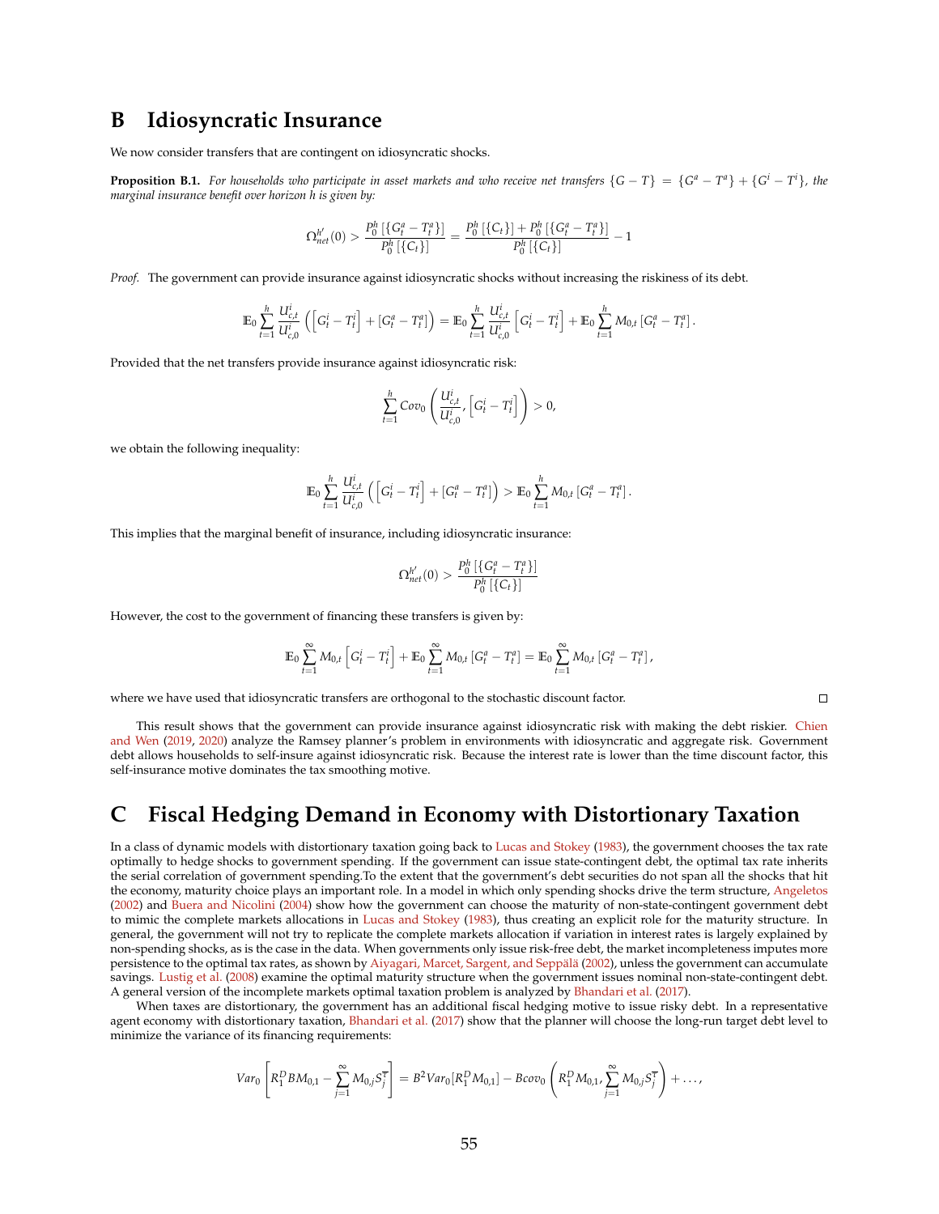# B Idiosyncratic Insurance

We now consider transfers that are contingent on idiosyncratic shocks.

**Proposition B.1.** *For households who participate in asset markets and who receive net transfers $\{G - T\} = \{G^a - T^a\} + \{G^i - T^i\}$, the marginal insurance benefit over horizon h is given by:*

$$\Omega^{h'}_{net}(0) > \frac{P^h_0\left[\{G^a_t - T^a_t\}\right]}{P^h_0\left[\{C_t\}\right]} = \frac{P^h_0\left[\{C_t\}\right] + P^h_0\left[\{G^a_t - T^a_t\}\right]}{P^h_0\left[\{C_t\}\right]} - 1$$

*Proof.* The government can provide insurance against idiosyncratic shocks without increasing the riskiness of its debt.

$$\mathbb{E}_0 \sum_{t=1}^{h} \frac{U^i_{c,t}}{U^i_{c,0}} \left( \left[G^i_t - T^i_t\right] + \left[G^a_t - T^a_t\right] \right) = \mathbb{E}_0 \sum_{t=1}^{h} \frac{U^i_{c,t}}{U^i_{c,0}} \left[G^i_t - T^i_t\right] + \mathbb{E}_0 \sum_{t=1}^{h} M_{0,t} \left[G^a_t - T^a_t\right].$$

Provided that the net transfers provide insurance against idiosyncratic risk:

$$\sum_{t=1}^{h} Cov_0 \left( \frac{U^i_{c,t}}{U^i_{c,0}}, \left[G^i_t - T^i_t\right] \right) > 0,$$

we obtain the following inequality:

$$\mathbb{E}_0 \sum_{t=1}^{h} \frac{U^i_{c,t}}{U^i_{c,0}} \left( \left[G^i_t - T^i_t\right] + \left[G^a_t - T^a_t\right] \right) > \mathbb{E}_0 \sum_{t=1}^{h} M_{0,t} \left[G^a_t - T^a_t\right].$$

This implies that the marginal benefit of insurance, including idiosyncratic insurance:

$$\Omega^{h'}_{net}(0) > \frac{P^h_0\left[\{G^a_t - T^a_t\}\right]}{P^h_0\left[\{C_t\}\right]}$$

However, the cost to the government of financing these transfers is given by:

$$\mathbb{E}_0 \sum_{t=1}^{\infty} M_{0,t} \left[G^i_t - T^i_t\right] + \mathbb{E}_0 \sum_{t=1}^{\infty} M_{0,t} \left[G^a_t - T^a_t\right] = \mathbb{E}_0 \sum_{t=1}^{\infty} M_{0,t} \left[G^a_t - T^a_t\right],$$

where we have used that idiosyncratic transfers are orthogonal to the stochastic discount factor. □

This result shows that the government can provide insurance against idiosyncratic risk with making the debt riskier. Chien and Wen (2019, 2020) analyze the Ramsey planner's problem in environments with idiosyncratic and aggregate risk. Government debt allows households to self-insure against idiosyncratic risk. Because the interest rate is lower than the time discount factor, this self-insurance motive dominates the tax smoothing motive.

# C Fiscal Hedging Demand in Economy with Distortionary Taxation

In a class of dynamic models with distortionary taxation going back to Lucas and Stokey (1983), the government chooses the tax rate optimally to hedge shocks to government spending. If the government can issue state-contingent debt, the optimal tax rate inherits the serial correlation of government spending.To the extent that the government's debt securities do not span all the shocks that hit the economy, maturity choice plays an important role. In a model in which only spending shocks drive the term structure, Angeletos (2002) and Buera and Nicolini (2004) show how the government can choose the maturity of non-state-contingent government debt to mimic the complete markets allocations in Lucas and Stokey (1983), thus creating an explicit role for the maturity structure. In general, the government will not try to replicate the complete markets allocation if variation in interest rates is largely explained by non-spending shocks, as is the case in the data. When governments only issue risk-free debt, the market incompleteness imputes more persistence to the optimal tax rates, as shown by Aiyagari, Marcet, Sargent, and Seppälä (2002), unless the government can accumulate savings. Lustig et al. (2008) examine the optimal maturity structure when the government issues nominal non-state-contingent debt. A general version of the incomplete markets optimal taxation problem is analyzed by Bhandari et al. (2017).

When taxes are distortionary, the government has an additional fiscal hedging motive to issue risky debt. In a representative agent economy with distortionary taxation, Bhandari et al. (2017) show that the planner will choose the long-run target debt level to minimize the variance of its financing requirements:

$$Var_0 \left[ R^D_1 B M_{0,1} - \sum_{j=1}^{\infty} M_{0,j} S^{\overline{\tau}}_j \right] = B^2 Var_0 [R^D_1 M_{0,1}] - B cov_0 \left( R^D_1 M_{0,1}, \sum_{j=1}^{\infty} M_{0,j} S^{\overline{\tau}}_j \right) + \ldots,$$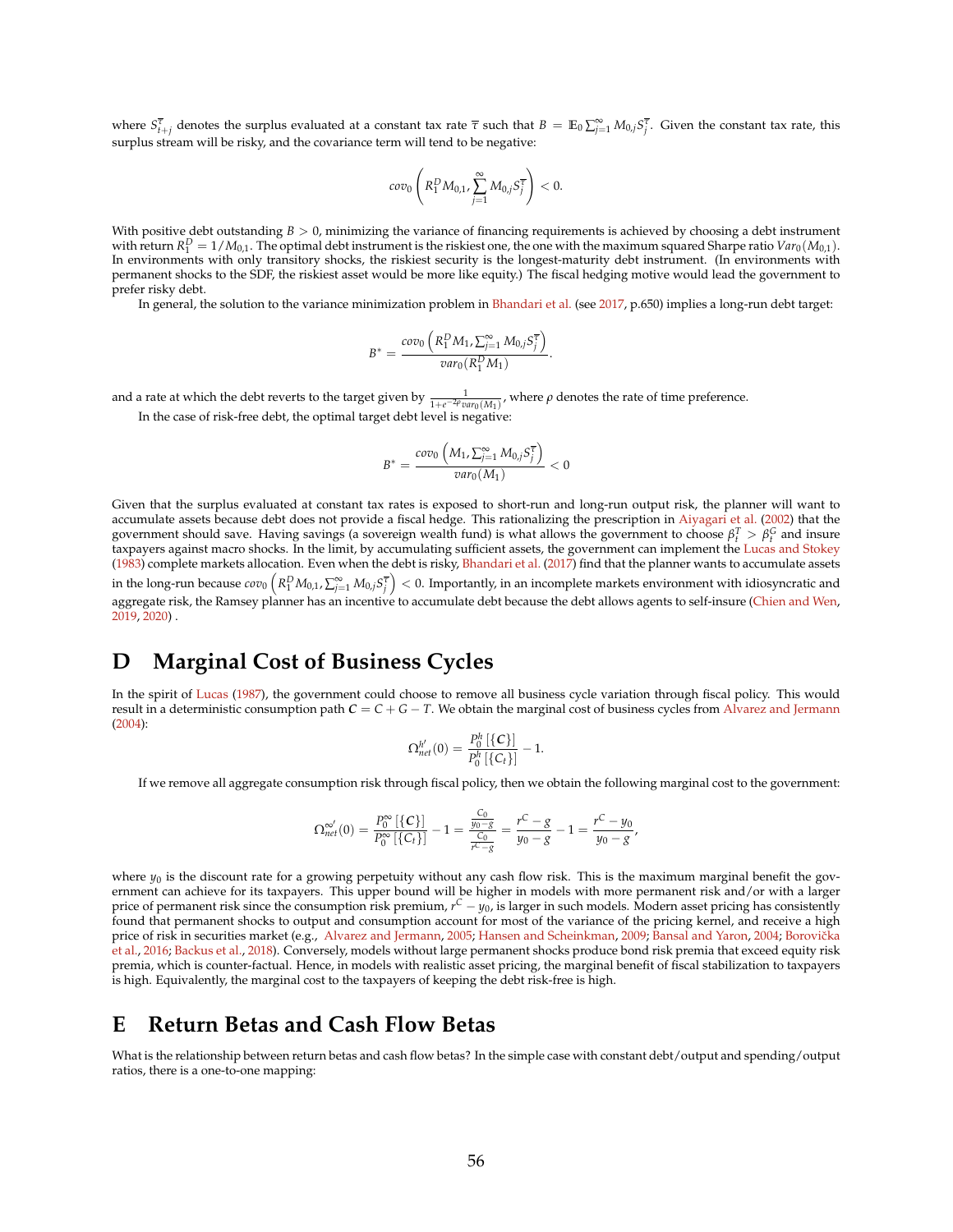where $S^{\overline{\tau}}_{t+j}$ denotes the surplus evaluated at a constant tax rate $\overline{\tau}$ such that $B = \mathbb{E}_0 \sum_{j=1}^{\infty} M_{0,j} S^{\overline{\tau}}_j$. Given the constant tax rate, this surplus stream will be risky, and the covariance term will tend to be negative:

$$cov_0 \left( R^D_1 M_{0,1}, \sum_{j=1}^{\infty} M_{0,j} S^{\overline{\tau}}_j \right) < 0.$$

With positive debt outstanding $B > 0$, minimizing the variance of financing requirements is achieved by choosing a debt instrument with return $R^D_1 = 1/M_{0,1}$. The optimal debt instrument is the riskiest one, the one with the maximum squared Sharpe ratio $Var_0(M_{0,1})$. In environments with only transitory shocks, the riskiest security is the longest-maturity debt instrument. (In environments with permanent shocks to the SDF, the riskiest asset would be more like equity.) The fiscal hedging motive would lead the government to prefer risky debt.

In general, the solution to the variance minimization problem in Bhandari et al. (see 2017, p.650) implies a long-run debt target:

$$B^* = \frac{cov_0 \left( R^D_1 M_1, \sum_{j=1}^{\infty} M_{0,j} S^{\overline{\tau}}_j \right)}{var_0(R^D_1 M_1)}.$$

and a rate at which the debt reverts to the target given by $\frac{1}{1+e^{-2\rho} var_0(M_1)}$, where $\rho$ denotes the rate of time preference.

In the case of risk-free debt, the optimal target debt level is negative:

$$B^* = \frac{cov_0 \left( M_1, \sum_{j=1}^{\infty} M_{0,j} S^{\overline{\tau}}_j \right)}{var_0(M_1)} < 0$$

Given that the surplus evaluated at constant tax rates is exposed to short-run and long-run output risk, the planner will want to accumulate assets because debt does not provide a fiscal hedge. This rationalizing the prescription in Aiyagari et al. (2002) that the government should save. Having savings (a sovereign wealth fund) is what allows the government to choose $\beta^T_t > \beta^G_t$ and insure taxpayers against macro shocks. In the limit, by accumulating sufficient assets, the government can implement the Lucas and Stokey (1983) complete markets allocation. Even when the debt is risky, Bhandari et al. (2017) find that the planner wants to accumulate assets in the long-run because $cov_0 \left( R^D_1 M_{0,1}, \sum_{j=1}^{\infty} M_{0,j} S^{\overline{\tau}}_j \right) < 0$. Importantly, in an incomplete markets environment with idiosyncratic and aggregate risk, the Ramsey planner has an incentive to accumulate debt because the debt allows agents to self-insure (Chien and Wen, 2019, 2020) .

# D Marginal Cost of Business Cycles

In the spirit of Lucas (1987), the government could choose to remove all business cycle variation through fiscal policy. This would result in a deterministic consumption path $\boldsymbol{C} = C + G - T$. We obtain the marginal cost of business cycles from Alvarez and Jermann (2004):

$$\Omega^{h'}_{net}(0) = \frac{P^h_0 [\{\boldsymbol{C}\}]}{P^h_0 [\{C_t\}]} - 1.$$

If we remove all aggregate consumption risk through fiscal policy, then we obtain the following marginal cost to the government:

$$\Omega^{\infty'}_{net}(0) = \frac{P^{\infty}_0 [\{\boldsymbol{C}\}]}{P^{\infty}_0 [\{C_t\}]} - 1 = \frac{\frac{C_0}{y_0 - g}}{\frac{C_0}{r^C - g}} = \frac{r^C - g}{y_0 - g} - 1 = \frac{r^C - y_0}{y_0 - g},$$

where $y_0$ is the discount rate for a growing perpetuity without any cash flow risk. This is the maximum marginal benefit the government can achieve for its taxpayers. This upper bound will be higher in models with more permanent risk and/or with a larger price of permanent risk since the consumption risk premium, $r^C - y_0$, is larger in such models. Modern asset pricing has consistently found that permanent shocks to output and consumption account for most of the variance of the pricing kernel, and receive a high price of risk in securities market (e.g., Alvarez and Jermann, 2005; Hansen and Scheinkman, 2009; Bansal and Yaron, 2004; Borovička et al., 2016; Backus et al., 2018). Conversely, models without large permanent shocks produce bond risk premia that exceed equity risk premia, which is counter-factual. Hence, in models with realistic asset pricing, the marginal benefit of fiscal stabilization to taxpayers is high. Equivalently, the marginal cost to the taxpayers of keeping the debt risk-free is high.

# E Return Betas and Cash Flow Betas

What is the relationship between return betas and cash flow betas? In the simple case with constant debt/output and spending/output ratios, there is a one-to-one mapping: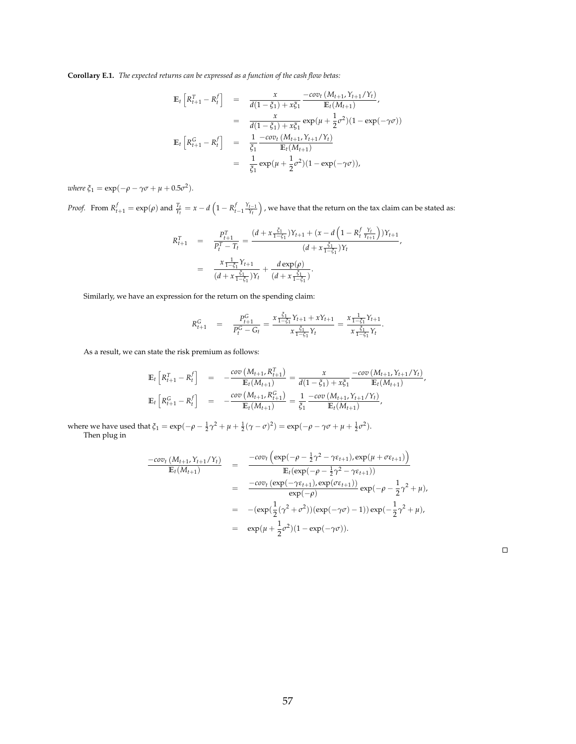**Corollary E.1.** *The expected returns can be expressed as a function of the cash flow betas:*

$$
\begin{aligned}
\mathbb{E}_t\left[R^T_{t+1} - R^f_t\right] &= \frac{x}{d(1-\xi_1) + x\xi_1} \frac{-cov_t\left(M_{t+1}, Y_{t+1}/Y_t\right)}{\mathbb{E}_t(M_{t+1})}, \\
&= \frac{x}{d(1-\xi_1) + x\xi_1} \exp(\mu + \frac{1}{2}\sigma^2)(1 - \exp(-\gamma\sigma)) \\
\mathbb{E}_t\left[R^G_{t+1} - R^f_t\right] &= \frac{1}{\xi_1} \frac{-cov_t\left(M_{t+1}, Y_{t+1}/Y_t\right)}{\mathbb{E}_t(M_{t+1})} \\
&= \frac{1}{\xi_1} \exp(\mu + \frac{1}{2}\sigma^2)(1 - \exp(-\gamma\sigma)),
\end{aligned}
$$

*where* $\xi_1 = \exp(-\rho - \gamma\sigma + \mu + 0.5\sigma^2)$.

*Proof.* From $R^f_{t+1} = \exp(\rho)$ and $\frac{T_t}{Y_t} = x - d\left(1 - R^f_{t-1}\frac{Y_{t-1}}{Y_t}\right)$, we have that the return on the tax claim can be stated as:

$$
\begin{aligned}
R^T_{t+1} &= \frac{P^T_{t+1}}{P^T_t - T_t} = \frac{(d + x\frac{\xi_1}{1-\xi_1})Y_{t+1} + (x - d\left(1 - R^f_t \frac{Y_t}{Y_{t+1}}\right))Y_{t+1}}{(d + x\frac{\xi_1}{1-\xi_1})Y_t}, \\
&= \frac{x\frac{1}{1-\xi_1}Y_{t+1}}{(d + x\frac{\xi_1}{1-\xi_1})Y_t} + \frac{d\exp(\rho)}{(d + x\frac{\xi_1}{1-\xi_1})}.
\end{aligned}
$$

Similarly, we have an expression for the return on the spending claim:

$$
R^G_{t+1} = \frac{P^G_{t+1}}{P^G_t - G_t} = \frac{x\frac{\xi_1}{1-\xi_1}Y_{t+1} + xY_{t+1}}{x\frac{\xi_1}{1-\xi_1}Y_t} = \frac{x\frac{1}{1-\xi_1}Y_{t+1}}{x\frac{\xi_1}{1-\xi_1}Y_t}.
$$

As a result, we can state the risk premium as follows:

$$
\begin{aligned}
\mathbb{E}_t\left[R^T_{t+1} - R^f_t\right] &= -\frac{cov\left(M_{t+1}, R^T_{t+1}\right)}{\mathbb{E}_t(M_{t+1})} = \frac{x}{d(1-\xi_1) + x\xi_1} \frac{-cov\left(M_{t+1}, Y_{t+1}/Y_t\right)}{\mathbb{E}_t(M_{t+1})}, \\
\mathbb{E}_t\left[R^G_{t+1} - R^f_t\right] &= -\frac{cov\left(M_{t+1}, R^G_{t+1}\right)}{\mathbb{E}_t(M_{t+1})} = \frac{1}{\xi_1} \frac{-cov\left(M_{t+1}, Y_{t+1}/Y_t\right)}{\mathbb{E}_t(M_{t+1})},
\end{aligned}
$$

where we have used that $\xi_1 = \exp(-\rho - \frac{1}{2}\gamma^2 + \mu + \frac{1}{2}(\gamma - \sigma)^2) = \exp(-\rho - \gamma\sigma + \mu + \frac{1}{2}\sigma^2)$.

Then plug in

$$
\begin{aligned}
\frac{-cov_t\left(M_{t+1}, Y_{t+1}/Y_t\right)}{\mathbb{E}_t(M_{t+1})} &= \frac{-cov_t\left(\exp(-\rho - \frac{1}{2}\gamma^2 - \gamma\varepsilon_{t+1}), \exp(\mu + \sigma\varepsilon_{t+1})\right)}{\mathbb{E}_t(\exp(-\rho - \frac{1}{2}\gamma^2 - \gamma\varepsilon_{t+1}))} \\
&= \frac{-cov_t\left(\exp(-\gamma\varepsilon_{t+1}), \exp(\sigma\varepsilon_{t+1})\right)}{\exp(-\rho)} \exp(-\rho - \frac{1}{2}\gamma^2 + \mu), \\
&= -(\exp(\frac{1}{2}(\gamma^2 + \sigma^2))(\exp(-\gamma\sigma) - 1))\exp(-\frac{1}{2}\gamma^2 + \mu), \\
&= \exp(\mu + \frac{1}{2}\sigma^2)(1 - \exp(-\gamma\sigma)).
\end{aligned}
$$

$\square$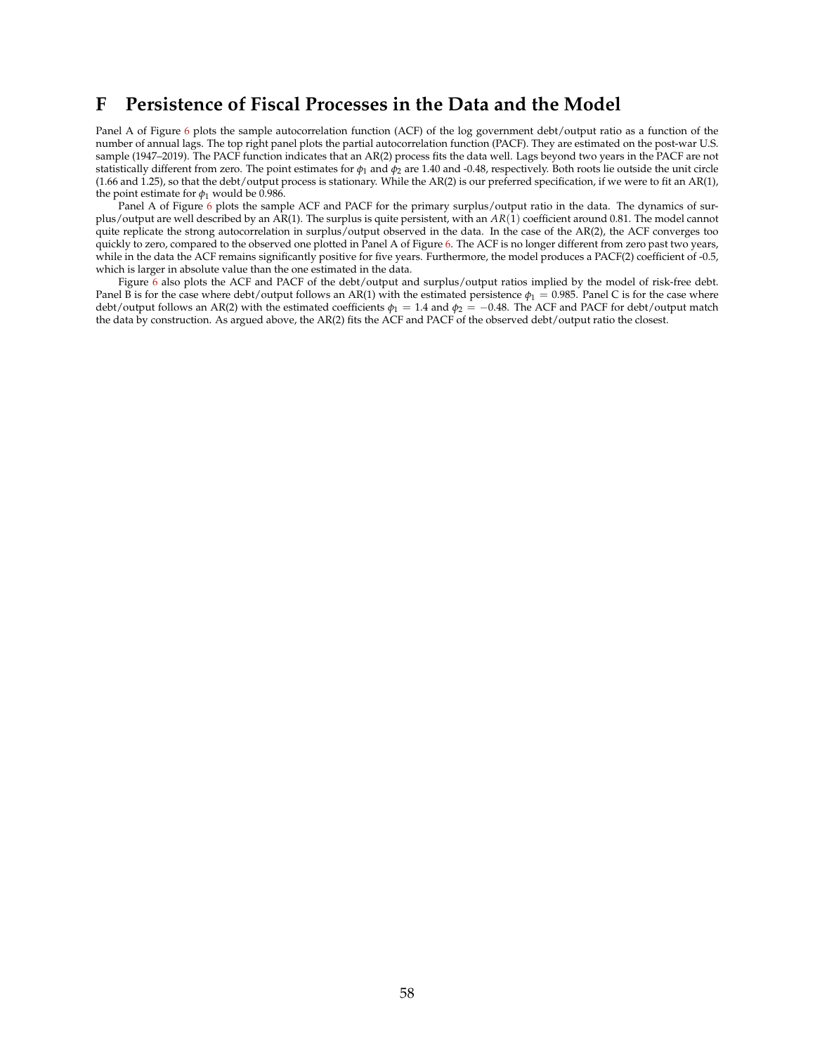# F Persistence of Fiscal Processes in the Data and the Model

Panel A of Figure 6 plots the sample autocorrelation function (ACF) of the log government debt/output ratio as a function of the number of annual lags. The top right panel plots the partial autocorrelation function (PACF). They are estimated on the post-war U.S. sample (1947–2019). The PACF function indicates that an AR(2) process fits the data well. Lags beyond two years in the PACF are not statistically different from zero. The point estimates for $\phi_1$ and $\phi_2$ are 1.40 and -0.48, respectively. Both roots lie outside the unit circle (1.66 and 1.25), so that the debt/output process is stationary. While the AR(2) is our preferred specification, if we were to fit an AR(1), the point estimate for $\phi_1$ would be 0.986.

Panel A of Figure 6 plots the sample ACF and PACF for the primary surplus/output ratio in the data. The dynamics of surplus/output are well described by an AR(1). The surplus is quite persistent, with an $AR(1)$ coefficient around 0.81. The model cannot quite replicate the strong autocorrelation in surplus/output observed in the data. In the case of the AR(2), the ACF converges too quickly to zero, compared to the observed one plotted in Panel A of Figure 6. The ACF is no longer different from zero past two years, while in the data the ACF remains significantly positive for five years. Furthermore, the model produces a PACF(2) coefficient of -0.5, which is larger in absolute value than the one estimated in the data.

Figure 6 also plots the ACF and PACF of the debt/output and surplus/output ratios implied by the model of risk-free debt. Panel B is for the case where debt/output follows an AR(1) with the estimated persistence $\phi_1 = 0.985$. Panel C is for the case where debt/output follows an AR(2) with the estimated coefficients $\phi_1 = 1.4$ and $\phi_2 = -0.48$. The ACF and PACF for debt/output match the data by construction. As argued above, the AR(2) fits the ACF and PACF of the observed debt/output ratio the closest.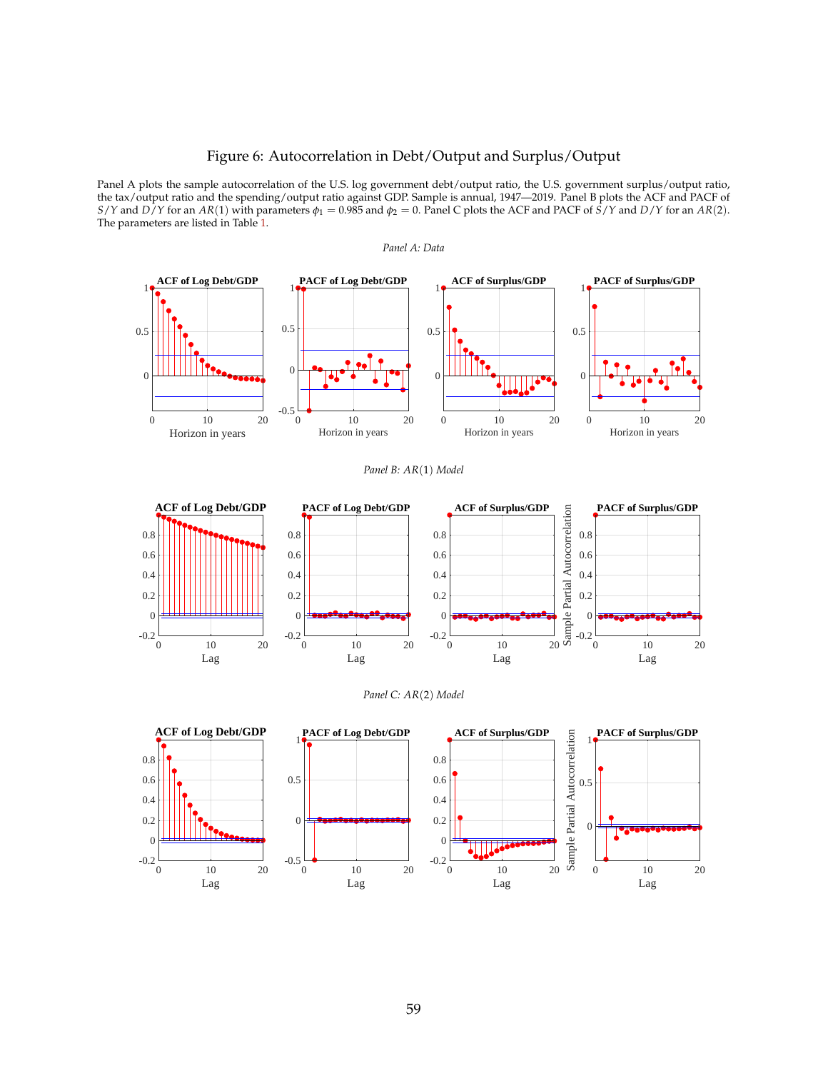# Figure 6: Autocorrelation in Debt/Output and Surplus/Output

Panel A plots the sample autocorrelation of the U.S. log government debt/output ratio, the U.S. government surplus/output ratio, the tax/output ratio and the spending/output ratio against GDP. Sample is annual, 1947—2019. Panel B plots the ACF and PACF of $S/Y$ and $D/Y$ for an $AR(1)$ with parameters $\phi_1 = 0.985$ and $\phi_2 = 0$. Panel C plots the ACF and PACF of $S/Y$ and $D/Y$ for an $AR(2)$. The parameters are listed in Table 1.

*Panel A: Data*

*Panel B: AR(1) Model*

*Panel C: AR(2) Model*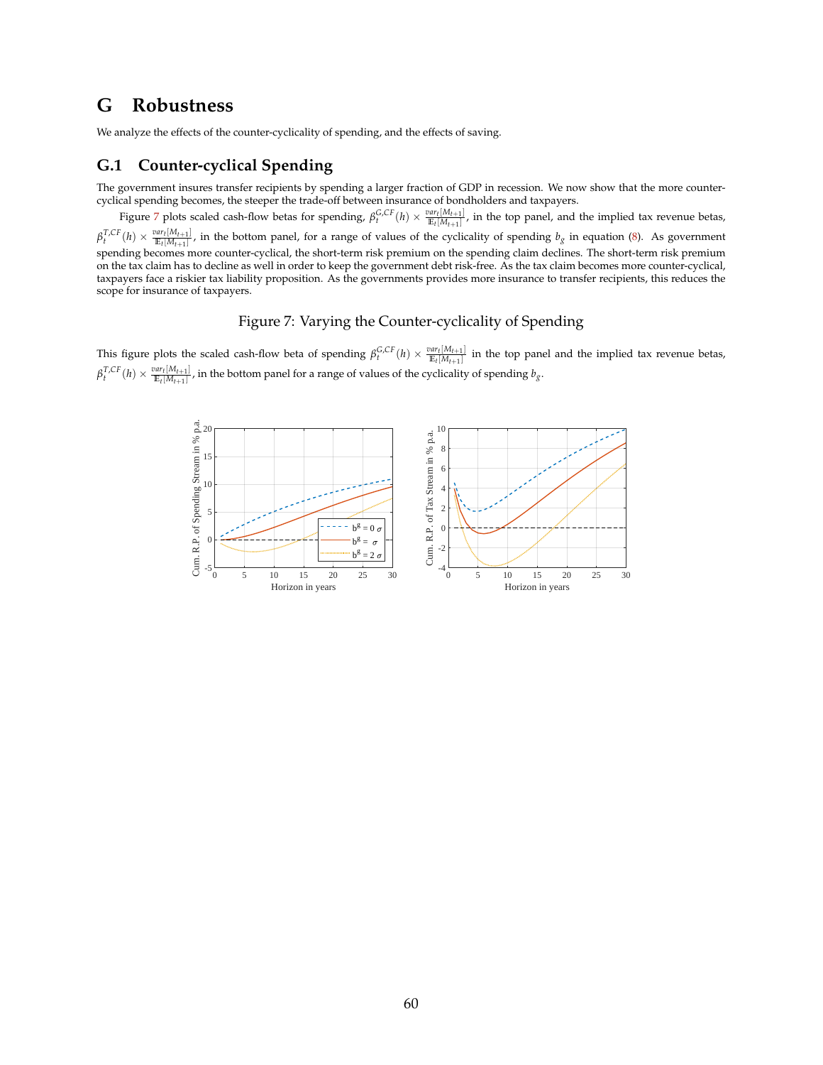# G Robustness

We analyze the effects of the counter-cyclicality of spending, and the effects of saving.

## G.1 Counter-cyclical Spending

The government insures transfer recipients by spending a larger fraction of GDP in recession. We now show that the more counter-cyclical spending becomes, the steeper the trade-off between insurance of bondholders and taxpayers.

Figure 7 plots scaled cash-flow betas for spending, $\beta_t^{G,CF}(h) \times \frac{var_t[M_{t+1}]}{\mathbb{E}_t[M_{t+1}]}$, in the top panel, and the implied tax revenue betas, $\beta_t^{T,CF}(h) \times \frac{var_t[M_{t+1}]}{\mathbb{E}_t[M_{t+1}]}$, in the bottom panel, for a range of values of the cyclicality of spending $b_g$ in equation (8). As government spending becomes more counter-cyclical, the short-term risk premium on the spending claim declines. The short-term risk premium on the tax claim has to decline as well in order to keep the government debt risk-free. As the tax claim becomes more counter-cyclical, taxpayers face a riskier tax liability proposition. As the governments provides more insurance to transfer recipients, this reduces the scope for insurance of taxpayers.

Figure 7: Varying the Counter-cyclicality of Spending

This figure plots the scaled cash-flow beta of spending $\beta_t^{G,CF}(h) \times \frac{var_t[M_{t+1}]}{\mathbb{E}_t[M_{t+1}]}$ in the top panel and the implied tax revenue betas, $\beta_t^{T,CF}(h) \times \frac{var_t[M_{t+1}]}{\mathbb{E}_t[M_{t+1}]}$, in the bottom panel for a range of values of the cyclicality of spending $b_g$.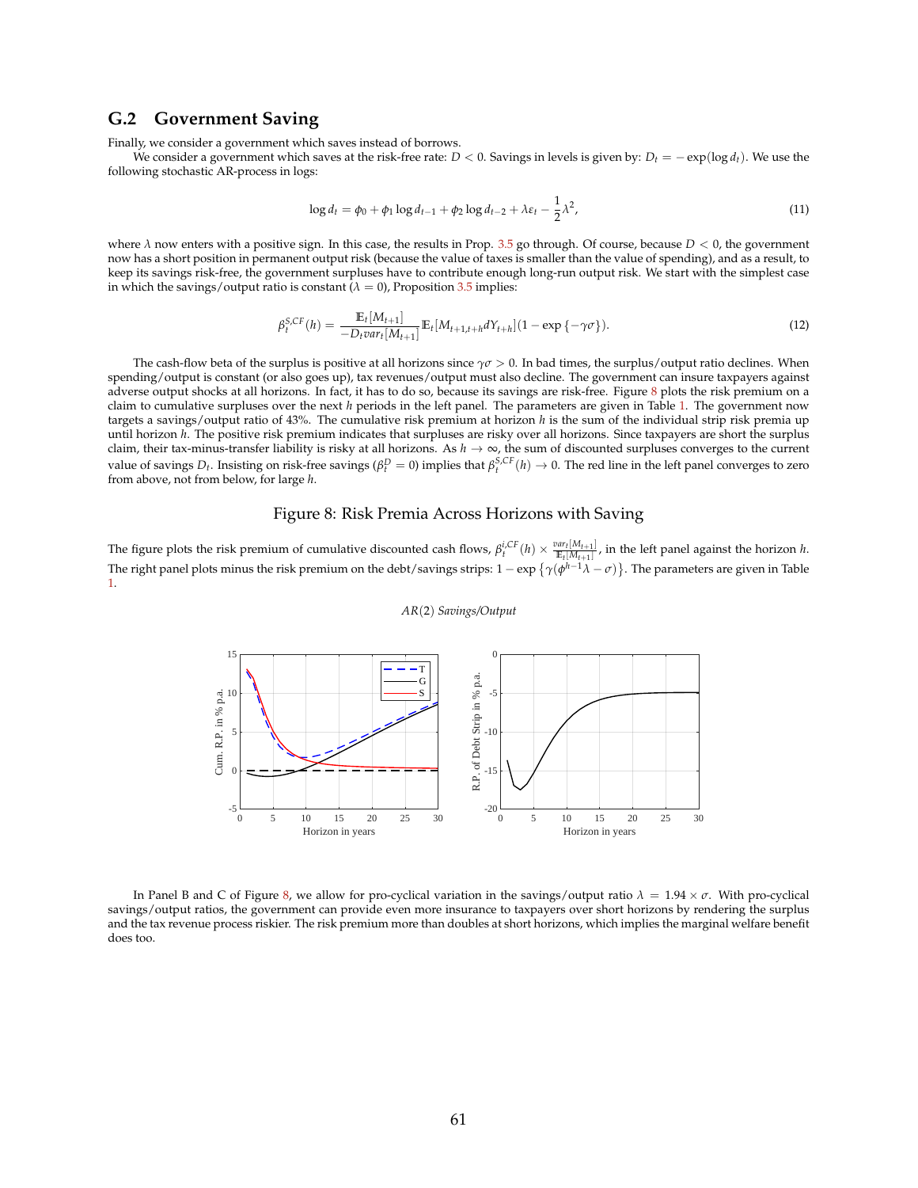## G.2 Government Saving

Finally, we consider a government which saves instead of borrows.

We consider a government which saves at the risk-free rate: $D < 0$. Savings in levels is given by: $D_t = -\exp(\log d_t)$. We use the following stochastic AR-process in logs:

$$\log d_t = \phi_0 + \phi_1 \log d_{t-1} + \phi_2 \log d_{t-2} + \lambda \varepsilon_t - \frac{1}{2}\lambda^2, \tag{11}$$

where $\lambda$ now enters with a positive sign. In this case, the results in Prop. 3.5 go through. Of course, because $D < 0$, the government now has a short position in permanent output risk (because the value of taxes is smaller than the value of spending), and as a result, to keep its savings risk-free, the government surpluses have to contribute enough long-run output risk. We start with the simplest case in which the savings/output ratio is constant ($\lambda = 0$), Proposition 3.5 implies:

$$\beta_t^{S,CF}(h) = \frac{\mathbb{E}_t[M_{t+1}]}{-D_t var_t[M_{t+1}]}\mathbb{E}_t[M_{t+1,t+h} dY_{t+h}](1 - \exp\{-\gamma\sigma\}). \tag{12}$$

The cash-flow beta of the surplus is positive at all horizons since $\gamma\sigma > 0$. In bad times, the surplus/output ratio declines. When spending/output is constant (or also goes up), tax revenues/output must also decline. The government can insure taxpayers against adverse output shocks at all horizons. In fact, it has to do so, because its savings are risk-free. Figure 8 plots the risk premium on a claim to cumulative surpluses over the next $h$ periods in the left panel. The parameters are given in Table 1. The government now targets a savings/output ratio of 43%. The cumulative risk premium at horizon $h$ is the sum of the individual strip risk premia up until horizon $h$. The positive risk premium indicates that surpluses are risky over all horizons. Since taxpayers are short the surplus claim, their tax-minus-transfer liability is risky at all horizons. As $h \to \infty$, the sum of discounted surpluses converges to the current value of savings $D_t$. Insisting on risk-free savings ($\beta_t^D = 0$) implies that $\beta_t^{S,CF}(h) \to 0$. The red line in the left panel converges to zero from above, not from below, for large $h$.

### Figure 8: Risk Premia Across Horizons with Saving

The figure plots the risk premium of cumulative discounted cash flows, $\beta_t^{i,CF}(h) \times \frac{var_t[M_{t+1}]}{\mathbb{E}_t[M_{t+1}]}$, in the left panel against the horizon $h$. The right panel plots minus the risk premium on the debt/savings strips: $1 - \exp\{\gamma(\phi^{h-1}\lambda - \sigma)\}$. The parameters are given in Table 1.

*AR(2) Savings/Output*

In Panel B and C of Figure 8, we allow for pro-cyclical variation in the savings/output ratio $\lambda = 1.94 \times \sigma$. With pro-cyclical savings/output ratios, the government can provide even more insurance to taxpayers over short horizons by rendering the surplus and the tax revenue process riskier. The risk premium more than doubles at short horizons, which implies the marginal welfare benefit does too.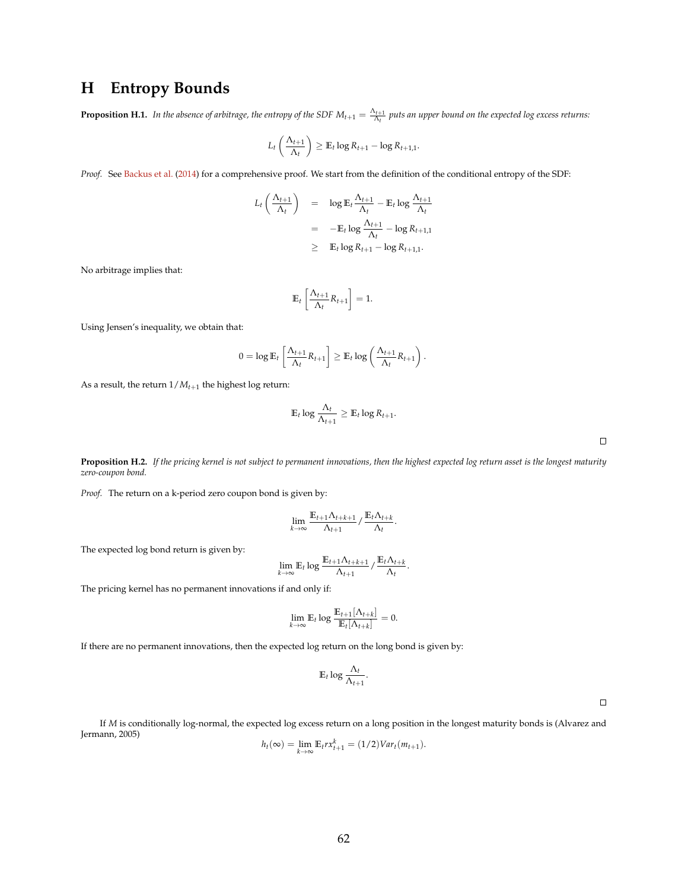# H Entropy Bounds

**Proposition H.1.** *In the absence of arbitrage, the entropy of the SDF $M_{t+1} = \frac{\Lambda_{t+1}}{\Lambda_t}$ puts an upper bound on the expected log excess returns:*

$$L_t\left(\frac{\Lambda_{t+1}}{\Lambda_t}\right) \geq \mathbb{E}_t \log R_{t+1} - \log R_{t+1,1}.$$

*Proof.* See Backus et al. (2014) for a comprehensive proof. We start from the definition of the conditional entropy of the SDF:

$$\begin{aligned}
L_t\left(\frac{\Lambda_{t+1}}{\Lambda_t}\right) &= \log \mathbb{E}_t \frac{\Lambda_{t+1}}{\Lambda_t} - \mathbb{E}_t \log \frac{\Lambda_{t+1}}{\Lambda_t} \\
&= -\mathbb{E}_t \log \frac{\Lambda_{t+1}}{\Lambda_t} - \log R_{t+1,1} \\
&\geq \mathbb{E}_t \log R_{t+1} - \log R_{t+1,1}.
\end{aligned}$$

No arbitrage implies that:

$$\mathbb{E}_t\left[\frac{\Lambda_{t+1}}{\Lambda_t} R_{t+1}\right] = 1.$$

Using Jensen's inequality, we obtain that:

$$0 = \log \mathbb{E}_t\left[\frac{\Lambda_{t+1}}{\Lambda_t} R_{t+1}\right] \geq \mathbb{E}_t \log\left(\frac{\Lambda_{t+1}}{\Lambda_t} R_{t+1}\right).$$

As a result, the return $1/M_{t+1}$ the highest log return:

$$\mathbb{E}_t \log \frac{\Lambda_t}{\Lambda_{t+1}} \geq \mathbb{E}_t \log R_{t+1}.$$

□

**Proposition H.2.** *If the pricing kernel is not subject to permanent innovations, then the highest expected log return asset is the longest maturity zero-coupon bond.*

*Proof.* The return on a k-period zero coupon bond is given by:

$$\lim_{k\to\infty} \frac{\mathbb{E}_{t+1}\Lambda_{t+k+1}}{\Lambda_{t+1}} / \frac{\mathbb{E}_t \Lambda_{t+k}}{\Lambda_t}.$$

The expected log bond return is given by:

$$\lim_{k\to\infty} \mathbb{E}_t \log \frac{\mathbb{E}_{t+1}\Lambda_{t+k+1}}{\Lambda_{t+1}} / \frac{\mathbb{E}_t \Lambda_{t+k}}{\Lambda_t}.$$

The pricing kernel has no permanent innovations if and only if:

$$\lim_{k\to\infty} \mathbb{E}_t \log \frac{\mathbb{E}_{t+1}[\Lambda_{t+k}]}{\mathbb{E}_t[\Lambda_{t+k}]} = 0.$$

If there are no permanent innovations, then the expected log return on the long bond is given by:

$$\mathbb{E}_t \log \frac{\Lambda_t}{\Lambda_{t+1}}.$$

□

If $M$ is conditionally log-normal, the expected log excess return on a long position in the longest maturity bonds is (Alvarez and Jermann, 2005)

$$h_t(\infty) = \lim_{k\to\infty} \mathbb{E}_t rx_{t+1}^k = (1/2)Var_t(m_{t+1}).$$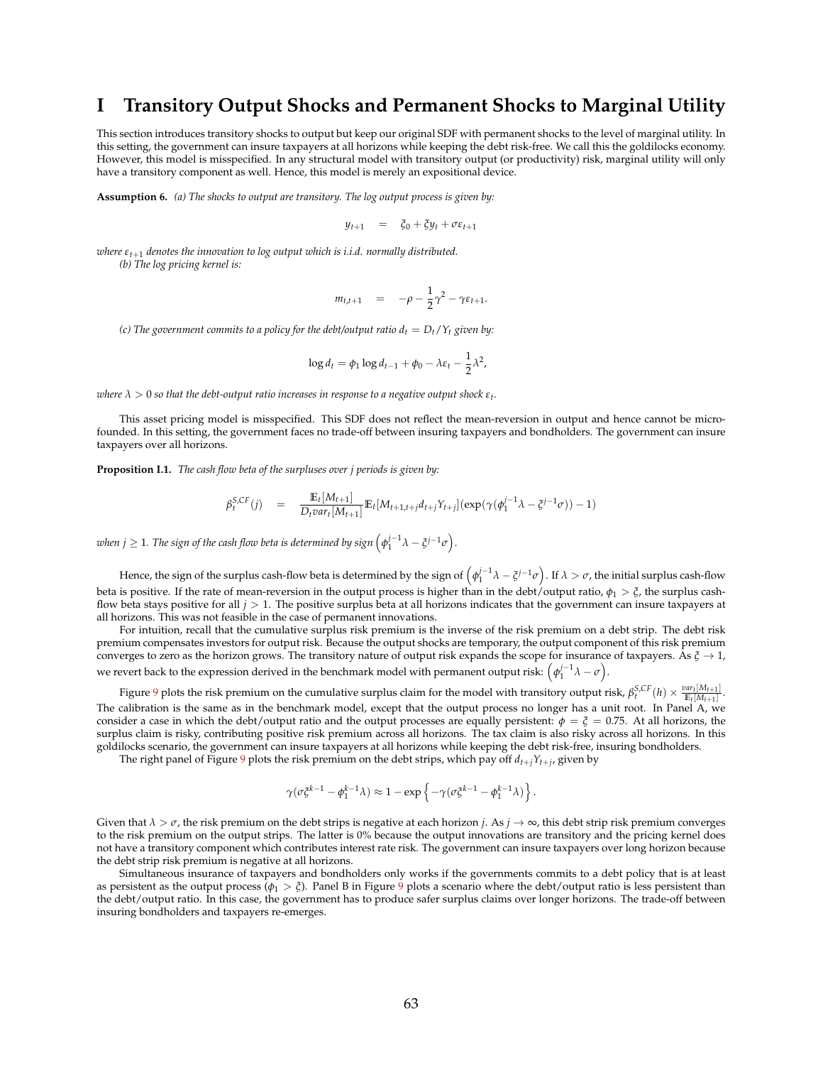# I Transitory Output Shocks and Permanent Shocks to Marginal Utility

This section introduces transitory shocks to output but keep our original SDF with permanent shocks to the level of marginal utility. In this setting, the government can insure taxpayers at all horizons while keeping the debt risk-free. We call this the goldilocks economy. However, this model is misspecified. In any structural model with transitory output (or productivity) risk, marginal utility will only have a transitory component as well. Hence, this model is merely an expositional device.

**Assumption 6.** *(a) The shocks to output are transitory. The log output process is given by:*

$$y_{t+1} \quad = \quad \xi_0 + \xi y_t + \sigma \varepsilon_{t+1}$$

*where $\varepsilon_{t+1}$ denotes the innovation to log output which is i.i.d. normally distributed.*
*(b) The log pricing kernel is:*

$$m_{t,t+1} \quad = \quad -\rho - \frac{1}{2}\gamma^2 - \gamma \varepsilon_{t+1}.$$

*(c) The government commits to a policy for the debt/output ratio $d_t = D_t/Y_t$ given by:*

$$\log d_t = \phi_1 \log d_{t-1} + \phi_0 - \lambda \varepsilon_t - \frac{1}{2}\lambda^2,$$

*where $\lambda > 0$ so that the debt-output ratio increases in response to a negative output shock $\varepsilon_t$.*

This asset pricing model is misspecified. This SDF does not reflect the mean-reversion in output and hence cannot be micro-founded. In this setting, the government faces no trade-off between insuring taxpayers and bondholders. The government can insure taxpayers over all horizons.

**Proposition I.1.** *The cash flow beta of the surpluses over j periods is given by:*

$$\beta_t^{S,CF}(j) \quad = \quad \frac{\mathbb{E}_t[M_{t+1}]}{D_t var_t[M_{t+1}]}\mathbb{E}_t[M_{t+1,t+j}d_{t+j}Y_{t+j}](\exp(\gamma(\phi_1^{j-1}\lambda - \xi^{j-1}\sigma)) - 1)$$

*when $j \geq 1$. The sign of the cash flow beta is determined by sign $\left(\phi_1^{j-1}\lambda - \xi^{j-1}\sigma\right)$.*

Hence, the sign of the surplus cash-flow beta is determined by the sign of $\left(\phi_1^{j-1}\lambda - \xi^{j-1}\sigma\right)$. If $\lambda > \sigma$, the initial surplus cash-flow beta is positive. If the rate of mean-reversion in the output process is higher than in the debt/output ratio, $\phi_1 > \xi$, the surplus cash-flow beta stays positive for all $j > 1$. The positive surplus beta at all horizons indicates that the government can insure taxpayers at all horizons. This was not feasible in the case of permanent innovations.

For intuition, recall that the cumulative surplus risk premium is the inverse of the risk premium on a debt strip. The debt risk premium compensates investors for output risk. Because the output shocks are temporary, the output component of this risk premium converges to zero as the horizon grows. The transitory nature of output risk expands the scope for insurance of taxpayers. As $\xi \to 1$, we revert back to the expression derived in the benchmark model with permanent output risk: $\left(\phi_1^{j-1}\lambda - \sigma\right)$.

Figure 9 plots the risk premium on the cumulative surplus claim for the model with transitory output risk, $\beta_t^{S,CF}(h) \times \frac{var_t[M_{t+1}]}{\mathbb{E}_t[M_{t+1}]}$. The calibration is the same as in the benchmark model, except that the output process no longer has a unit root. In Panel A, we consider a case in which the debt/output ratio and the output processes are equally persistent: $\phi = \xi = 0.75$. At all horizons, the surplus claim is risky, contributing positive risk premium across all horizons. The tax claim is also risky across all horizons. In this goldilocks scenario, the government can insure taxpayers at all horizons while keeping the debt risk-free, insuring bondholders.

The right panel of Figure 9 plots the risk premium on the debt strips, which pay off $d_{t+j}Y_{t+j}$, given by

$$\gamma(\sigma\xi^{k-1} - \phi_1^{k-1}\lambda) \approx 1 - \exp\left\{-\gamma(\sigma\xi^{k-1} - \phi_1^{k-1}\lambda)\right\}.$$

Given that $\lambda > \sigma$, the risk premium on the debt strips is negative at each horizon $j$. As $j \to \infty$, this debt strip risk premium converges to the risk premium on the output strips. The latter is 0% because the output innovations are transitory and the pricing kernel does not have a transitory component which contributes interest rate risk. The government can insure taxpayers over long horizon because the debt strip risk premium is negative at all horizons.

Simultaneous insurance of taxpayers and bondholders only works if the governments commits to a debt policy that is at least as persistent as the output process ($\phi_1 > \xi$). Panel B in Figure 9 plots a scenario where the debt/output ratio is less persistent than the debt/output ratio. In this case, the government has to produce safer surplus claims over longer horizons. The trade-off between insuring bondholders and taxpayers re-emerges.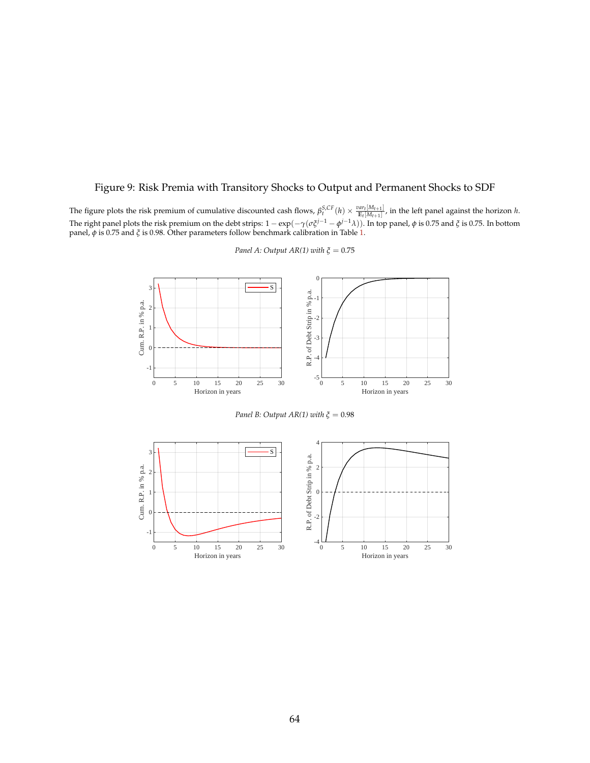# Figure 9: Risk Premia with Transitory Shocks to Output and Permanent Shocks to SDF

The figure plots the risk premium of cumulative discounted cash flows, $\beta_t^{S,CF}(h) \times \frac{var_t[M_{t+1}]}{\mathbb{E}_t[M_{t+1}]}$, in the left panel against the horizon $h$. The right panel plots the risk premium on the debt strips: $1 - \exp(-\gamma(\sigma\xi^{j-1} - \phi^{j-1}\lambda))$. In top panel, $\phi$ is 0.75 and $\xi$ is 0.75. In bottom panel, $\phi$ is 0.75 and $\xi$ is 0.98. Other parameters follow benchmark calibration in Table 1.

*Panel A: Output AR(1) with $\xi = 0.75$*

*Panel B: Output AR(1) with $\xi = 0.98$*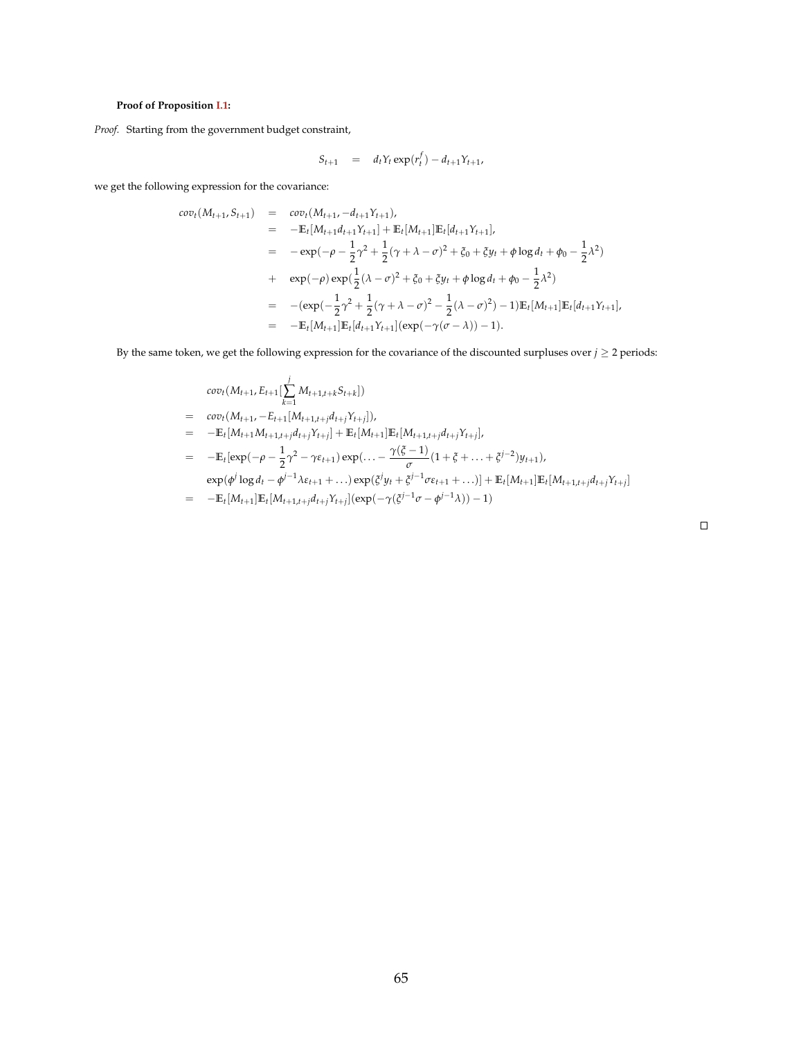**Proof of Proposition I.1:**

*Proof.* Starting from the government budget constraint,

$$S_{t+1} \quad = \quad d_t Y_t \exp(r_t^f) - d_{t+1} Y_{t+1},$$

we get the following expression for the covariance:

$$\begin{aligned}
cov_t(M_{t+1}, S_{t+1}) &= cov_t(M_{t+1}, -d_{t+1}Y_{t+1}), \\
&= -\mathbb{E}_t[M_{t+1}d_{t+1}Y_{t+1}] + \mathbb{E}_t[M_{t+1}]\mathbb{E}_t[d_{t+1}Y_{t+1}], \\
&= -\exp(-\rho - \frac{1}{2}\gamma^2 + \frac{1}{2}(\gamma + \lambda - \sigma)^2 + \xi_0 + \xi y_t + \phi \log d_t + \phi_0 - \frac{1}{2}\lambda^2) \\
&+ \exp(-\rho)\exp(\frac{1}{2}(\lambda - \sigma)^2 + \xi_0 + \xi y_t + \phi \log d_t + \phi_0 - \frac{1}{2}\lambda^2) \\
&= -(\exp(-\frac{1}{2}\gamma^2 + \frac{1}{2}(\gamma + \lambda - \sigma)^2 - \frac{1}{2}(\lambda - \sigma)^2) - 1)\mathbb{E}_t[M_{t+1}]\mathbb{E}_t[d_{t+1}Y_{t+1}], \\
&= -\mathbb{E}_t[M_{t+1}]\mathbb{E}_t[d_{t+1}Y_{t+1}](\exp(-\gamma(\sigma - \lambda)) - 1).
\end{aligned}$$

By the same token, we get the following expression for the covariance of the discounted surpluses over $j \geq 2$ periods:

$$\begin{aligned}
& cov_t(M_{t+1}, E_{t+1}[\sum_{k=1}^{j} M_{t+1,t+k}S_{t+k}]) \\
= \; & cov_t(M_{t+1}, -E_{t+1}[M_{t+1,t+j}d_{t+j}Y_{t+j}]), \\
= \; & -\mathbb{E}_t[M_{t+1}M_{t+1,t+j}d_{t+j}Y_{t+j}] + \mathbb{E}_t[M_{t+1}]\mathbb{E}_t[M_{t+1,t+j}d_{t+j}Y_{t+j}], \\
= \; & -\mathbb{E}_t[\exp(-\rho - \frac{1}{2}\gamma^2 - \gamma\varepsilon_{t+1})\exp(\ldots - \frac{\gamma(\xi - 1)}{\sigma}(1 + \xi + \ldots + \xi^{j-2})y_{t+1}), \\
& \exp(\phi^j \log d_t - \phi^{j-1}\lambda\varepsilon_{t+1} + \ldots)\exp(\xi^j y_t + \xi^{j-1}\sigma\varepsilon_{t+1} + \ldots)] + \mathbb{E}_t[M_{t+1}]\mathbb{E}_t[M_{t+1,t+j}d_{t+j}Y_{t+j}] \\
= \; & -\mathbb{E}_t[M_{t+1}]\mathbb{E}_t[M_{t+1,t+j}d_{t+j}Y_{t+j}](\exp(-\gamma(\xi^{j-1}\sigma - \phi^{j-1}\lambda)) - 1)
\end{aligned}$$

□